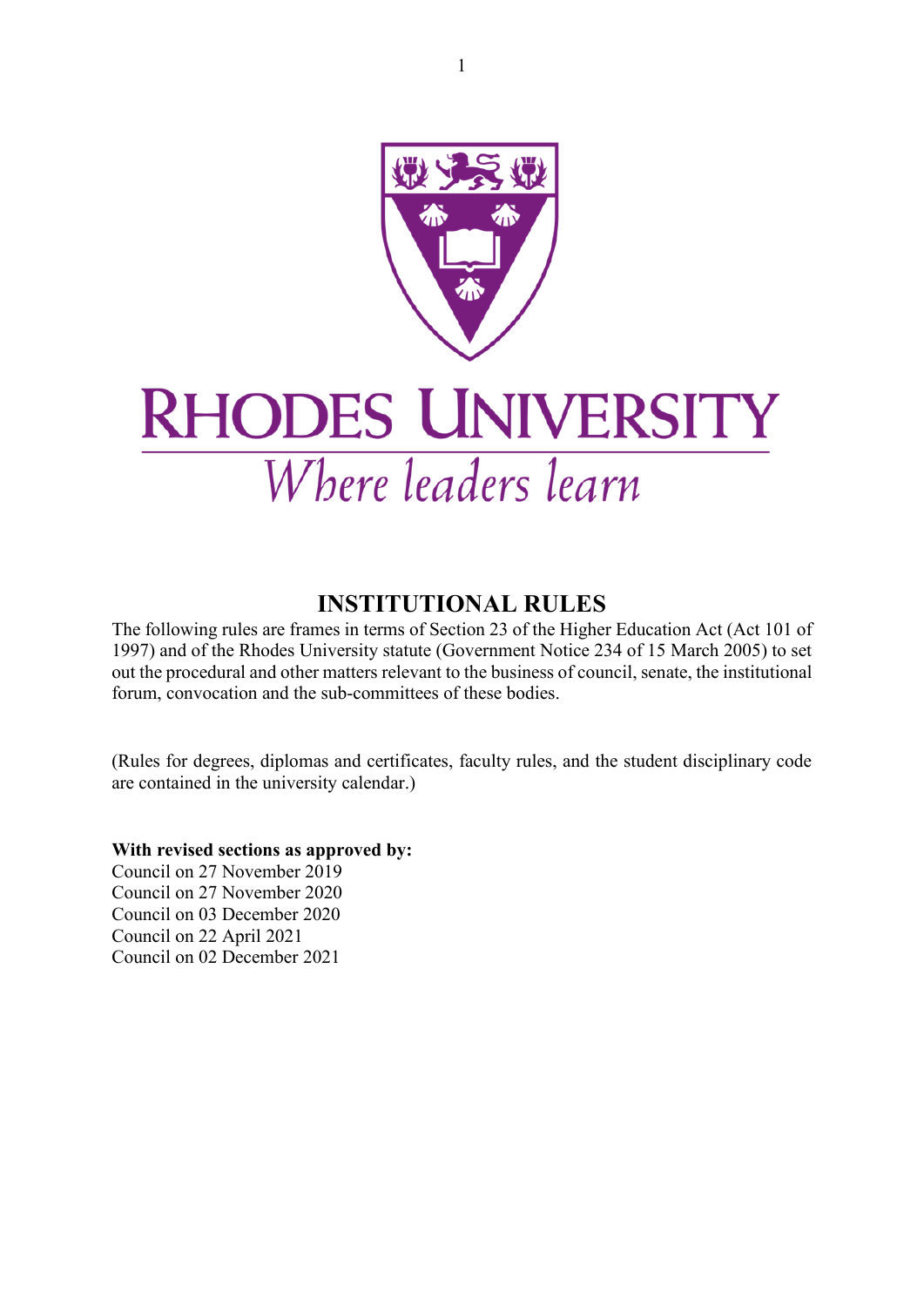# RHODES UNIVERSITY

*Where leaders learn*

## INSTITUTIONAL RULES

The following rules are frames in terms of Section 23 of the Higher Education Act (Act 101 of 1997) and of the Rhodes University statute (Government Notice 234 of 15 March 2005) to set out the procedural and other matters relevant to the business of council, senate, the institutional forum, convocation and the sub-committees of these bodies.

(Rules for degrees, diplomas and certificates, faculty rules, and the student disciplinary code are contained in the university calendar.)

**With revised sections as approved by:**

Council on 27 November 2019
Council on 27 November 2020
Council on 03 December 2020
Council on 22 April 2021
Council on 02 December 2021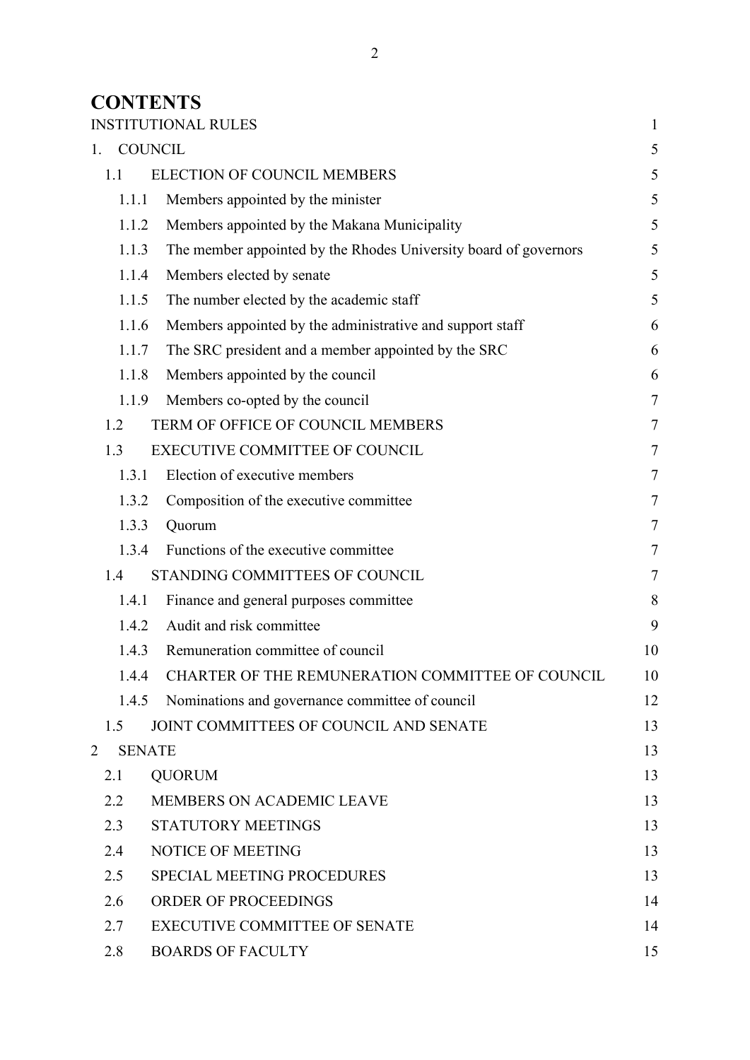# CONTENTS

| | | |
|---|---|---|
| INSTITUTIONAL RULES | | 1 |
| 1. | COUNCIL | 5 |
| 1.1 | ELECTION OF COUNCIL MEMBERS | 5 |
| 1.1.1 | Members appointed by the minister | 5 |
| 1.1.2 | Members appointed by the Makana Municipality | 5 |
| 1.1.3 | The member appointed by the Rhodes University board of governors | 5 |
| 1.1.4 | Members elected by senate | 5 |
| 1.1.5 | The number elected by the academic staff | 5 |
| 1.1.6 | Members appointed by the administrative and support staff | 6 |
| 1.1.7 | The SRC president and a member appointed by the SRC | 6 |
| 1.1.8 | Members appointed by the council | 6 |
| 1.1.9 | Members co-opted by the council | 7 |
| 1.2 | TERM OF OFFICE OF COUNCIL MEMBERS | 7 |
| 1.3 | EXECUTIVE COMMITTEE OF COUNCIL | 7 |
| 1.3.1 | Election of executive members | 7 |
| 1.3.2 | Composition of the executive committee | 7 |
| 1.3.3 | Quorum | 7 |
| 1.3.4 | Functions of the executive committee | 7 |
| 1.4 | STANDING COMMITTEES OF COUNCIL | 7 |
| 1.4.1 | Finance and general purposes committee | 8 |
| 1.4.2 | Audit and risk committee | 9 |
| 1.4.3 | Remuneration committee of council | 10 |
| 1.4.4 | CHARTER OF THE REMUNERATION COMMITTEE OF COUNCIL | 10 |
| 1.4.5 | Nominations and governance committee of council | 12 |
| 1.5 | JOINT COMMITTEES OF COUNCIL AND SENATE | 13 |
| 2 | SENATE | 13 |
| 2.1 | QUORUM | 13 |
| 2.2 | MEMBERS ON ACADEMIC LEAVE | 13 |
| 2.3 | STATUTORY MEETINGS | 13 |
| 2.4 | NOTICE OF MEETING | 13 |
| 2.5 | SPECIAL MEETING PROCEDURES | 13 |
| 2.6 | ORDER OF PROCEEDINGS | 14 |
| 2.7 | EXECUTIVE COMMITTEE OF SENATE | 14 |
| 2.8 | BOARDS OF FACULTY | 15 |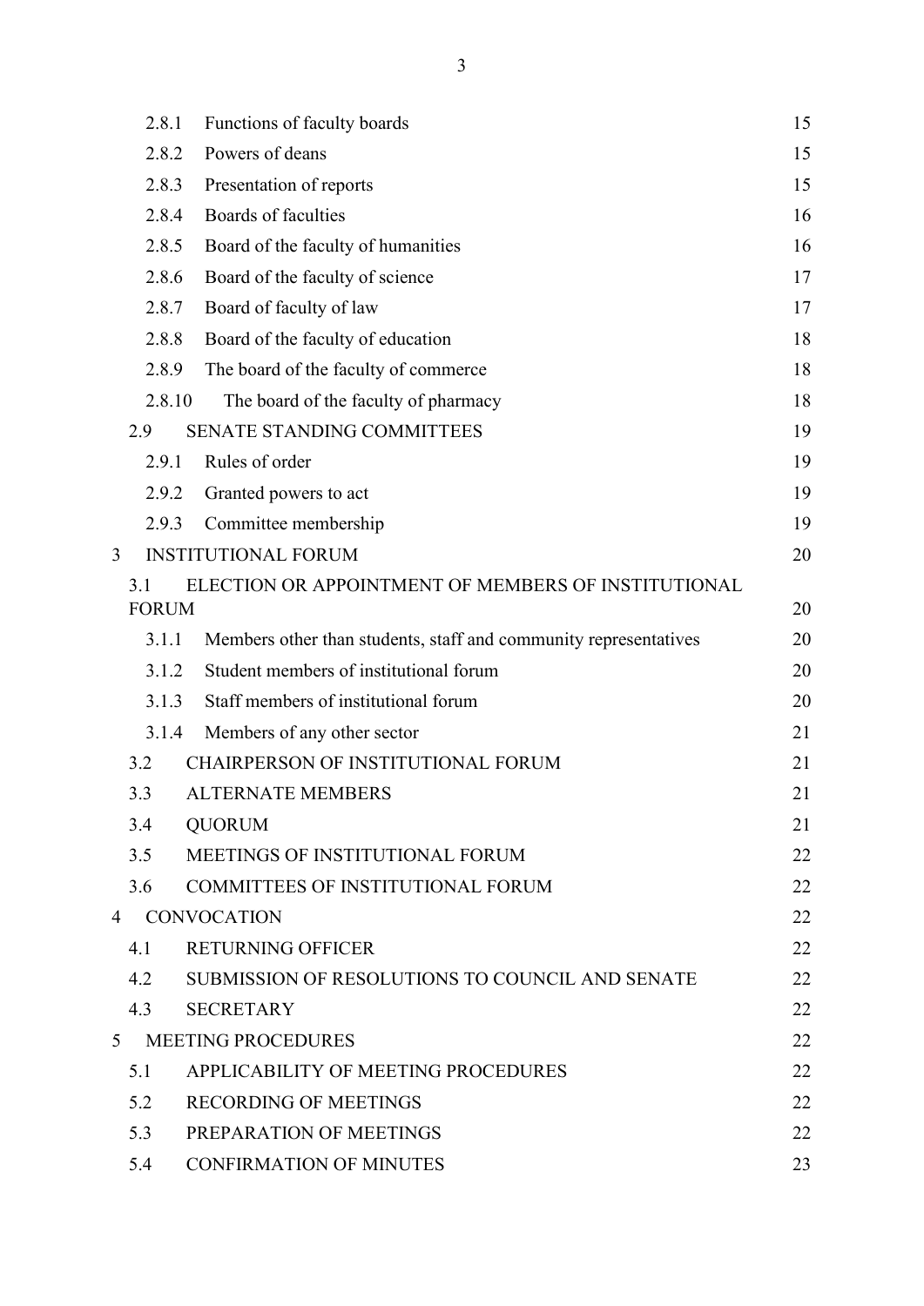| | | |
|---|---|---|
| 2.8.1 | Functions of faculty boards | 15 |
| 2.8.2 | Powers of deans | 15 |
| 2.8.3 | Presentation of reports | 15 |
| 2.8.4 | Boards of faculties | 16 |
| 2.8.5 | Board of the faculty of humanities | 16 |
| 2.8.6 | Board of the faculty of science | 17 |
| 2.8.7 | Board of faculty of law | 17 |
| 2.8.8 | Board of the faculty of education | 18 |
| 2.8.9 | The board of the faculty of commerce | 18 |
| 2.8.10 | The board of the faculty of pharmacy | 18 |
| 2.9 | SENATE STANDING COMMITTEES | 19 |
| 2.9.1 | Rules of order | 19 |
| 2.9.2 | Granted powers to act | 19 |
| 2.9.3 | Committee membership | 19 |
| 3 | INSTITUTIONAL FORUM | 20 |
| 3.1 | ELECTION OR APPOINTMENT OF MEMBERS OF INSTITUTIONAL FORUM | 20 |
| 3.1.1 | Members other than students, staff and community representatives | 20 |
| 3.1.2 | Student members of institutional forum | 20 |
| 3.1.3 | Staff members of institutional forum | 20 |
| 3.1.4 | Members of any other sector | 21 |
| 3.2 | CHAIRPERSON OF INSTITUTIONAL FORUM | 21 |
| 3.3 | ALTERNATE MEMBERS | 21 |
| 3.4 | QUORUM | 21 |
| 3.5 | MEETINGS OF INSTITUTIONAL FORUM | 22 |
| 3.6 | COMMITTEES OF INSTITUTIONAL FORUM | 22 |
| 4 | CONVOCATION | 22 |
| 4.1 | RETURNING OFFICER | 22 |
| 4.2 | SUBMISSION OF RESOLUTIONS TO COUNCIL AND SENATE | 22 |
| 4.3 | SECRETARY | 22 |
| 5 | MEETING PROCEDURES | 22 |
| 5.1 | APPLICABILITY OF MEETING PROCEDURES | 22 |
| 5.2 | RECORDING OF MEETINGS | 22 |
| 5.3 | PREPARATION OF MEETINGS | 22 |
| 5.4 | CONFIRMATION OF MINUTES | 23 |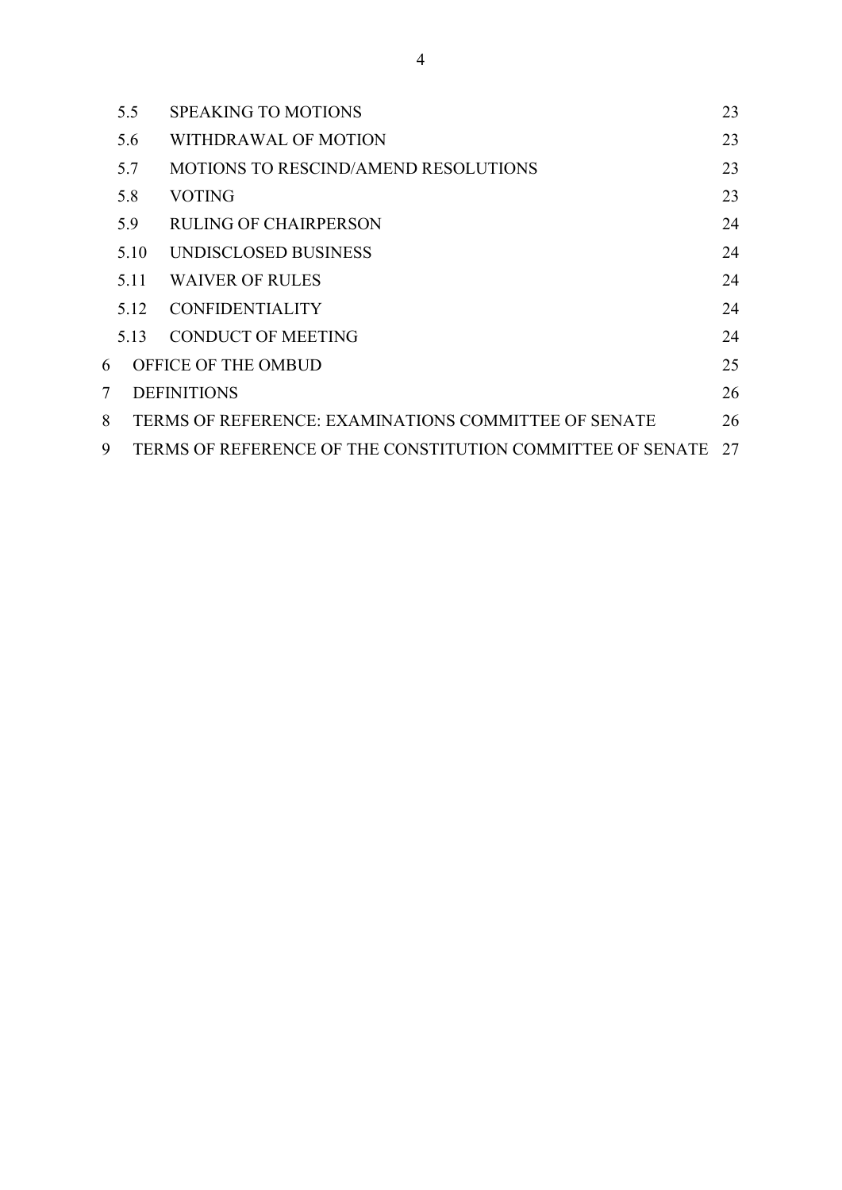| | | |
|---|---|---|
| 5.5 | SPEAKING TO MOTIONS | 23 |
| 5.6 | WITHDRAWAL OF MOTION | 23 |
| 5.7 | MOTIONS TO RESCIND/AMEND RESOLUTIONS | 23 |
| 5.8 | VOTING | 23 |
| 5.9 | RULING OF CHAIRPERSON | 24 |
| 5.10 | UNDISCLOSED BUSINESS | 24 |
| 5.11 | WAIVER OF RULES | 24 |
| 5.12 | CONFIDENTIALITY | 24 |
| 5.13 | CONDUCT OF MEETING | 24 |
| 6 | OFFICE OF THE OMBUD | 25 |
| 7 | DEFINITIONS | 26 |
| 8 | TERMS OF REFERENCE: EXAMINATIONS COMMITTEE OF SENATE | 26 |
| 9 | TERMS OF REFERENCE OF THE CONSTITUTION COMMITTEE OF SENATE | 27 |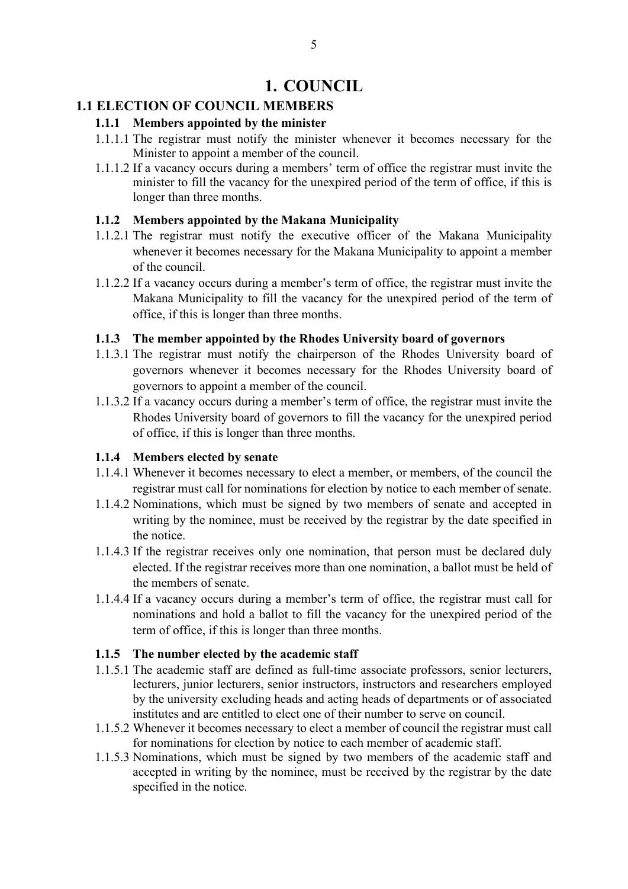# 1. COUNCIL

## 1.1 ELECTION OF COUNCIL MEMBERS

### 1.1.1 Members appointed by the minister

1.1.1.1 The registrar must notify the minister whenever it becomes necessary for the Minister to appoint a member of the council.

1.1.1.2 If a vacancy occurs during a members' term of office the registrar must invite the minister to fill the vacancy for the unexpired period of the term of office, if this is longer than three months.

### 1.1.2 Members appointed by the Makana Municipality

1.1.2.1 The registrar must notify the executive officer of the Makana Municipality whenever it becomes necessary for the Makana Municipality to appoint a member of the council.

1.1.2.2 If a vacancy occurs during a member's term of office, the registrar must invite the Makana Municipality to fill the vacancy for the unexpired period of the term of office, if this is longer than three months.

### 1.1.3 The member appointed by the Rhodes University board of governors

1.1.3.1 The registrar must notify the chairperson of the Rhodes University board of governors whenever it becomes necessary for the Rhodes University board of governors to appoint a member of the council.

1.1.3.2 If a vacancy occurs during a member's term of office, the registrar must invite the Rhodes University board of governors to fill the vacancy for the unexpired period of office, if this is longer than three months.

### 1.1.4 Members elected by senate

1.1.4.1 Whenever it becomes necessary to elect a member, or members, of the council the registrar must call for nominations for election by notice to each member of senate.

1.1.4.2 Nominations, which must be signed by two members of senate and accepted in writing by the nominee, must be received by the registrar by the date specified in the notice.

1.1.4.3 If the registrar receives only one nomination, that person must be declared duly elected. If the registrar receives more than one nomination, a ballot must be held of the members of senate.

1.1.4.4 If a vacancy occurs during a member's term of office, the registrar must call for nominations and hold a ballot to fill the vacancy for the unexpired period of the term of office, if this is longer than three months.

### 1.1.5 The number elected by the academic staff

1.1.5.1 The academic staff are defined as full-time associate professors, senior lecturers, lecturers, junior lecturers, senior instructors, instructors and researchers employed by the university excluding heads and acting heads of departments or of associated institutes and are entitled to elect one of their number to serve on council.

1.1.5.2 Whenever it becomes necessary to elect a member of council the registrar must call for nominations for election by notice to each member of academic staff.

1.1.5.3 Nominations, which must be signed by two members of the academic staff and accepted in writing by the nominee, must be received by the registrar by the date specified in the notice.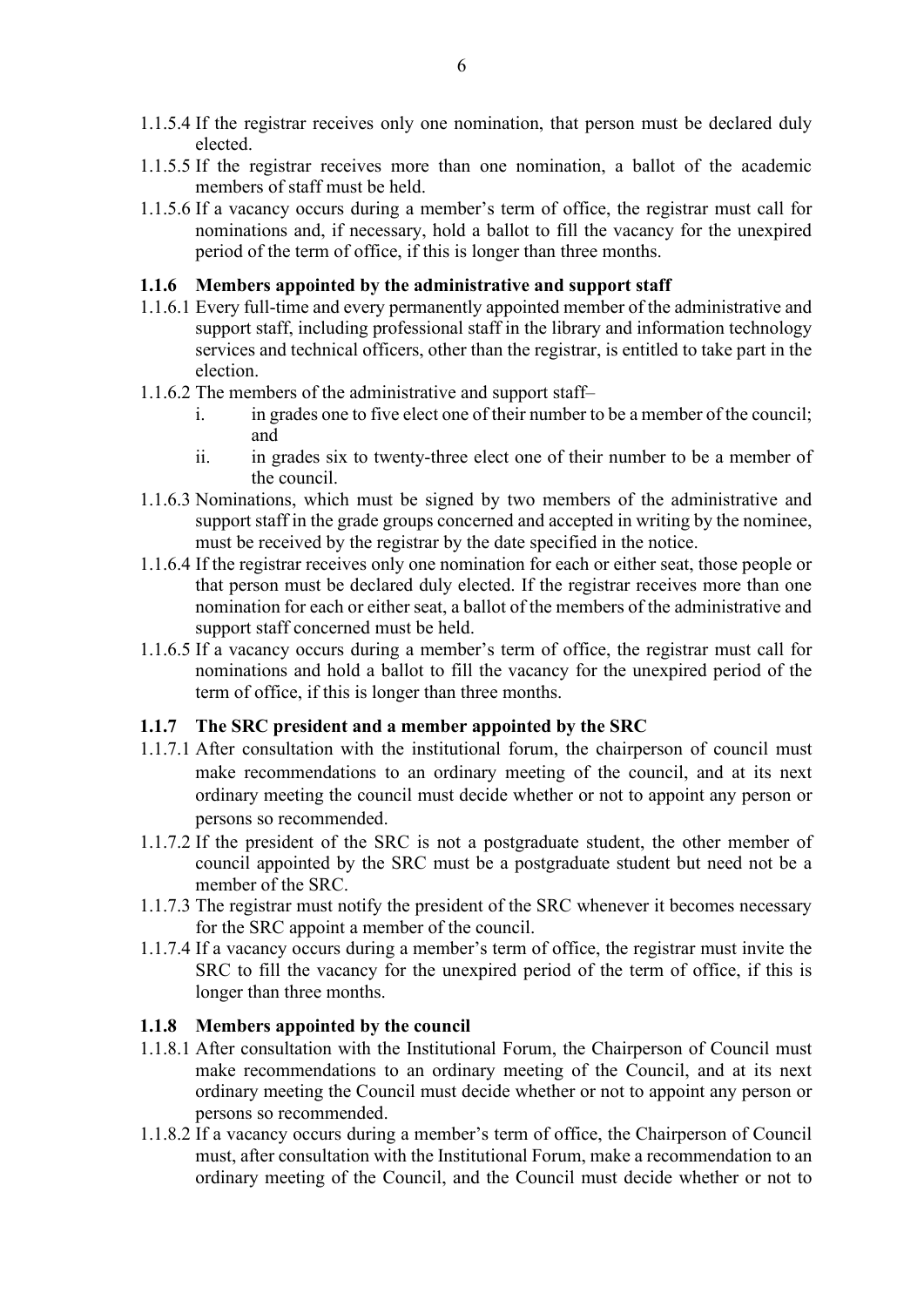1.1.5.4 If the registrar receives only one nomination, that person must be declared duly elected.

1.1.5.5 If the registrar receives more than one nomination, a ballot of the academic members of staff must be held.

1.1.5.6 If a vacancy occurs during a member's term of office, the registrar must call for nominations and, if necessary, hold a ballot to fill the vacancy for the unexpired period of the term of office, if this is longer than three months.

### 1.1.6 Members appointed by the administrative and support staff

1.1.6.1 Every full-time and every permanently appointed member of the administrative and support staff, including professional staff in the library and information technology services and technical officers, other than the registrar, is entitled to take part in the election.

1.1.6.2 The members of the administrative and support staff–

i. in grades one to five elect one of their number to be a member of the council; and

ii. in grades six to twenty-three elect one of their number to be a member of the council.

1.1.6.3 Nominations, which must be signed by two members of the administrative and support staff in the grade groups concerned and accepted in writing by the nominee, must be received by the registrar by the date specified in the notice.

1.1.6.4 If the registrar receives only one nomination for each or either seat, those people or that person must be declared duly elected. If the registrar receives more than one nomination for each or either seat, a ballot of the members of the administrative and support staff concerned must be held.

1.1.6.5 If a vacancy occurs during a member's term of office, the registrar must call for nominations and hold a ballot to fill the vacancy for the unexpired period of the term of office, if this is longer than three months.

### 1.1.7 The SRC president and a member appointed by the SRC

1.1.7.1 After consultation with the institutional forum, the chairperson of council must make recommendations to an ordinary meeting of the council, and at its next ordinary meeting the council must decide whether or not to appoint any person or persons so recommended.

1.1.7.2 If the president of the SRC is not a postgraduate student, the other member of council appointed by the SRC must be a postgraduate student but need not be a member of the SRC.

1.1.7.3 The registrar must notify the president of the SRC whenever it becomes necessary for the SRC appoint a member of the council.

1.1.7.4 If a vacancy occurs during a member's term of office, the registrar must invite the SRC to fill the vacancy for the unexpired period of the term of office, if this is longer than three months.

### 1.1.8 Members appointed by the council

1.1.8.1 After consultation with the Institutional Forum, the Chairperson of Council must make recommendations to an ordinary meeting of the Council, and at its next ordinary meeting the Council must decide whether or not to appoint any person or persons so recommended.

1.1.8.2 If a vacancy occurs during a member's term of office, the Chairperson of Council must, after consultation with the Institutional Forum, make a recommendation to an ordinary meeting of the Council, and the Council must decide whether or not to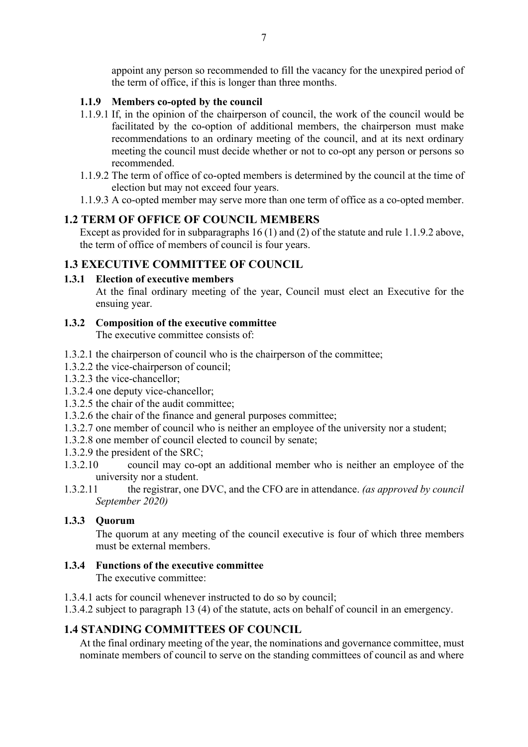appoint any person so recommended to fill the vacancy for the unexpired period of the term of office, if this is longer than three months.

#### 1.1.9 Members co-opted by the council

1.1.9.1 If, in the opinion of the chairperson of council, the work of the council would be facilitated by the co-option of additional members, the chairperson must make recommendations to an ordinary meeting of the council, and at its next ordinary meeting the council must decide whether or not to co-opt any person or persons so recommended.

1.1.9.2 The term of office of co-opted members is determined by the council at the time of election but may not exceed four years.

1.1.9.3 A co-opted member may serve more than one term of office as a co-opted member.

## 1.2 TERM OF OFFICE OF COUNCIL MEMBERS

Except as provided for in subparagraphs 16 (1) and (2) of the statute and rule 1.1.9.2 above, the term of office of members of council is four years.

## 1.3 EXECUTIVE COMMITTEE OF COUNCIL

#### 1.3.1 Election of executive members

At the final ordinary meeting of the year, Council must elect an Executive for the ensuing year.

#### 1.3.2 Composition of the executive committee

The executive committee consists of:

1.3.2.1 the chairperson of council who is the chairperson of the committee;

1.3.2.2 the vice-chairperson of council;

1.3.2.3 the vice-chancellor;

1.3.2.4 one deputy vice-chancellor;

1.3.2.5 the chair of the audit committee;

1.3.2.6 the chair of the finance and general purposes committee;

1.3.2.7 one member of council who is neither an employee of the university nor a student;

1.3.2.8 one member of council elected to council by senate;

1.3.2.9 the president of the SRC;

1.3.2.10 council may co-opt an additional member who is neither an employee of the university nor a student.

1.3.2.11 the registrar, one DVC, and the CFO are in attendance. *(as approved by council September 2020)*

#### 1.3.3 Quorum

The quorum at any meeting of the council executive is four of which three members must be external members.

#### 1.3.4 Functions of the executive committee

The executive committee:

1.3.4.1 acts for council whenever instructed to do so by council;

1.3.4.2 subject to paragraph 13 (4) of the statute, acts on behalf of council in an emergency.

## 1.4 STANDING COMMITTEES OF COUNCIL

At the final ordinary meeting of the year, the nominations and governance committee, must nominate members of council to serve on the standing committees of council as and where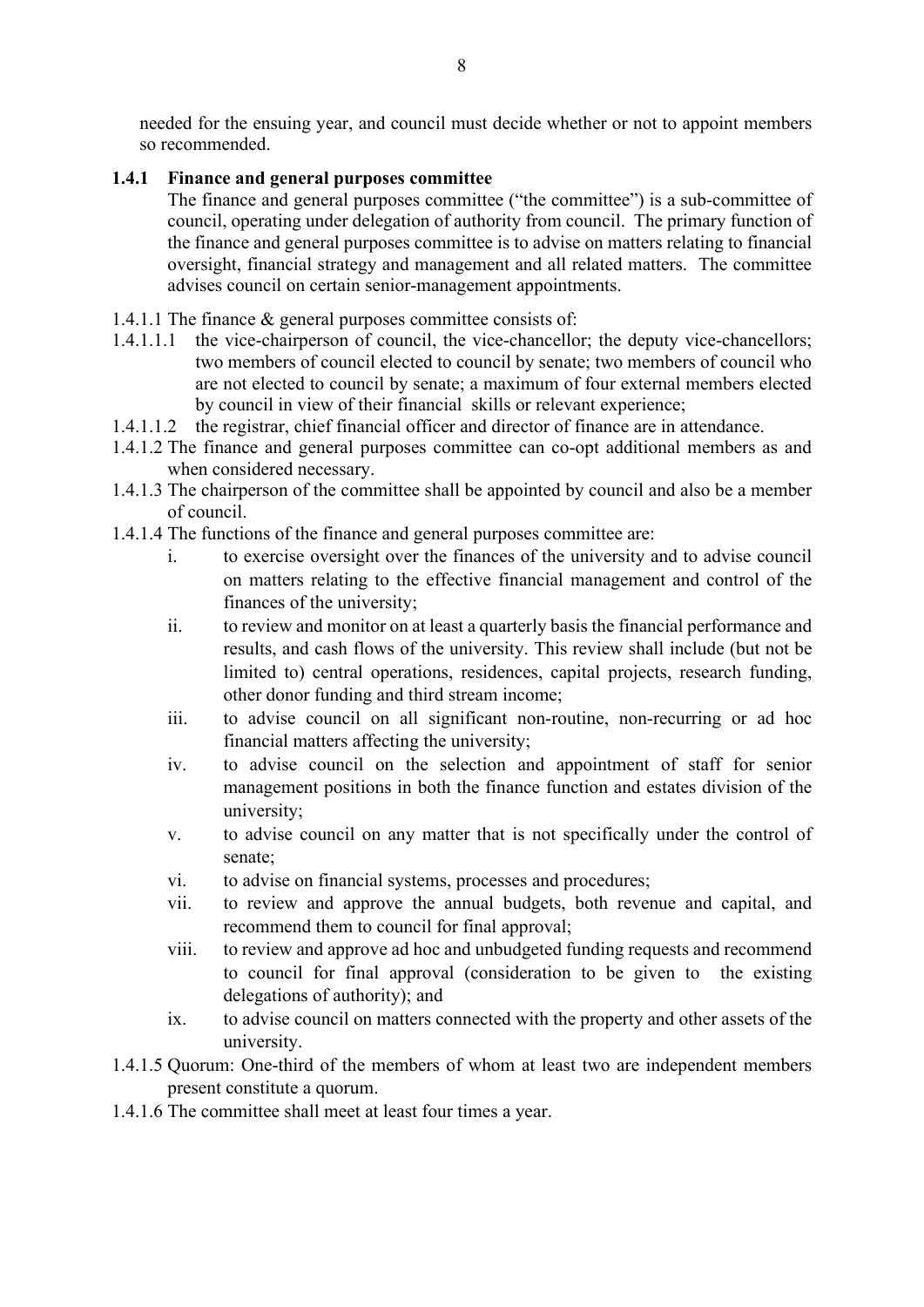needed for the ensuing year, and council must decide whether or not to appoint members so recommended.

### 1.4.1 Finance and general purposes committee

The finance and general purposes committee ("the committee") is a sub-committee of council, operating under delegation of authority from council. The primary function of the finance and general purposes committee is to advise on matters relating to financial oversight, financial strategy and management and all related matters. The committee advises council on certain senior-management appointments.

1.4.1.1 The finance & general purposes committee consists of:

1.4.1.1.1 the vice-chairperson of council, the vice-chancellor; the deputy vice-chancellors; two members of council elected to council by senate; two members of council who are not elected to council by senate; a maximum of four external members elected by council in view of their financial skills or relevant experience;

1.4.1.1.2 the registrar, chief financial officer and director of finance are in attendance.

1.4.1.2 The finance and general purposes committee can co-opt additional members as and when considered necessary.

1.4.1.3 The chairperson of the committee shall be appointed by council and also be a member of council.

1.4.1.4 The functions of the finance and general purposes committee are:

- i. to exercise oversight over the finances of the university and to advise council on matters relating to the effective financial management and control of the finances of the university;
- ii. to review and monitor on at least a quarterly basis the financial performance and results, and cash flows of the university. This review shall include (but not be limited to) central operations, residences, capital projects, research funding, other donor funding and third stream income;
- iii. to advise council on all significant non-routine, non-recurring or ad hoc financial matters affecting the university;
- iv. to advise council on the selection and appointment of staff for senior management positions in both the finance function and estates division of the university;
- v. to advise council on any matter that is not specifically under the control of senate;
- vi. to advise on financial systems, processes and procedures;
- vii. to review and approve the annual budgets, both revenue and capital, and recommend them to council for final approval;
- viii. to review and approve ad hoc and unbudgeted funding requests and recommend to council for final approval (consideration to be given to the existing delegations of authority); and
- ix. to advise council on matters connected with the property and other assets of the university.

1.4.1.5 Quorum: One-third of the members of whom at least two are independent members present constitute a quorum.

1.4.1.6 The committee shall meet at least four times a year.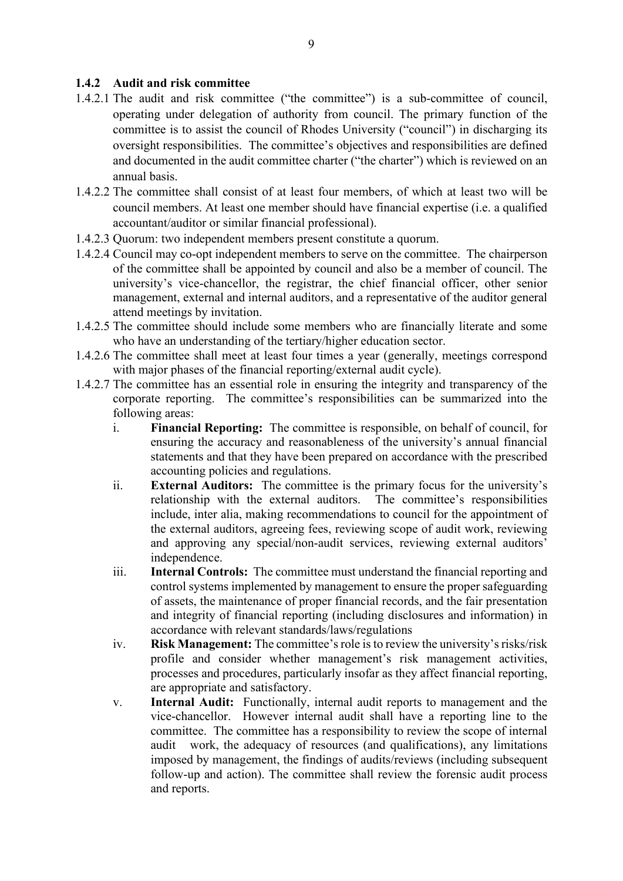### 1.4.2 Audit and risk committee

1.4.2.1 The audit and risk committee ("the committee") is a sub-committee of council, operating under delegation of authority from council. The primary function of the committee is to assist the council of Rhodes University ("council") in discharging its oversight responsibilities. The committee's objectives and responsibilities are defined and documented in the audit committee charter ("the charter") which is reviewed on an annual basis.

1.4.2.2 The committee shall consist of at least four members, of which at least two will be council members. At least one member should have financial expertise (i.e. a qualified accountant/auditor or similar financial professional).

1.4.2.3 Quorum: two independent members present constitute a quorum.

1.4.2.4 Council may co-opt independent members to serve on the committee. The chairperson of the committee shall be appointed by council and also be a member of council. The university's vice-chancellor, the registrar, the chief financial officer, other senior management, external and internal auditors, and a representative of the auditor general attend meetings by invitation.

1.4.2.5 The committee should include some members who are financially literate and some who have an understanding of the tertiary/higher education sector.

1.4.2.6 The committee shall meet at least four times a year (generally, meetings correspond with major phases of the financial reporting/external audit cycle).

1.4.2.7 The committee has an essential role in ensuring the integrity and transparency of the corporate reporting. The committee's responsibilities can be summarized into the following areas:

i. **Financial Reporting:** The committee is responsible, on behalf of council, for ensuring the accuracy and reasonableness of the university's annual financial statements and that they have been prepared on accordance with the prescribed accounting policies and regulations.

ii. **External Auditors:** The committee is the primary focus for the university's relationship with the external auditors. The committee's responsibilities include, inter alia, making recommendations to council for the appointment of the external auditors, agreeing fees, reviewing scope of audit work, reviewing and approving any special/non-audit services, reviewing external auditors' independence.

iii. **Internal Controls:** The committee must understand the financial reporting and control systems implemented by management to ensure the proper safeguarding of assets, the maintenance of proper financial records, and the fair presentation and integrity of financial reporting (including disclosures and information) in accordance with relevant standards/laws/regulations

iv. **Risk Management:** The committee's role is to review the university's risks/risk profile and consider whether management's risk management activities, processes and procedures, particularly insofar as they affect financial reporting, are appropriate and satisfactory.

v. **Internal Audit:** Functionally, internal audit reports to management and the vice-chancellor. However internal audit shall have a reporting line to the committee. The committee has a responsibility to review the scope of internal audit work, the adequacy of resources (and qualifications), any limitations imposed by management, the findings of audits/reviews (including subsequent follow-up and action). The committee shall review the forensic audit process and reports.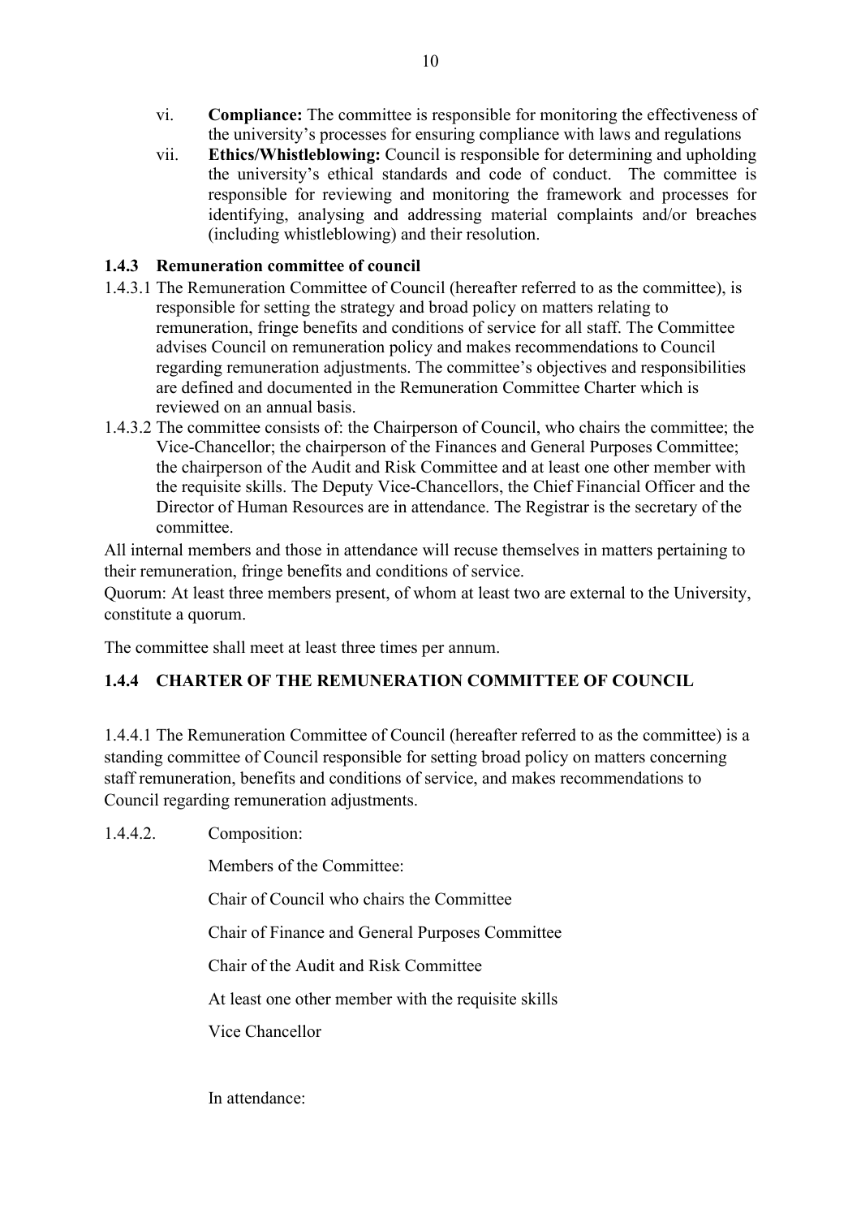vi. **Compliance:** The committee is responsible for monitoring the effectiveness of the university's processes for ensuring compliance with laws and regulations

vii. **Ethics/Whistleblowing:** Council is responsible for determining and upholding the university's ethical standards and code of conduct. The committee is responsible for reviewing and monitoring the framework and processes for identifying, analysing and addressing material complaints and/or breaches (including whistleblowing) and their resolution.

### 1.4.3 Remuneration committee of council

1.4.3.1 The Remuneration Committee of Council (hereafter referred to as the committee), is responsible for setting the strategy and broad policy on matters relating to remuneration, fringe benefits and conditions of service for all staff. The Committee advises Council on remuneration policy and makes recommendations to Council regarding remuneration adjustments. The committee's objectives and responsibilities are defined and documented in the Remuneration Committee Charter which is reviewed on an annual basis.

1.4.3.2 The committee consists of: the Chairperson of Council, who chairs the committee; the Vice-Chancellor; the chairperson of the Finances and General Purposes Committee; the chairperson of the Audit and Risk Committee and at least one other member with the requisite skills. The Deputy Vice-Chancellors, the Chief Financial Officer and the Director of Human Resources are in attendance. The Registrar is the secretary of the committee.

All internal members and those in attendance will recuse themselves in matters pertaining to their remuneration, fringe benefits and conditions of service.

Quorum: At least three members present, of whom at least two are external to the University, constitute a quorum.

The committee shall meet at least three times per annum.

### 1.4.4 CHARTER OF THE REMUNERATION COMMITTEE OF COUNCIL

1.4.4.1 The Remuneration Committee of Council (hereafter referred to as the committee) is a standing committee of Council responsible for setting broad policy on matters concerning staff remuneration, benefits and conditions of service, and makes recommendations to Council regarding remuneration adjustments.

1.4.4.2. Composition:

Members of the Committee:

Chair of Council who chairs the Committee

Chair of Finance and General Purposes Committee

Chair of the Audit and Risk Committee

At least one other member with the requisite skills

Vice Chancellor

In attendance: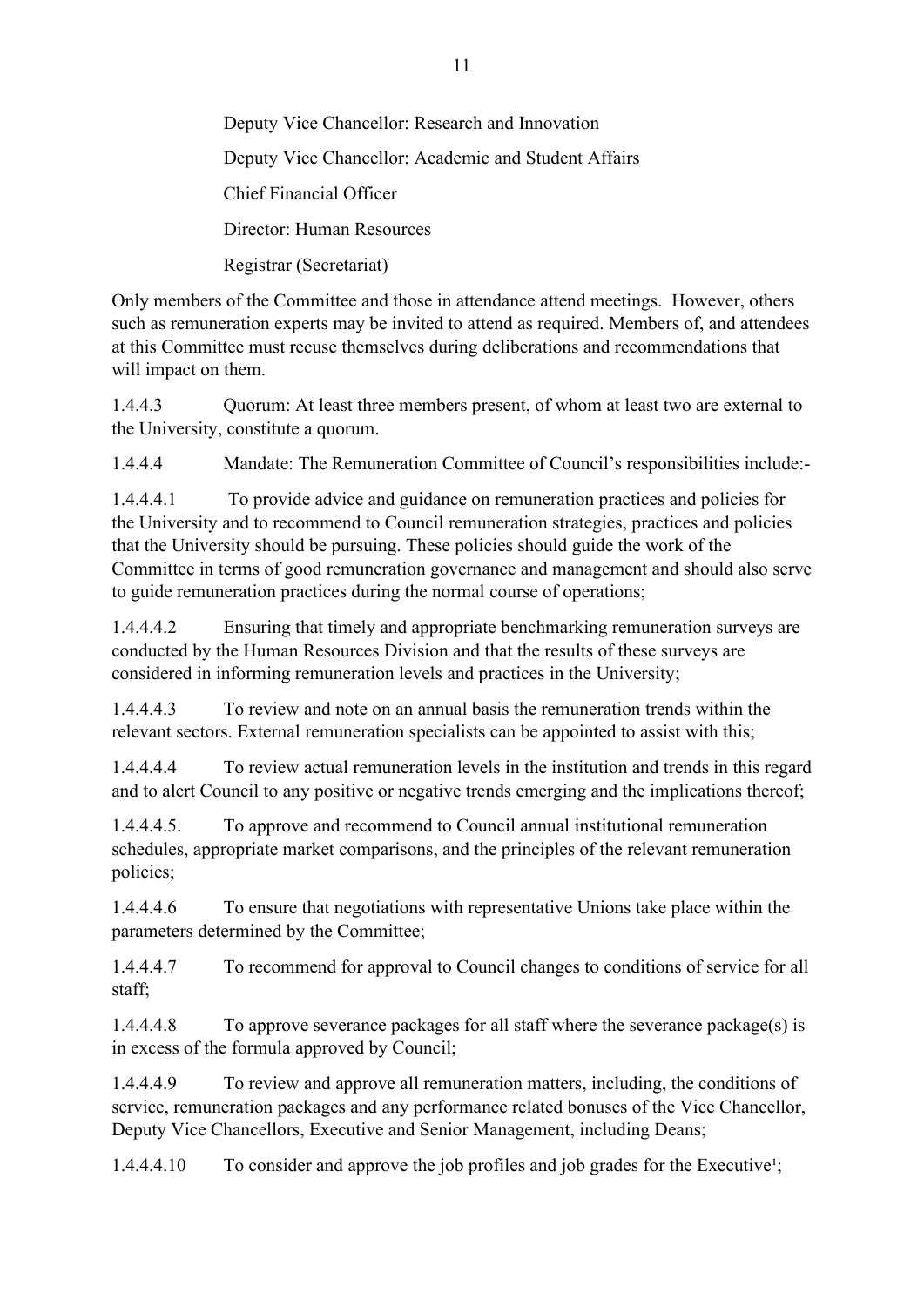Deputy Vice Chancellor: Research and Innovation

Deputy Vice Chancellor: Academic and Student Affairs

Chief Financial Officer

Director: Human Resources

Registrar (Secretariat)

Only members of the Committee and those in attendance attend meetings. However, others such as remuneration experts may be invited to attend as required. Members of, and attendees at this Committee must recuse themselves during deliberations and recommendations that will impact on them.

1.4.4.3 Quorum: At least three members present, of whom at least two are external to the University, constitute a quorum.

1.4.4.4 Mandate: The Remuneration Committee of Council's responsibilities include:-

1.4.4.4.1 To provide advice and guidance on remuneration practices and policies for the University and to recommend to Council remuneration strategies, practices and policies that the University should be pursuing. These policies should guide the work of the Committee in terms of good remuneration governance and management and should also serve to guide remuneration practices during the normal course of operations;

1.4.4.4.2 Ensuring that timely and appropriate benchmarking remuneration surveys are conducted by the Human Resources Division and that the results of these surveys are considered in informing remuneration levels and practices in the University;

1.4.4.4.3 To review and note on an annual basis the remuneration trends within the relevant sectors. External remuneration specialists can be appointed to assist with this;

1.4.4.4.4 To review actual remuneration levels in the institution and trends in this regard and to alert Council to any positive or negative trends emerging and the implications thereof;

1.4.4.4.5. To approve and recommend to Council annual institutional remuneration schedules, appropriate market comparisons, and the principles of the relevant remuneration policies;

1.4.4.4.6 To ensure that negotiations with representative Unions take place within the parameters determined by the Committee;

1.4.4.4.7 To recommend for approval to Council changes to conditions of service for all staff;

1.4.4.4.8 To approve severance packages for all staff where the severance package(s) is in excess of the formula approved by Council;

1.4.4.4.9 To review and approve all remuneration matters, including, the conditions of service, remuneration packages and any performance related bonuses of the Vice Chancellor, Deputy Vice Chancellors, Executive and Senior Management, including Deans;

1.4.4.4.10 To consider and approve the job profiles and job grades for the Executive[1];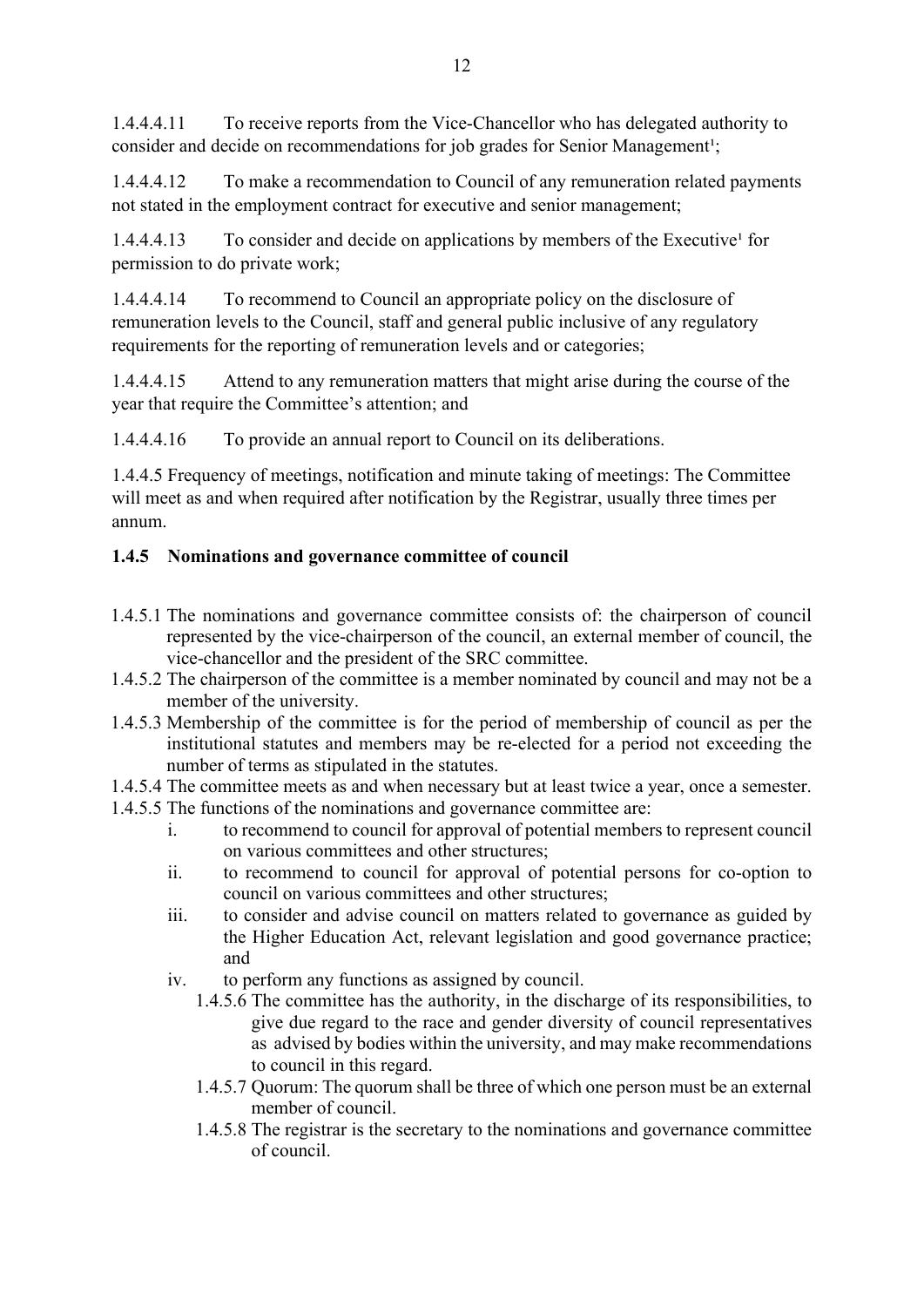1.4.4.4.11 To receive reports from the Vice-Chancellor who has delegated authority to consider and decide on recommendations for job grades for Senior Management[1];

1.4.4.4.12 To make a recommendation to Council of any remuneration related payments not stated in the employment contract for executive and senior management;

1.4.4.4.13 To consider and decide on applications by members of the Executive[1] for permission to do private work;

1.4.4.4.14 To recommend to Council an appropriate policy on the disclosure of remuneration levels to the Council, staff and general public inclusive of any regulatory requirements for the reporting of remuneration levels and or categories;

1.4.4.4.15 Attend to any remuneration matters that might arise during the course of the year that require the Committee's attention; and

1.4.4.4.16 To provide an annual report to Council on its deliberations.

1.4.4.5 Frequency of meetings, notification and minute taking of meetings: The Committee will meet as and when required after notification by the Registrar, usually three times per annum.

### 1.4.5 Nominations and governance committee of council

1.4.5.1 The nominations and governance committee consists of: the chairperson of council represented by the vice-chairperson of the council, an external member of council, the vice-chancellor and the president of the SRC committee.

1.4.5.2 The chairperson of the committee is a member nominated by council and may not be a member of the university.

1.4.5.3 Membership of the committee is for the period of membership of council as per the institutional statutes and members may be re-elected for a period not exceeding the number of terms as stipulated in the statutes.

1.4.5.4 The committee meets as and when necessary but at least twice a year, once a semester.

1.4.5.5 The functions of the nominations and governance committee are:

- i. to recommend to council for approval of potential members to represent council on various committees and other structures;
- ii. to recommend to council for approval of potential persons for co-option to council on various committees and other structures;
- iii. to consider and advise council on matters related to governance as guided by the Higher Education Act, relevant legislation and good governance practice; and
- iv. to perform any functions as assigned by council.

1.4.5.6 The committee has the authority, in the discharge of its responsibilities, to give due regard to the race and gender diversity of council representatives as advised by bodies within the university, and may make recommendations to council in this regard.

1.4.5.7 Quorum: The quorum shall be three of which one person must be an external member of council.

1.4.5.8 The registrar is the secretary to the nominations and governance committee of council.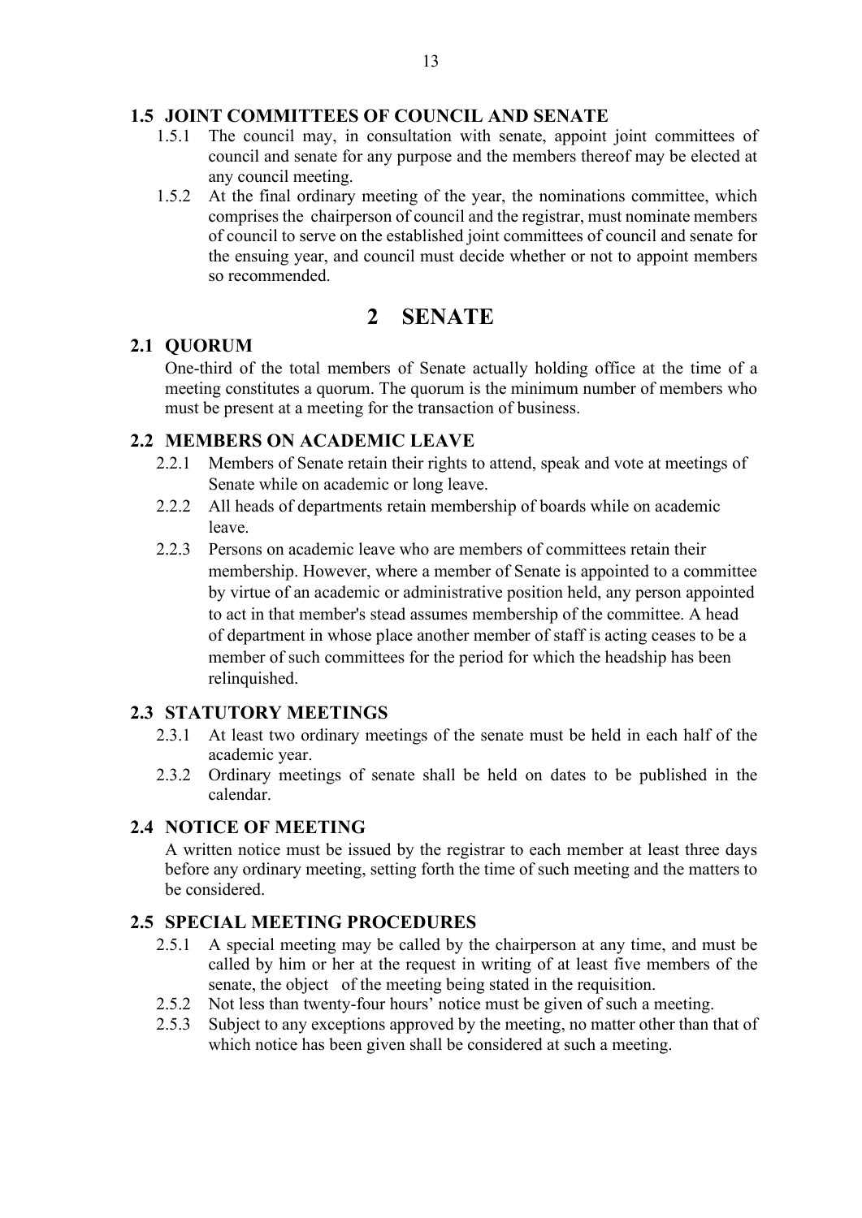### 1.5 JOINT COMMITTEES OF COUNCIL AND SENATE

1.5.1 The council may, in consultation with senate, appoint joint committees of council and senate for any purpose and the members thereof may be elected at any council meeting.

1.5.2 At the final ordinary meeting of the year, the nominations committee, which comprises the chairperson of council and the registrar, must nominate members of council to serve on the established joint committees of council and senate for the ensuing year, and council must decide whether or not to appoint members so recommended.

# 2 SENATE

### 2.1 QUORUM

One-third of the total members of Senate actually holding office at the time of a meeting constitutes a quorum. The quorum is the minimum number of members who must be present at a meeting for the transaction of business.

### 2.2 MEMBERS ON ACADEMIC LEAVE

2.2.1 Members of Senate retain their rights to attend, speak and vote at meetings of Senate while on academic or long leave.

2.2.2 All heads of departments retain membership of boards while on academic leave.

2.2.3 Persons on academic leave who are members of committees retain their membership. However, where a member of Senate is appointed to a committee by virtue of an academic or administrative position held, any person appointed to act in that member's stead assumes membership of the committee. A head of department in whose place another member of staff is acting ceases to be a member of such committees for the period for which the headship has been relinquished.

### 2.3 STATUTORY MEETINGS

2.3.1 At least two ordinary meetings of the senate must be held in each half of the academic year.

2.3.2 Ordinary meetings of senate shall be held on dates to be published in the calendar.

### 2.4 NOTICE OF MEETING

A written notice must be issued by the registrar to each member at least three days before any ordinary meeting, setting forth the time of such meeting and the matters to be considered.

### 2.5 SPECIAL MEETING PROCEDURES

2.5.1 A special meeting may be called by the chairperson at any time, and must be called by him or her at the request in writing of at least five members of the senate, the object of the meeting being stated in the requisition.

2.5.2 Not less than twenty-four hours' notice must be given of such a meeting.

2.5.3 Subject to any exceptions approved by the meeting, no matter other than that of which notice has been given shall be considered at such a meeting.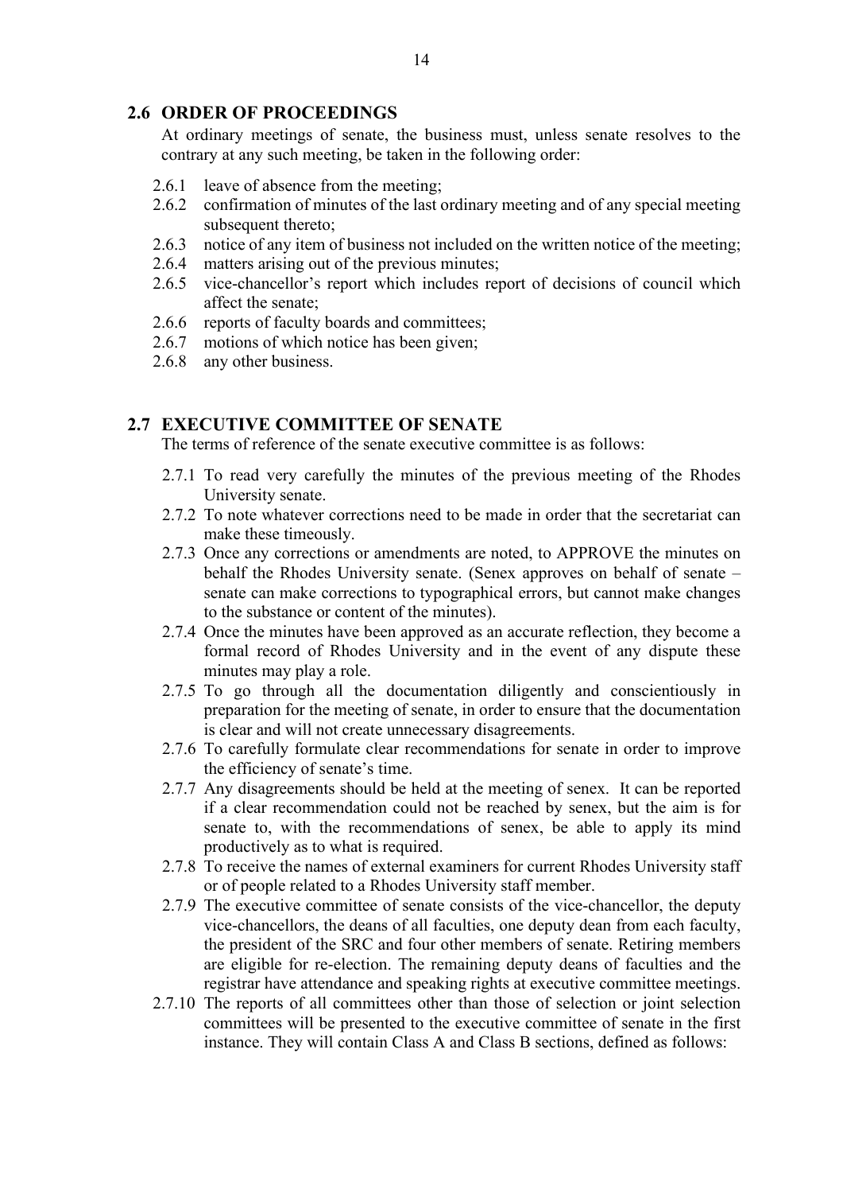## 2.6 ORDER OF PROCEEDINGS

At ordinary meetings of senate, the business must, unless senate resolves to the contrary at any such meeting, be taken in the following order:

- 2.6.1 leave of absence from the meeting;
- 2.6.2 confirmation of minutes of the last ordinary meeting and of any special meeting subsequent thereto;
- 2.6.3 notice of any item of business not included on the written notice of the meeting;
- 2.6.4 matters arising out of the previous minutes;
- 2.6.5 vice-chancellor's report which includes report of decisions of council which affect the senate;
- 2.6.6 reports of faculty boards and committees;
- 2.6.7 motions of which notice has been given;
- 2.6.8 any other business.

## 2.7 EXECUTIVE COMMITTEE OF SENATE

The terms of reference of the senate executive committee is as follows:

- 2.7.1 To read very carefully the minutes of the previous meeting of the Rhodes University senate.
- 2.7.2 To note whatever corrections need to be made in order that the secretariat can make these timeously.
- 2.7.3 Once any corrections or amendments are noted, to APPROVE the minutes on behalf the Rhodes University senate. (Senex approves on behalf of senate – senate can make corrections to typographical errors, but cannot make changes to the substance or content of the minutes).
- 2.7.4 Once the minutes have been approved as an accurate reflection, they become a formal record of Rhodes University and in the event of any dispute these minutes may play a role.
- 2.7.5 To go through all the documentation diligently and conscientiously in preparation for the meeting of senate, in order to ensure that the documentation is clear and will not create unnecessary disagreements.
- 2.7.6 To carefully formulate clear recommendations for senate in order to improve the efficiency of senate's time.
- 2.7.7 Any disagreements should be held at the meeting of senex. It can be reported if a clear recommendation could not be reached by senex, but the aim is for senate to, with the recommendations of senex, be able to apply its mind productively as to what is required.
- 2.7.8 To receive the names of external examiners for current Rhodes University staff or of people related to a Rhodes University staff member.
- 2.7.9 The executive committee of senate consists of the vice-chancellor, the deputy vice-chancellors, the deans of all faculties, one deputy dean from each faculty, the president of the SRC and four other members of senate. Retiring members are eligible for re-election. The remaining deputy deans of faculties and the registrar have attendance and speaking rights at executive committee meetings.
- 2.7.10 The reports of all committees other than those of selection or joint selection committees will be presented to the executive committee of senate in the first instance. They will contain Class A and Class B sections, defined as follows: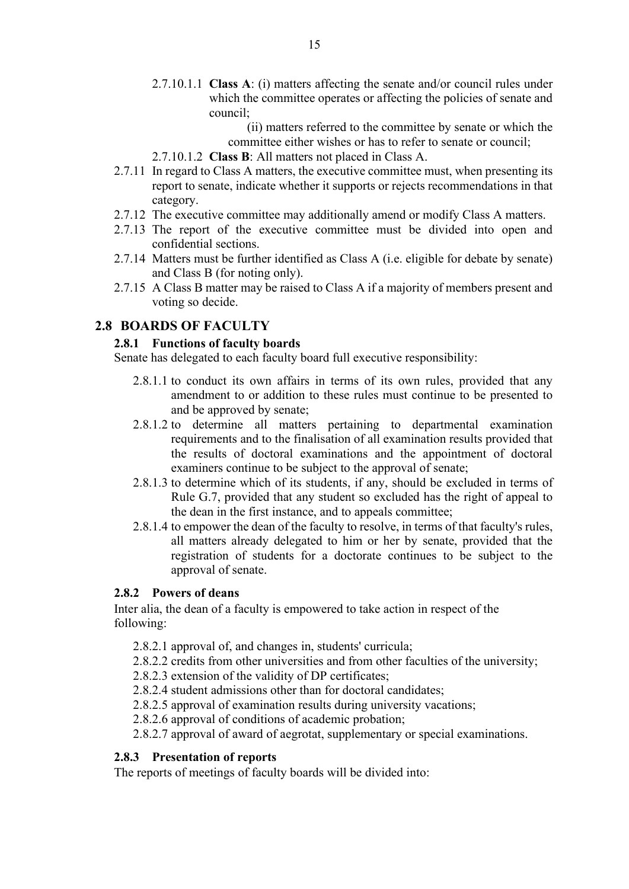2.7.10.1.1 **Class A**: (i) matters affecting the senate and/or council rules under which the committee operates or affecting the policies of senate and council;

(ii) matters referred to the committee by senate or which the committee either wishes or has to refer to senate or council;

2.7.10.1.2 **Class B**: All matters not placed in Class A.

2.7.11 In regard to Class A matters, the executive committee must, when presenting its report to senate, indicate whether it supports or rejects recommendations in that category.

2.7.12 The executive committee may additionally amend or modify Class A matters.

2.7.13 The report of the executive committee must be divided into open and confidential sections.

2.7.14 Matters must be further identified as Class A (i.e. eligible for debate by senate) and Class B (for noting only).

2.7.15 A Class B matter may be raised to Class A if a majority of members present and voting so decide.

## 2.8 BOARDS OF FACULTY

### 2.8.1 Functions of faculty boards

Senate has delegated to each faculty board full executive responsibility:

2.8.1.1 to conduct its own affairs in terms of its own rules, provided that any amendment to or addition to these rules must continue to be presented to and be approved by senate;

2.8.1.2 to determine all matters pertaining to departmental examination requirements and to the finalisation of all examination results provided that the results of doctoral examinations and the appointment of doctoral examiners continue to be subject to the approval of senate;

2.8.1.3 to determine which of its students, if any, should be excluded in terms of Rule G.7, provided that any student so excluded has the right of appeal to the dean in the first instance, and to appeals committee;

2.8.1.4 to empower the dean of the faculty to resolve, in terms of that faculty's rules, all matters already delegated to him or her by senate, provided that the registration of students for a doctorate continues to be subject to the approval of senate.

### 2.8.2 Powers of deans

Inter alia, the dean of a faculty is empowered to take action in respect of the following:

2.8.2.1 approval of, and changes in, students' curricula;

2.8.2.2 credits from other universities and from other faculties of the university;

2.8.2.3 extension of the validity of DP certificates;

2.8.2.4 student admissions other than for doctoral candidates;

2.8.2.5 approval of examination results during university vacations;

2.8.2.6 approval of conditions of academic probation;

2.8.2.7 approval of award of aegrotat, supplementary or special examinations.

### 2.8.3 Presentation of reports

The reports of meetings of faculty boards will be divided into: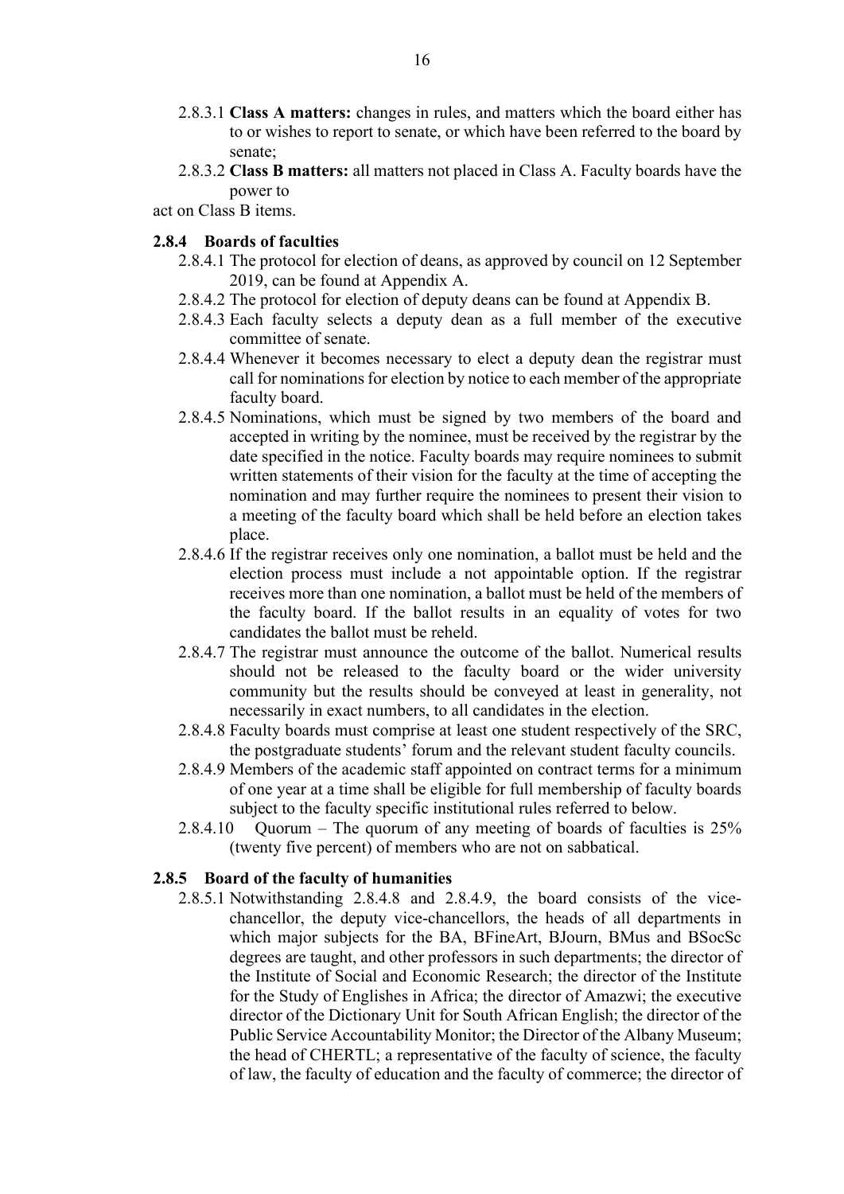2.8.3.1 **Class A matters:** changes in rules, and matters which the board either has to or wishes to report to senate, or which have been referred to the board by senate;

2.8.3.2 **Class B matters:** all matters not placed in Class A. Faculty boards have the power to

act on Class B items.

### 2.8.4 Boards of faculties

2.8.4.1 The protocol for election of deans, as approved by council on 12 September 2019, can be found at Appendix A.

2.8.4.2 The protocol for election of deputy deans can be found at Appendix B.

2.8.4.3 Each faculty selects a deputy dean as a full member of the executive committee of senate.

2.8.4.4 Whenever it becomes necessary to elect a deputy dean the registrar must call for nominations for election by notice to each member of the appropriate faculty board.

2.8.4.5 Nominations, which must be signed by two members of the board and accepted in writing by the nominee, must be received by the registrar by the date specified in the notice. Faculty boards may require nominees to submit written statements of their vision for the faculty at the time of accepting the nomination and may further require the nominees to present their vision to a meeting of the faculty board which shall be held before an election takes place.

2.8.4.6 If the registrar receives only one nomination, a ballot must be held and the election process must include a not appointable option. If the registrar receives more than one nomination, a ballot must be held of the members of the faculty board. If the ballot results in an equality of votes for two candidates the ballot must be reheld.

2.8.4.7 The registrar must announce the outcome of the ballot. Numerical results should not be released to the faculty board or the wider university community but the results should be conveyed at least in generality, not necessarily in exact numbers, to all candidates in the election.

2.8.4.8 Faculty boards must comprise at least one student respectively of the SRC, the postgraduate students' forum and the relevant student faculty councils.

2.8.4.9 Members of the academic staff appointed on contract terms for a minimum of one year at a time shall be eligible for full membership of faculty boards subject to the faculty specific institutional rules referred to below.

2.8.4.10 Quorum – The quorum of any meeting of boards of faculties is 25% (twenty five percent) of members who are not on sabbatical.

### 2.8.5 Board of the faculty of humanities

2.8.5.1 Notwithstanding 2.8.4.8 and 2.8.4.9, the board consists of the vice-chancellor, the deputy vice-chancellors, the heads of all departments in which major subjects for the BA, BFineArt, BJourn, BMus and BSocSc degrees are taught, and other professors in such departments; the director of the Institute of Social and Economic Research; the director of the Institute for the Study of Englishes in Africa; the director of Amazwi; the executive director of the Dictionary Unit for South African English; the director of the Public Service Accountability Monitor; the Director of the Albany Museum; the head of CHERTL; a representative of the faculty of science, the faculty of law, the faculty of education and the faculty of commerce; the director of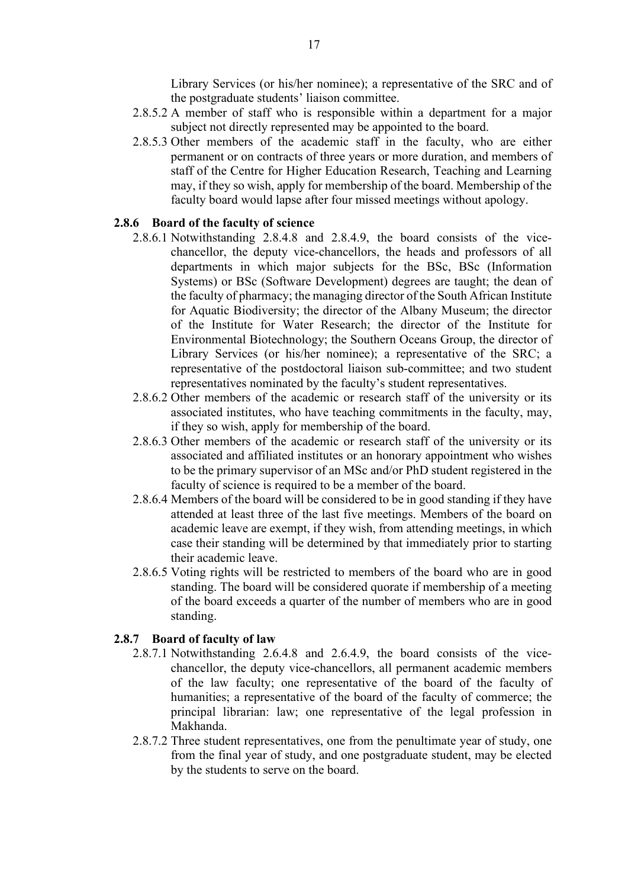Library Services (or his/her nominee); a representative of the SRC and of the postgraduate students' liaison committee.

2.8.5.2 A member of staff who is responsible within a department for a major subject not directly represented may be appointed to the board.

2.8.5.3 Other members of the academic staff in the faculty, who are either permanent or on contracts of three years or more duration, and members of staff of the Centre for Higher Education Research, Teaching and Learning may, if they so wish, apply for membership of the board. Membership of the faculty board would lapse after four missed meetings without apology.

### 2.8.6 Board of the faculty of science

2.8.6.1 Notwithstanding 2.8.4.8 and 2.8.4.9, the board consists of the vice-chancellor, the deputy vice-chancellors, the heads and professors of all departments in which major subjects for the BSc, BSc (Information Systems) or BSc (Software Development) degrees are taught; the dean of the faculty of pharmacy; the managing director of the South African Institute for Aquatic Biodiversity; the director of the Albany Museum; the director of the Institute for Water Research; the director of the Institute for Environmental Biotechnology; the Southern Oceans Group, the director of Library Services (or his/her nominee); a representative of the SRC; a representative of the postdoctoral liaison sub-committee; and two student representatives nominated by the faculty's student representatives.

2.8.6.2 Other members of the academic or research staff of the university or its associated institutes, who have teaching commitments in the faculty, may, if they so wish, apply for membership of the board.

2.8.6.3 Other members of the academic or research staff of the university or its associated and affiliated institutes or an honorary appointment who wishes to be the primary supervisor of an MSc and/or PhD student registered in the faculty of science is required to be a member of the board.

2.8.6.4 Members of the board will be considered to be in good standing if they have attended at least three of the last five meetings. Members of the board on academic leave are exempt, if they wish, from attending meetings, in which case their standing will be determined by that immediately prior to starting their academic leave.

2.8.6.5 Voting rights will be restricted to members of the board who are in good standing. The board will be considered quorate if membership of a meeting of the board exceeds a quarter of the number of members who are in good standing.

### 2.8.7 Board of faculty of law

2.8.7.1 Notwithstanding 2.6.4.8 and 2.6.4.9, the board consists of the vice-chancellor, the deputy vice-chancellors, all permanent academic members of the law faculty; one representative of the board of the faculty of humanities; a representative of the board of the faculty of commerce; the principal librarian: law; one representative of the legal profession in Makhanda.

2.8.7.2 Three student representatives, one from the penultimate year of study, one from the final year of study, and one postgraduate student, may be elected by the students to serve on the board.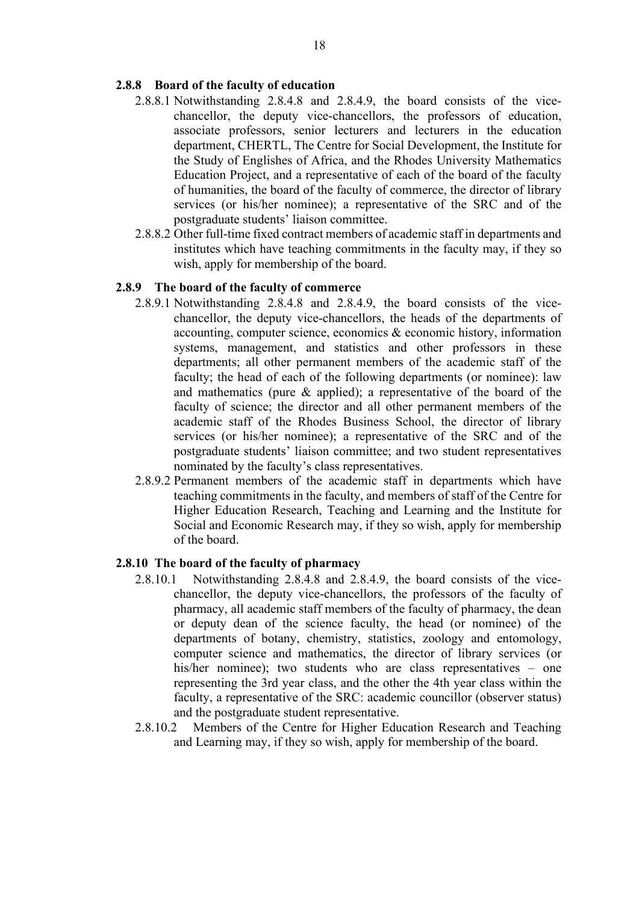#### 2.8.8 Board of the faculty of education

2.8.8.1 Notwithstanding 2.8.4.8 and 2.8.4.9, the board consists of the vice-chancellor, the deputy vice-chancellors, the professors of education, associate professors, senior lecturers and lecturers in the education department, CHERTL, The Centre for Social Development, the Institute for the Study of Englishes of Africa, and the Rhodes University Mathematics Education Project, and a representative of each of the board of the faculty of humanities, the board of the faculty of commerce, the director of library services (or his/her nominee); a representative of the SRC and of the postgraduate students' liaison committee.

2.8.8.2 Other full-time fixed contract members of academic staff in departments and institutes which have teaching commitments in the faculty may, if they so wish, apply for membership of the board.

#### 2.8.9 The board of the faculty of commerce

2.8.9.1 Notwithstanding 2.8.4.8 and 2.8.4.9, the board consists of the vice-chancellor, the deputy vice-chancellors, the heads of the departments of accounting, computer science, economics & economic history, information systems, management, and statistics and other professors in these departments; all other permanent members of the academic staff of the faculty; the head of each of the following departments (or nominee): law and mathematics (pure & applied); a representative of the board of the faculty of science; the director and all other permanent members of the academic staff of the Rhodes Business School, the director of library services (or his/her nominee); a representative of the SRC and of the postgraduate students' liaison committee; and two student representatives nominated by the faculty's class representatives.

2.8.9.2 Permanent members of the academic staff in departments which have teaching commitments in the faculty, and members of staff of the Centre for Higher Education Research, Teaching and Learning and the Institute for Social and Economic Research may, if they so wish, apply for membership of the board.

#### 2.8.10 The board of the faculty of pharmacy

2.8.10.1 Notwithstanding 2.8.4.8 and 2.8.4.9, the board consists of the vice-chancellor, the deputy vice-chancellors, the professors of the faculty of pharmacy, all academic staff members of the faculty of pharmacy, the dean or deputy dean of the science faculty, the head (or nominee) of the departments of botany, chemistry, statistics, zoology and entomology, computer science and mathematics, the director of library services (or his/her nominee); two students who are class representatives – one representing the 3rd year class, and the other the 4th year class within the faculty, a representative of the SRC: academic councillor (observer status) and the postgraduate student representative.

2.8.10.2 Members of the Centre for Higher Education Research and Teaching and Learning may, if they so wish, apply for membership of the board.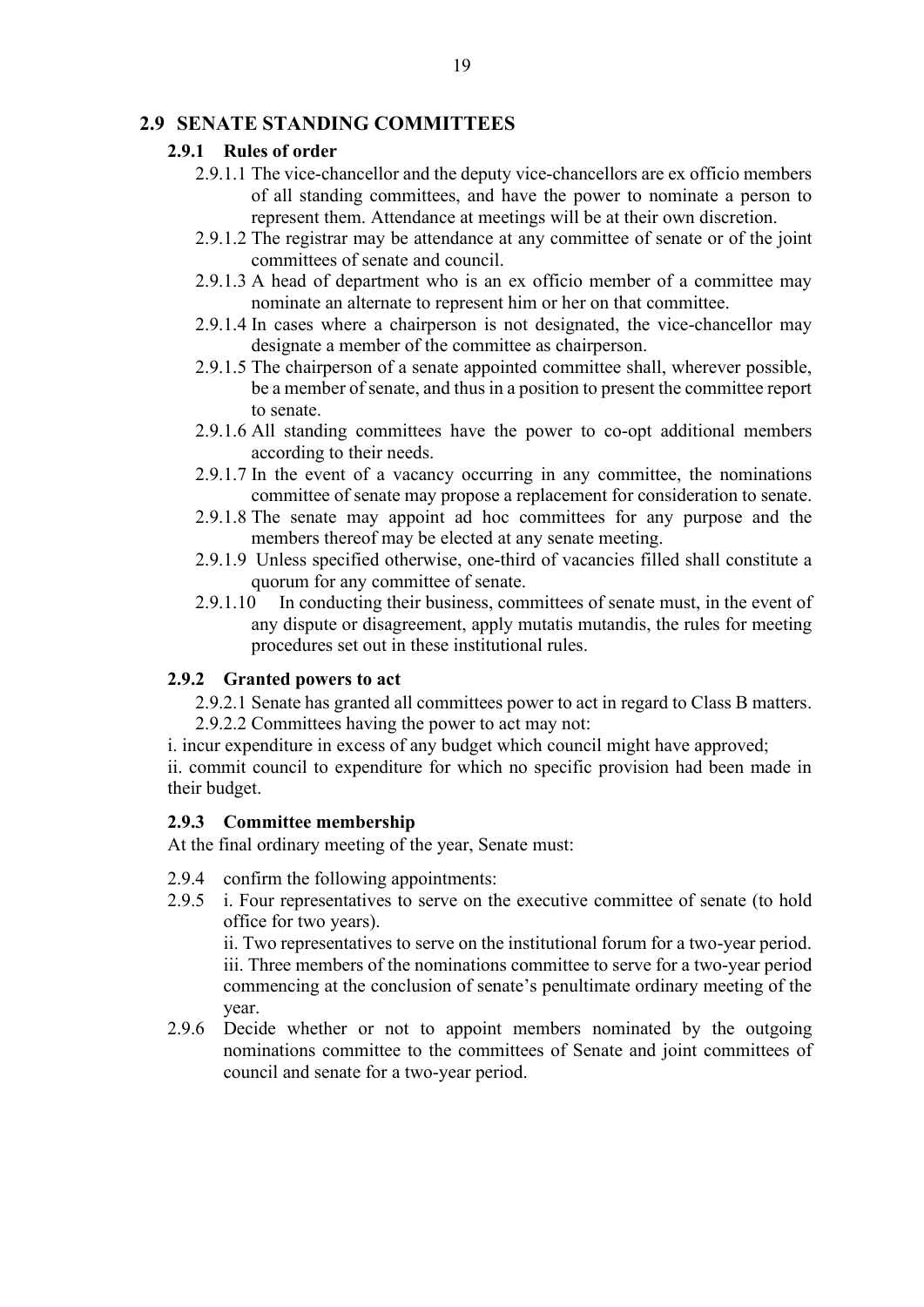## 2.9 SENATE STANDING COMMITTEES

### 2.9.1 Rules of order

2.9.1.1 The vice-chancellor and the deputy vice-chancellors are ex officio members of all standing committees, and have the power to nominate a person to represent them. Attendance at meetings will be at their own discretion.

2.9.1.2 The registrar may be attendance at any committee of senate or of the joint committees of senate and council.

2.9.1.3 A head of department who is an ex officio member of a committee may nominate an alternate to represent him or her on that committee.

2.9.1.4 In cases where a chairperson is not designated, the vice-chancellor may designate a member of the committee as chairperson.

2.9.1.5 The chairperson of a senate appointed committee shall, wherever possible, be a member of senate, and thus in a position to present the committee report to senate.

2.9.1.6 All standing committees have the power to co-opt additional members according to their needs.

2.9.1.7 In the event of a vacancy occurring in any committee, the nominations committee of senate may propose a replacement for consideration to senate.

2.9.1.8 The senate may appoint ad hoc committees for any purpose and the members thereof may be elected at any senate meeting.

2.9.1.9 Unless specified otherwise, one-third of vacancies filled shall constitute a quorum for any committee of senate.

2.9.1.10 In conducting their business, committees of senate must, in the event of any dispute or disagreement, apply mutatis mutandis, the rules for meeting procedures set out in these institutional rules.

### 2.9.2 Granted powers to act

2.9.2.1 Senate has granted all committees power to act in regard to Class B matters.

2.9.2.2 Committees having the power to act may not:

i. incur expenditure in excess of any budget which council might have approved;

ii. commit council to expenditure for which no specific provision had been made in their budget.

### 2.9.3 Committee membership

At the final ordinary meeting of the year, Senate must:

2.9.4 confirm the following appointments:

2.9.5 i. Four representatives to serve on the executive committee of senate (to hold office for two years).

ii. Two representatives to serve on the institutional forum for a two-year period.

iii. Three members of the nominations committee to serve for a two-year period commencing at the conclusion of senate's penultimate ordinary meeting of the year.

2.9.6 Decide whether or not to appoint members nominated by the outgoing nominations committee to the committees of Senate and joint committees of council and senate for a two-year period.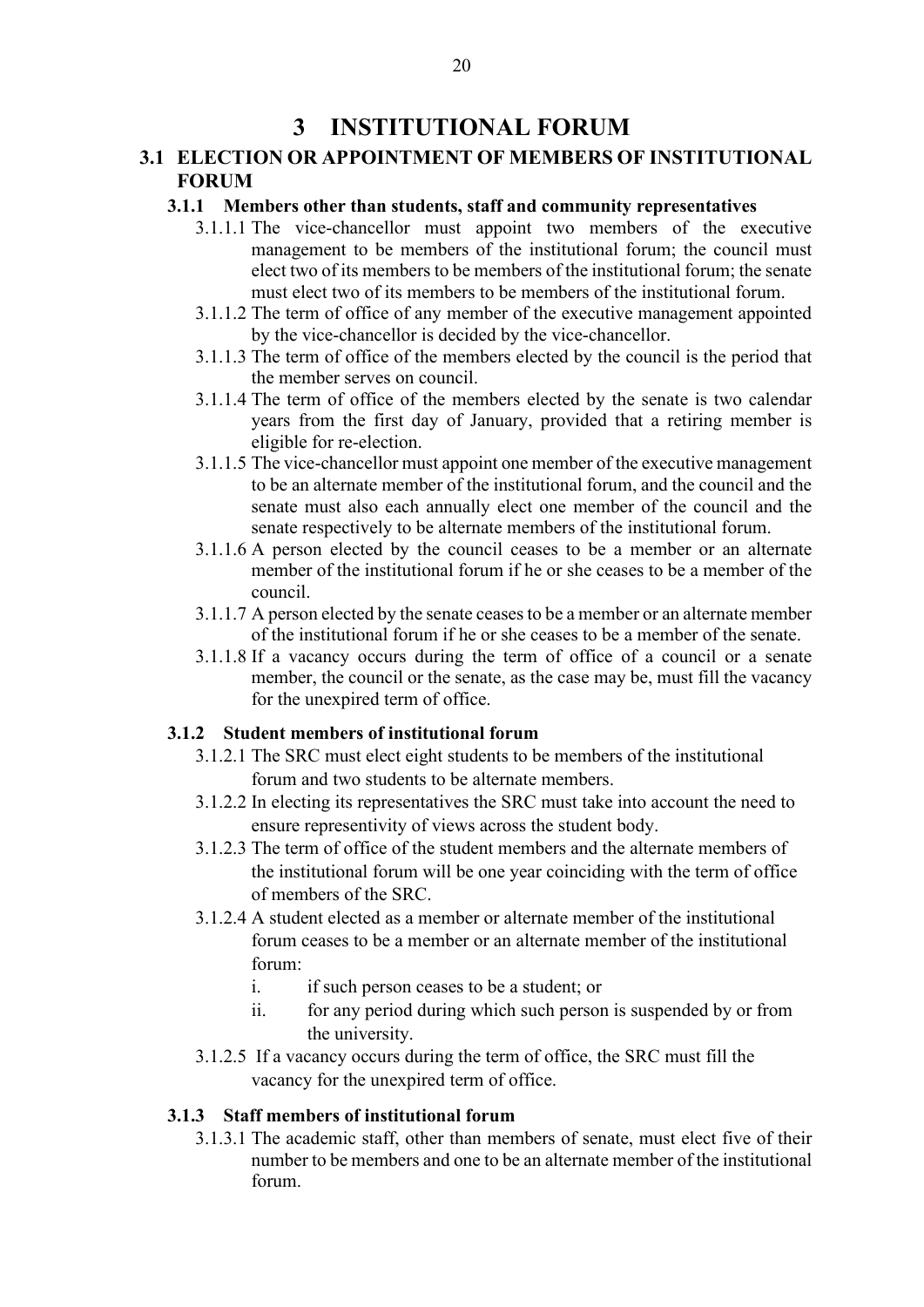# 3 INSTITUTIONAL FORUM

## 3.1 ELECTION OR APPOINTMENT OF MEMBERS OF INSTITUTIONAL FORUM

### 3.1.1 Members other than students, staff and community representatives

3.1.1.1 The vice-chancellor must appoint two members of the executive management to be members of the institutional forum; the council must elect two of its members to be members of the institutional forum; the senate must elect two of its members to be members of the institutional forum.

3.1.1.2 The term of office of any member of the executive management appointed by the vice-chancellor is decided by the vice-chancellor.

3.1.1.3 The term of office of the members elected by the council is the period that the member serves on council.

3.1.1.4 The term of office of the members elected by the senate is two calendar years from the first day of January, provided that a retiring member is eligible for re-election.

3.1.1.5 The vice-chancellor must appoint one member of the executive management to be an alternate member of the institutional forum, and the council and the senate must also each annually elect one member of the council and the senate respectively to be alternate members of the institutional forum.

3.1.1.6 A person elected by the council ceases to be a member or an alternate member of the institutional forum if he or she ceases to be a member of the council.

3.1.1.7 A person elected by the senate ceases to be a member or an alternate member of the institutional forum if he or she ceases to be a member of the senate.

3.1.1.8 If a vacancy occurs during the term of office of a council or a senate member, the council or the senate, as the case may be, must fill the vacancy for the unexpired term of office.

### 3.1.2 Student members of institutional forum

3.1.2.1 The SRC must elect eight students to be members of the institutional forum and two students to be alternate members.

3.1.2.2 In electing its representatives the SRC must take into account the need to ensure representivity of views across the student body.

3.1.2.3 The term of office of the student members and the alternate members of the institutional forum will be one year coinciding with the term of office of members of the SRC.

3.1.2.4 A student elected as a member or alternate member of the institutional forum ceases to be a member or an alternate member of the institutional forum:

i. if such person ceases to be a student; or

ii. for any period during which such person is suspended by or from the university.

3.1.2.5 If a vacancy occurs during the term of office, the SRC must fill the vacancy for the unexpired term of office.

### 3.1.3 Staff members of institutional forum

3.1.3.1 The academic staff, other than members of senate, must elect five of their number to be members and one to be an alternate member of the institutional forum.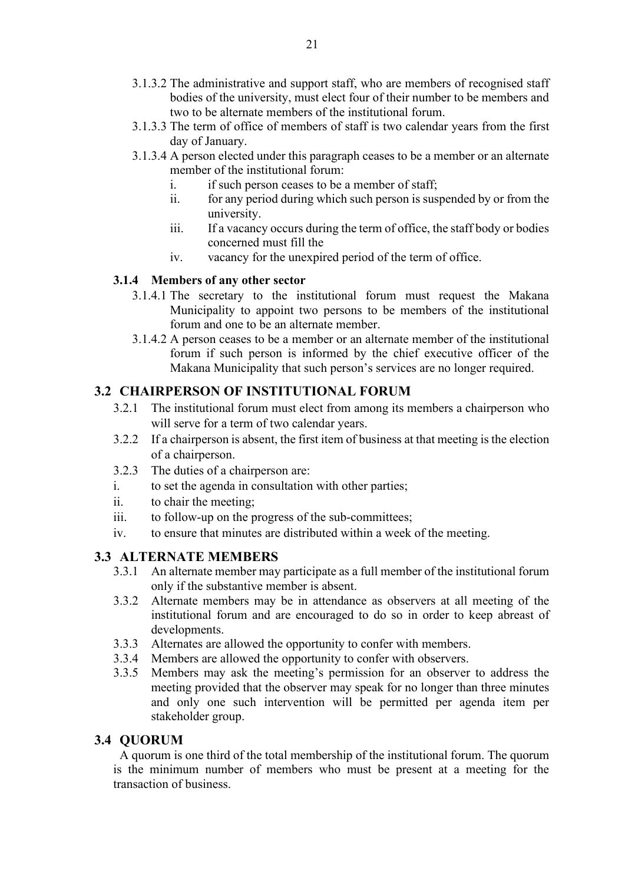3.1.3.2 The administrative and support staff, who are members of recognised staff bodies of the university, must elect four of their number to be members and two to be alternate members of the institutional forum.

3.1.3.3 The term of office of members of staff is two calendar years from the first day of January.

3.1.3.4 A person elected under this paragraph ceases to be a member or an alternate member of the institutional forum:

- i. if such person ceases to be a member of staff;
- ii. for any period during which such person is suspended by or from the university.
- iii. If a vacancy occurs during the term of office, the staff body or bodies concerned must fill the
- iv. vacancy for the unexpired period of the term of office.

### 3.1.4 Members of any other sector

3.1.4.1 The secretary to the institutional forum must request the Makana Municipality to appoint two persons to be members of the institutional forum and one to be an alternate member.

3.1.4.2 A person ceases to be a member or an alternate member of the institutional forum if such person is informed by the chief executive officer of the Makana Municipality that such person's services are no longer required.

## 3.2 CHAIRPERSON OF INSTITUTIONAL FORUM

3.2.1 The institutional forum must elect from among its members a chairperson who will serve for a term of two calendar years.

3.2.2 If a chairperson is absent, the first item of business at that meeting is the election of a chairperson.

3.2.3 The duties of a chairperson are:

- i. to set the agenda in consultation with other parties;
- ii. to chair the meeting;
- iii. to follow-up on the progress of the sub-committees;
- iv. to ensure that minutes are distributed within a week of the meeting.

## 3.3 ALTERNATE MEMBERS

3.3.1 An alternate member may participate as a full member of the institutional forum only if the substantive member is absent.

3.3.2 Alternate members may be in attendance as observers at all meeting of the institutional forum and are encouraged to do so in order to keep abreast of developments.

3.3.3 Alternates are allowed the opportunity to confer with members.

3.3.4 Members are allowed the opportunity to confer with observers.

3.3.5 Members may ask the meeting's permission for an observer to address the meeting provided that the observer may speak for no longer than three minutes and only one such intervention will be permitted per agenda item per stakeholder group.

## 3.4 QUORUM

A quorum is one third of the total membership of the institutional forum. The quorum is the minimum number of members who must be present at a meeting for the transaction of business.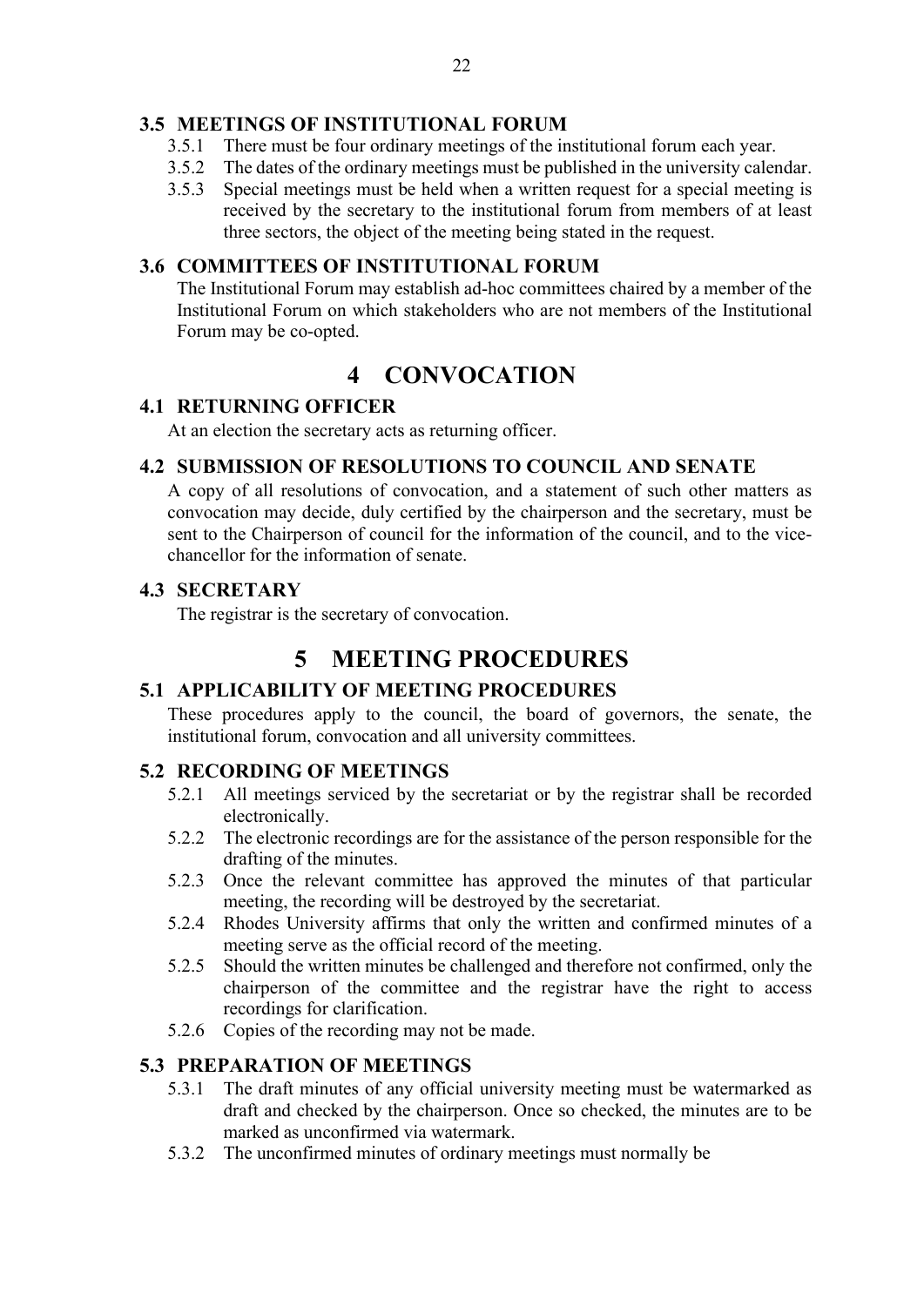### 3.5 MEETINGS OF INSTITUTIONAL FORUM

3.5.1 There must be four ordinary meetings of the institutional forum each year.

3.5.2 The dates of the ordinary meetings must be published in the university calendar.

3.5.3 Special meetings must be held when a written request for a special meeting is received by the secretary to the institutional forum from members of at least three sectors, the object of the meeting being stated in the request.

### 3.6 COMMITTEES OF INSTITUTIONAL FORUM

The Institutional Forum may establish ad-hoc committees chaired by a member of the Institutional Forum on which stakeholders who are not members of the Institutional Forum may be co-opted.

# 4 CONVOCATION

### 4.1 RETURNING OFFICER

At an election the secretary acts as returning officer.

### 4.2 SUBMISSION OF RESOLUTIONS TO COUNCIL AND SENATE

A copy of all resolutions of convocation, and a statement of such other matters as convocation may decide, duly certified by the chairperson and the secretary, must be sent to the Chairperson of council for the information of the council, and to the vice-chancellor for the information of senate.

### 4.3 SECRETARY

The registrar is the secretary of convocation.

# 5 MEETING PROCEDURES

### 5.1 APPLICABILITY OF MEETING PROCEDURES

These procedures apply to the council, the board of governors, the senate, the institutional forum, convocation and all university committees.

### 5.2 RECORDING OF MEETINGS

5.2.1 All meetings serviced by the secretariat or by the registrar shall be recorded electronically.

5.2.2 The electronic recordings are for the assistance of the person responsible for the drafting of the minutes.

5.2.3 Once the relevant committee has approved the minutes of that particular meeting, the recording will be destroyed by the secretariat.

5.2.4 Rhodes University affirms that only the written and confirmed minutes of a meeting serve as the official record of the meeting.

5.2.5 Should the written minutes be challenged and therefore not confirmed, only the chairperson of the committee and the registrar have the right to access recordings for clarification.

5.2.6 Copies of the recording may not be made.

### 5.3 PREPARATION OF MEETINGS

5.3.1 The draft minutes of any official university meeting must be watermarked as draft and checked by the chairperson. Once so checked, the minutes are to be marked as unconfirmed via watermark.

5.3.2 The unconfirmed minutes of ordinary meetings must normally be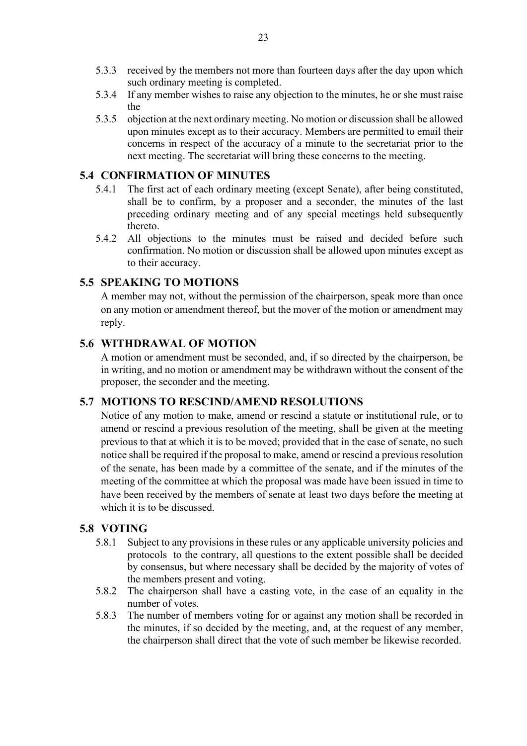5.3.3 received by the members not more than fourteen days after the day upon which such ordinary meeting is completed.

5.3.4 If any member wishes to raise any objection to the minutes, he or she must raise the

5.3.5 objection at the next ordinary meeting. No motion or discussion shall be allowed upon minutes except as to their accuracy. Members are permitted to email their concerns in respect of the accuracy of a minute to the secretariat prior to the next meeting. The secretariat will bring these concerns to the meeting.

## 5.4 CONFIRMATION OF MINUTES

5.4.1 The first act of each ordinary meeting (except Senate), after being constituted, shall be to confirm, by a proposer and a seconder, the minutes of the last preceding ordinary meeting and of any special meetings held subsequently thereto.

5.4.2 All objections to the minutes must be raised and decided before such confirmation. No motion or discussion shall be allowed upon minutes except as to their accuracy.

## 5.5 SPEAKING TO MOTIONS

A member may not, without the permission of the chairperson, speak more than once on any motion or amendment thereof, but the mover of the motion or amendment may reply.

## 5.6 WITHDRAWAL OF MOTION

A motion or amendment must be seconded, and, if so directed by the chairperson, be in writing, and no motion or amendment may be withdrawn without the consent of the proposer, the seconder and the meeting.

## 5.7 MOTIONS TO RESCIND/AMEND RESOLUTIONS

Notice of any motion to make, amend or rescind a statute or institutional rule, or to amend or rescind a previous resolution of the meeting, shall be given at the meeting previous to that at which it is to be moved; provided that in the case of senate, no such notice shall be required if the proposal to make, amend or rescind a previous resolution of the senate, has been made by a committee of the senate, and if the minutes of the meeting of the committee at which the proposal was made have been issued in time to have been received by the members of senate at least two days before the meeting at which it is to be discussed.

## 5.8 VOTING

5.8.1 Subject to any provisions in these rules or any applicable university policies and protocols to the contrary, all questions to the extent possible shall be decided by consensus, but where necessary shall be decided by the majority of votes of the members present and voting.

5.8.2 The chairperson shall have a casting vote, in the case of an equality in the number of votes.

5.8.3 The number of members voting for or against any motion shall be recorded in the minutes, if so decided by the meeting, and, at the request of any member, the chairperson shall direct that the vote of such member be likewise recorded.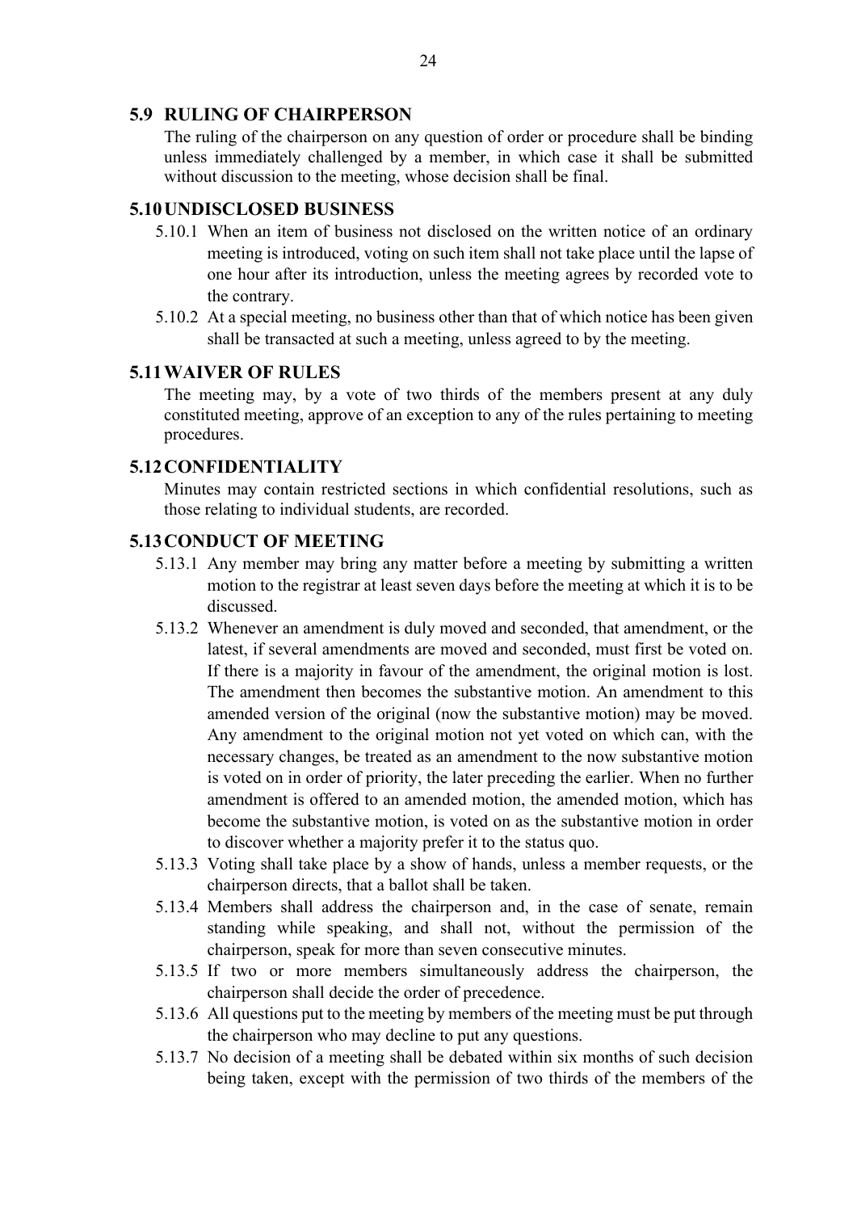## 5.9 RULING OF CHAIRPERSON

The ruling of the chairperson on any question of order or procedure shall be binding unless immediately challenged by a member, in which case it shall be submitted without discussion to the meeting, whose decision shall be final.

## 5.10 UNDISCLOSED BUSINESS

5.10.1 When an item of business not disclosed on the written notice of an ordinary meeting is introduced, voting on such item shall not take place until the lapse of one hour after its introduction, unless the meeting agrees by recorded vote to the contrary.

5.10.2 At a special meeting, no business other than that of which notice has been given shall be transacted at such a meeting, unless agreed to by the meeting.

## 5.11 WAIVER OF RULES

The meeting may, by a vote of two thirds of the members present at any duly constituted meeting, approve of an exception to any of the rules pertaining to meeting procedures.

## 5.12 CONFIDENTIALITY

Minutes may contain restricted sections in which confidential resolutions, such as those relating to individual students, are recorded.

## 5.13 CONDUCT OF MEETING

5.13.1 Any member may bring any matter before a meeting by submitting a written motion to the registrar at least seven days before the meeting at which it is to be discussed.

5.13.2 Whenever an amendment is duly moved and seconded, that amendment, or the latest, if several amendments are moved and seconded, must first be voted on. If there is a majority in favour of the amendment, the original motion is lost. The amendment then becomes the substantive motion. An amendment to this amended version of the original (now the substantive motion) may be moved. Any amendment to the original motion not yet voted on which can, with the necessary changes, be treated as an amendment to the now substantive motion is voted on in order of priority, the later preceding the earlier. When no further amendment is offered to an amended motion, the amended motion, which has become the substantive motion, is voted on as the substantive motion in order to discover whether a majority prefer it to the status quo.

5.13.3 Voting shall take place by a show of hands, unless a member requests, or the chairperson directs, that a ballot shall be taken.

5.13.4 Members shall address the chairperson and, in the case of senate, remain standing while speaking, and shall not, without the permission of the chairperson, speak for more than seven consecutive minutes.

5.13.5 If two or more members simultaneously address the chairperson, the chairperson shall decide the order of precedence.

5.13.6 All questions put to the meeting by members of the meeting must be put through the chairperson who may decline to put any questions.

5.13.7 No decision of a meeting shall be debated within six months of such decision being taken, except with the permission of two thirds of the members of the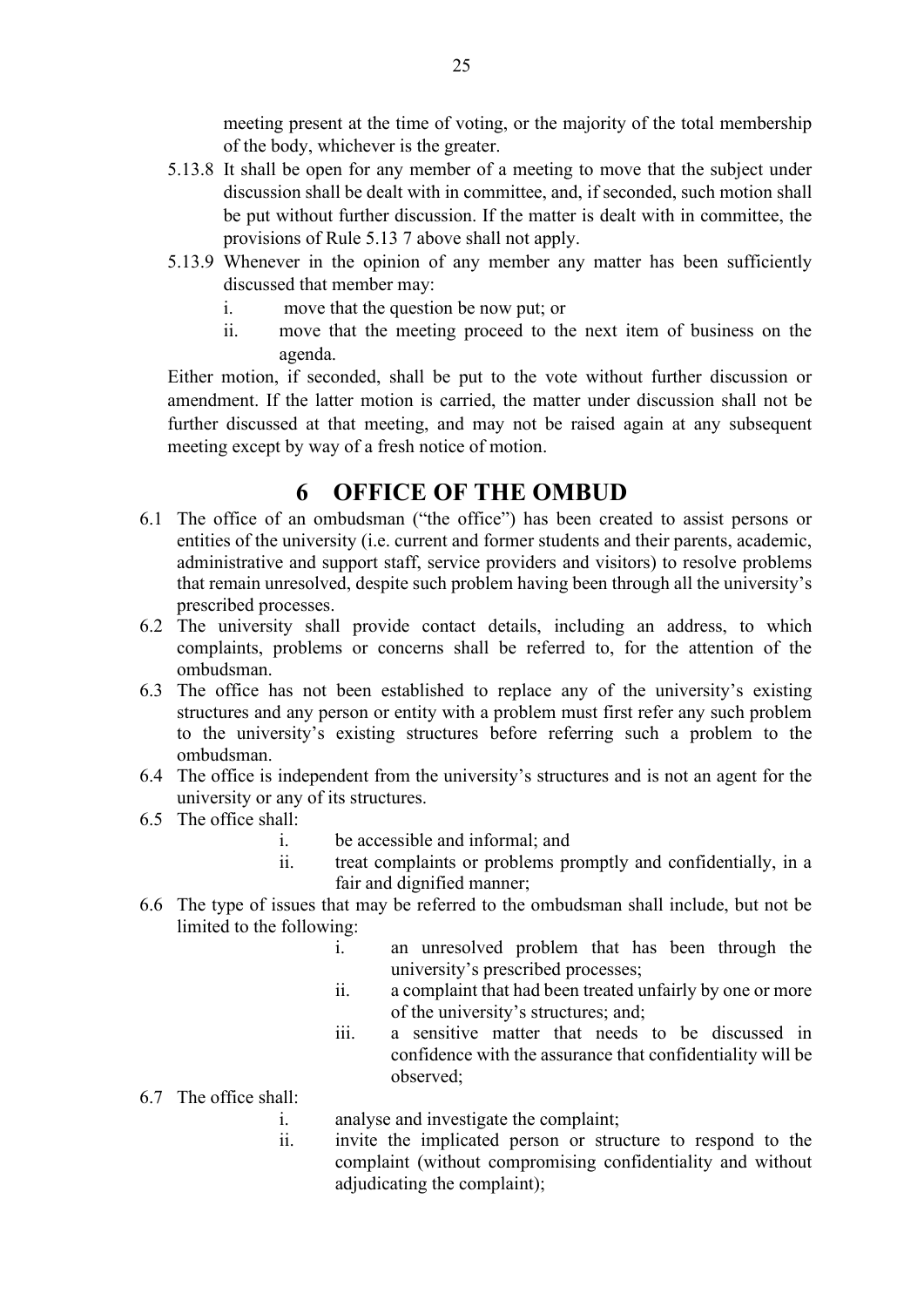meeting present at the time of voting, or the majority of the total membership of the body, whichever is the greater.

5.13.8 It shall be open for any member of a meeting to move that the subject under discussion shall be dealt with in committee, and, if seconded, such motion shall be put without further discussion. If the matter is dealt with in committee, the provisions of Rule 5.13 7 above shall not apply.

5.13.9 Whenever in the opinion of any member any matter has been sufficiently discussed that member may:

i. move that the question be now put; or

ii. move that the meeting proceed to the next item of business on the agenda.

Either motion, if seconded, shall be put to the vote without further discussion or amendment. If the latter motion is carried, the matter under discussion shall not be further discussed at that meeting, and may not be raised again at any subsequent meeting except by way of a fresh notice of motion.

# 6 OFFICE OF THE OMBUD

6.1 The office of an ombudsman ("the office") has been created to assist persons or entities of the university (i.e. current and former students and their parents, academic, administrative and support staff, service providers and visitors) to resolve problems that remain unresolved, despite such problem having been through all the university's prescribed processes.

6.2 The university shall provide contact details, including an address, to which complaints, problems or concerns shall be referred to, for the attention of the ombudsman.

6.3 The office has not been established to replace any of the university's existing structures and any person or entity with a problem must first refer any such problem to the university's existing structures before referring such a problem to the ombudsman.

6.4 The office is independent from the university's structures and is not an agent for the university or any of its structures.

6.5 The office shall:

i. be accessible and informal; and

ii. treat complaints or problems promptly and confidentially, in a fair and dignified manner;

6.6 The type of issues that may be referred to the ombudsman shall include, but not be limited to the following:

i. an unresolved problem that has been through the university's prescribed processes;

ii. a complaint that had been treated unfairly by one or more of the university's structures; and;

iii. a sensitive matter that needs to be discussed in confidence with the assurance that confidentiality will be observed;

6.7 The office shall:

i. analyse and investigate the complaint;

ii. invite the implicated person or structure to respond to the complaint (without compromising confidentiality and without adjudicating the complaint);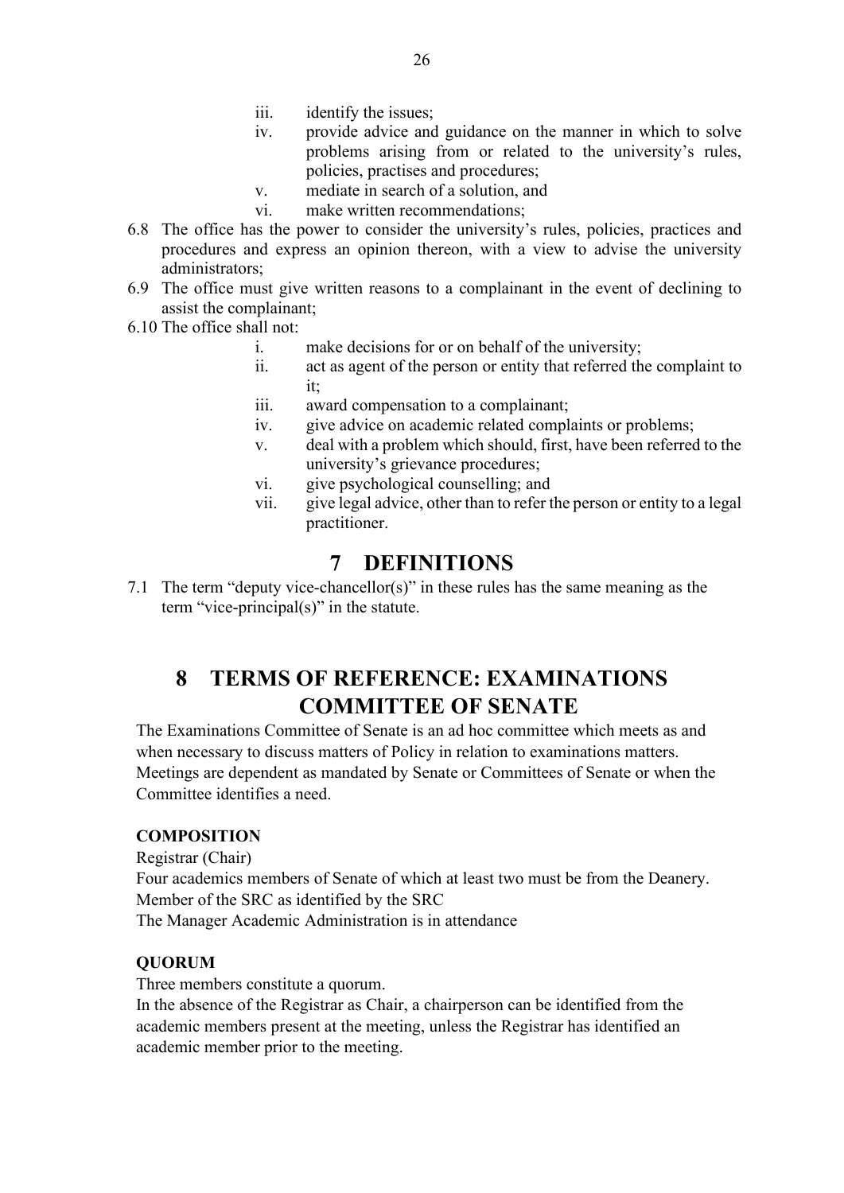iii. identify the issues;
iv. provide advice and guidance on the manner in which to solve problems arising from or related to the university's rules, policies, practises and procedures;
v. mediate in search of a solution, and
vi. make written recommendations;

6.8 The office has the power to consider the university's rules, policies, practices and procedures and express an opinion thereon, with a view to advise the university administrators;

6.9 The office must give written reasons to a complainant in the event of declining to assist the complainant;

6.10 The office shall not:

i. make decisions for or on behalf of the university;
ii. act as agent of the person or entity that referred the complaint to it;
iii. award compensation to a complainant;
iv. give advice on academic related complaints or problems;
v. deal with a problem which should, first, have been referred to the university's grievance procedures;
vi. give psychological counselling; and
vii. give legal advice, other than to refer the person or entity to a legal practitioner.

# 7 DEFINITIONS

7.1 The term "deputy vice-chancellor(s)" in these rules has the same meaning as the term "vice-principal(s)" in the statute.

# 8 TERMS OF REFERENCE: EXAMINATIONS COMMITTEE OF SENATE

The Examinations Committee of Senate is an ad hoc committee which meets as and when necessary to discuss matters of Policy in relation to examinations matters. Meetings are dependent as mandated by Senate or Committees of Senate or when the Committee identifies a need.

**COMPOSITION**

Registrar (Chair)
Four academics members of Senate of which at least two must be from the Deanery.
Member of the SRC as identified by the SRC
The Manager Academic Administration is in attendance

**QUORUM**

Three members constitute a quorum.
In the absence of the Registrar as Chair, a chairperson can be identified from the academic members present at the meeting, unless the Registrar has identified an academic member prior to the meeting.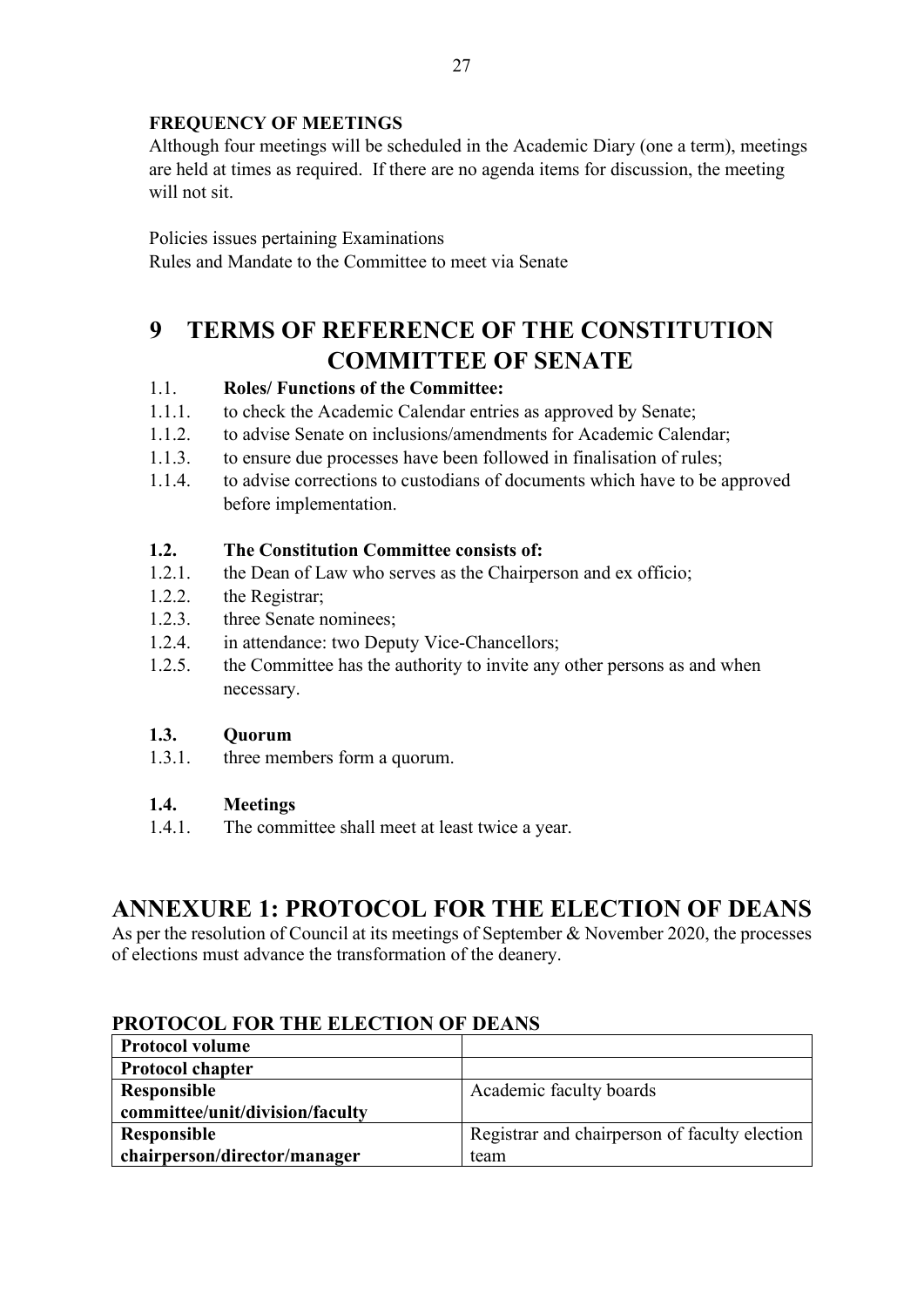**FREQUENCY OF MEETINGS**

Although four meetings will be scheduled in the Academic Diary (one a term), meetings are held at times as required. If there are no agenda items for discussion, the meeting will not sit.

Policies issues pertaining Examinations

Rules and Mandate to the Committee to meet via Senate

# 9 TERMS OF REFERENCE OF THE CONSTITUTION COMMITTEE OF SENATE

1.1. **Roles/ Functions of the Committee:**

1.1.1. to check the Academic Calendar entries as approved by Senate;

1.1.2. to advise Senate on inclusions/amendments for Academic Calendar;

1.1.3. to ensure due processes have been followed in finalisation of rules;

1.1.4. to advise corrections to custodians of documents which have to be approved before implementation.

**1.2. The Constitution Committee consists of:**

1.2.1. the Dean of Law who serves as the Chairperson and ex officio;

1.2.2. the Registrar;

1.2.3. three Senate nominees;

1.2.4. in attendance: two Deputy Vice-Chancellors;

1.2.5. the Committee has the authority to invite any other persons as and when necessary.

**1.3. Quorum**

1.3.1. three members form a quorum.

**1.4. Meetings**

1.4.1. The committee shall meet at least twice a year.

# ANNEXURE 1: PROTOCOL FOR THE ELECTION OF DEANS

As per the resolution of Council at its meetings of September & November 2020, the processes of elections must advance the transformation of the deanery.

**PROTOCOL FOR THE ELECTION OF DEANS**

| **Protocol volume** | |
|---|---|
| **Protocol chapter** | |
| **Responsible committee/unit/division/faculty** | Academic faculty boards |
| **Responsible chairperson/director/manager** | Registrar and chairperson of faculty election team |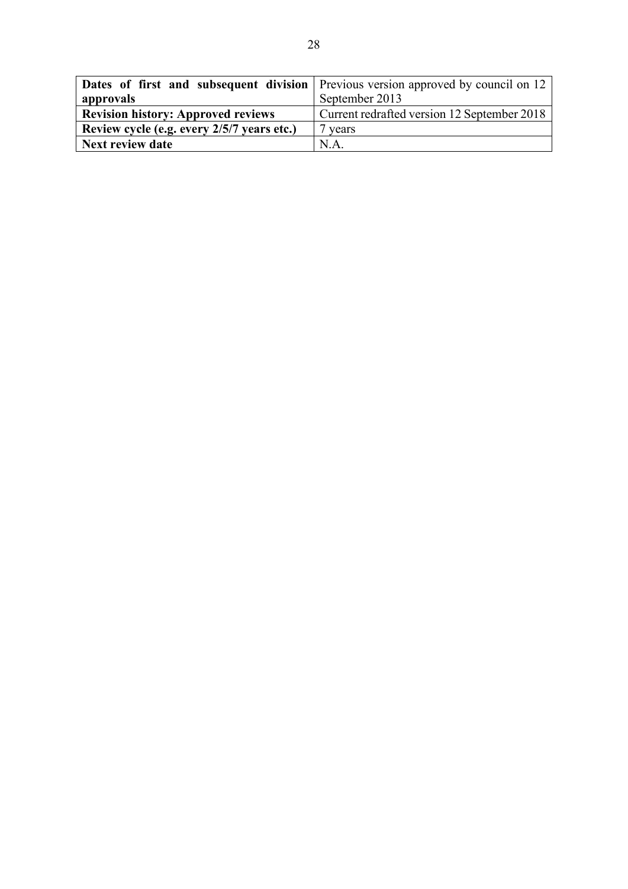| **Dates of first and subsequent division approvals** | Previous version approved by council on 12 September 2013 |
| --- | --- |
| **Revision history: Approved reviews** | Current redrafted version 12 September 2018 |
| **Review cycle (e.g. every 2/5/7 years etc.)** | 7 years |
| **Next review date** | N.A. |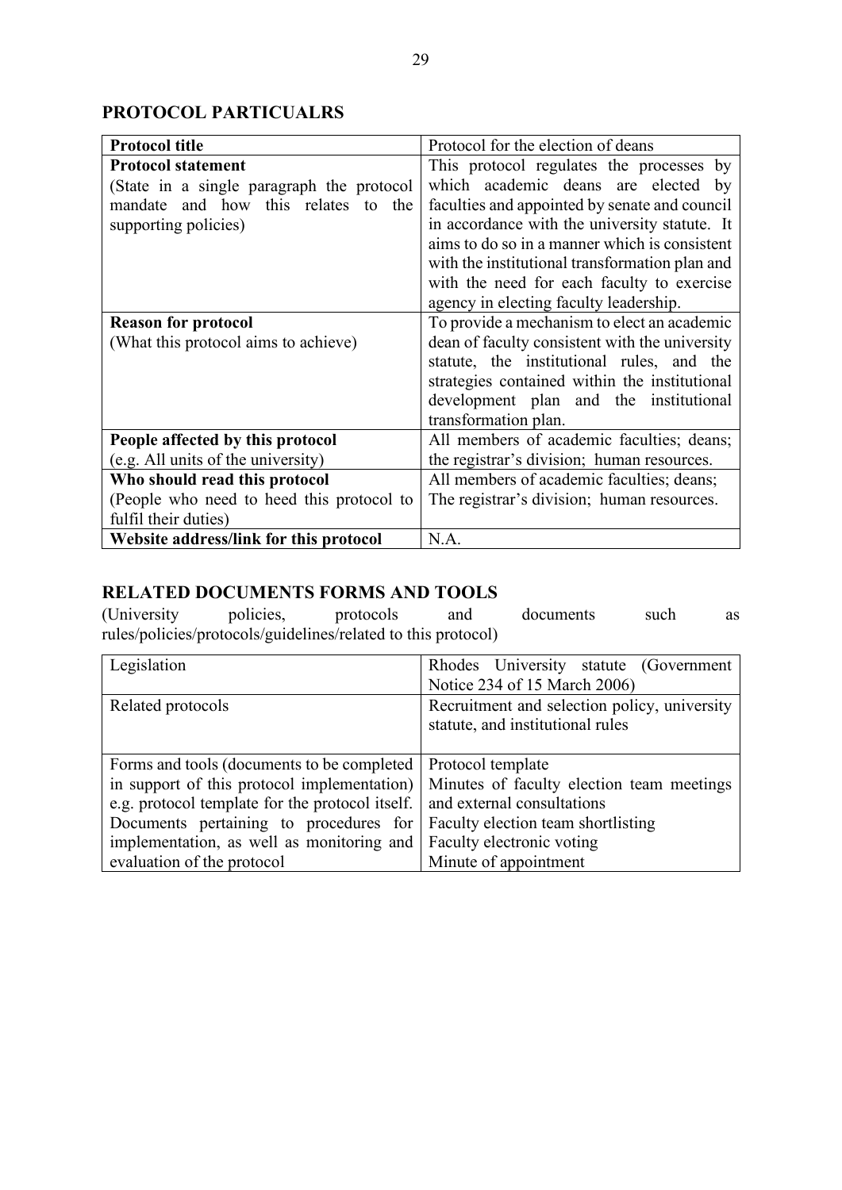## PROTOCOL PARTICUALRS

| **Protocol title** | Protocol for the election of deans |
|---|---|
| **Protocol statement**<br>(State in a single paragraph the protocol mandate and how this relates to the supporting policies) | This protocol regulates the processes by which academic deans are elected by faculties and appointed by senate and council in accordance with the university statute. It aims to do so in a manner which is consistent with the institutional transformation plan and with the need for each faculty to exercise agency in electing faculty leadership. |
| **Reason for protocol**<br>(What this protocol aims to achieve) | To provide a mechanism to elect an academic dean of faculty consistent with the university statute, the institutional rules, and the strategies contained within the institutional development plan and the institutional transformation plan. |
| **People affected by this protocol**<br>(e.g. All units of the university) | All members of academic faculties; deans; the registrar's division; human resources. |
| **Who should read this protocol**<br>(People who need to heed this protocol to fulfil their duties) | All members of academic faculties; deans; The registrar's division; human resources. |
| **Website address/link for this protocol** | N.A. |

## RELATED DOCUMENTS FORMS AND TOOLS

(University policies, protocols and documents such as rules/policies/protocols/guidelines/related to this protocol)

| Legislation | Rhodes University statute (Government Notice 234 of 15 March 2006) |
|---|---|
| Related protocols | Recruitment and selection policy, university statute, and institutional rules |
| Forms and tools (documents to be completed in support of this protocol implementation) e.g. protocol template for the protocol itself. Documents pertaining to procedures for implementation, as well as monitoring and evaluation of the protocol | Protocol template<br>Minutes of faculty election team meetings and external consultations<br>Faculty election team shortlisting<br>Faculty electronic voting<br>Minute of appointment |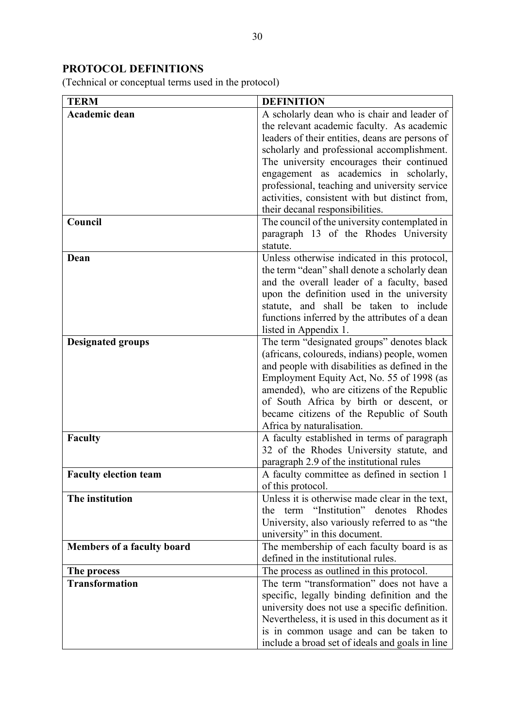## PROTOCOL DEFINITIONS

(Technical or conceptual terms used in the protocol)

| TERM | DEFINITION |
|---|---|
| **Academic dean** | A scholarly dean who is chair and leader of the relevant academic faculty. As academic leaders of their entities, deans are persons of scholarly and professional accomplishment. The university encourages their continued engagement as academics in scholarly, professional, teaching and university service activities, consistent with but distinct from, their decanal responsibilities. |
| **Council** | The council of the university contemplated in paragraph 13 of the Rhodes University statute. |
| **Dean** | Unless otherwise indicated in this protocol, the term "dean" shall denote a scholarly dean and the overall leader of a faculty, based upon the definition used in the university statute, and shall be taken to include functions inferred by the attributes of a dean listed in Appendix 1. |
| **Designated groups** | The term "designated groups" denotes black (africans, coloureds, indians) people, women and people with disabilities as defined in the Employment Equity Act, No. 55 of 1998 (as amended), who are citizens of the Republic of South Africa by birth or descent, or became citizens of the Republic of South Africa by naturalisation. |
| **Faculty** | A faculty established in terms of paragraph 32 of the Rhodes University statute, and paragraph 2.9 of the institutional rules |
| **Faculty election team** | A faculty committee as defined in section 1 of this protocol. |
| **The institution** | Unless it is otherwise made clear in the text, the term "Institution" denotes Rhodes University, also variously referred to as "the university" in this document. |
| **Members of a faculty board** | The membership of each faculty board is as defined in the institutional rules. |
| **The process** | The process as outlined in this protocol. |
| **Transformation** | The term "transformation" does not have a specific, legally binding definition and the university does not use a specific definition. Nevertheless, it is used in this document as it is in common usage and can be taken to include a broad set of ideals and goals in line |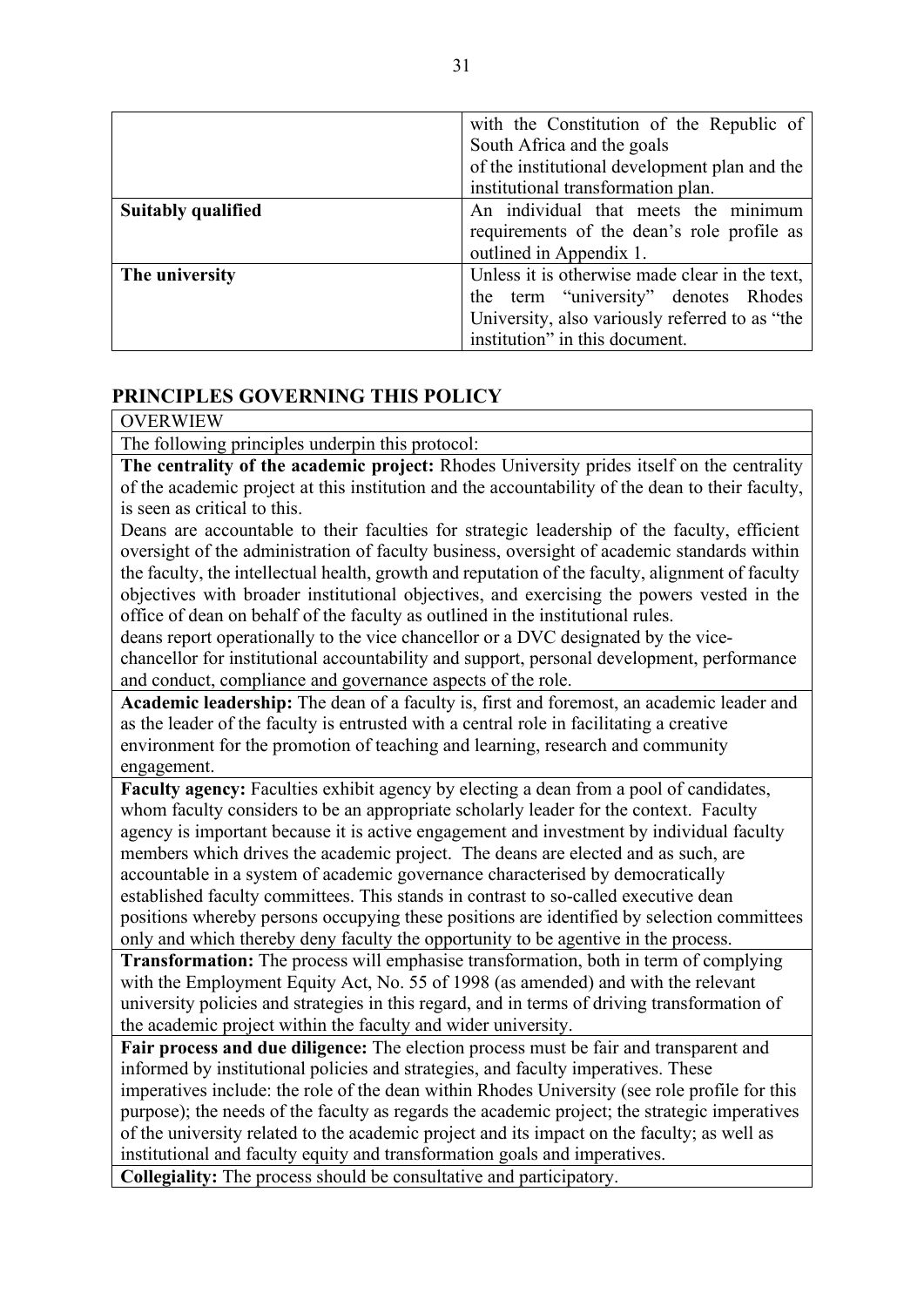| | |
|---|---|
| | with the Constitution of the Republic of South Africa and the goals of the institutional development plan and the institutional transformation plan. |
| **Suitably qualified** | An individual that meets the minimum requirements of the dean's role profile as outlined in Appendix 1. |
| **The university** | Unless it is otherwise made clear in the text, the term "university" denotes Rhodes University, also variously referred to as "the institution" in this document. |

## PRINCIPLES GOVERNING THIS POLICY

| OVERWIEW |
|---|
| The following principles underpin this protocol: |
| **The centrality of the academic project:** Rhodes University prides itself on the centrality of the academic project at this institution and the accountability of the dean to their faculty, is seen as critical to this.<br>Deans are accountable to their faculties for strategic leadership of the faculty, efficient oversight of the administration of faculty business, oversight of academic standards within the faculty, the intellectual health, growth and reputation of the faculty, alignment of faculty objectives with broader institutional objectives, and exercising the powers vested in the office of dean on behalf of the faculty as outlined in the institutional rules.<br>deans report operationally to the vice chancellor or a DVC designated by the vice-chancellor for institutional accountability and support, personal development, performance and conduct, compliance and governance aspects of the role. |
| **Academic leadership:** The dean of a faculty is, first and foremost, an academic leader and as the leader of the faculty is entrusted with a central role in facilitating a creative environment for the promotion of teaching and learning, research and community engagement. |
| **Faculty agency:** Faculties exhibit agency by electing a dean from a pool of candidates, whom faculty considers to be an appropriate scholarly leader for the context. Faculty agency is important because it is active engagement and investment by individual faculty members which drives the academic project. The deans are elected and as such, are accountable in a system of academic governance characterised by democratically established faculty committees. This stands in contrast to so-called executive dean positions whereby persons occupying these positions are identified by selection committees only and which thereby deny faculty the opportunity to be agentive in the process. |
| **Transformation:** The process will emphasise transformation, both in term of complying with the Employment Equity Act, No. 55 of 1998 (as amended) and with the relevant university policies and strategies in this regard, and in terms of driving transformation of the academic project within the faculty and wider university. |
| **Fair process and due diligence:** The election process must be fair and transparent and informed by institutional policies and strategies, and faculty imperatives. These imperatives include: the role of the dean within Rhodes University (see role profile for this purpose); the needs of the faculty as regards the academic project; the strategic imperatives of the university related to the academic project and its impact on the faculty; as well as institutional and faculty equity and transformation goals and imperatives. |
| **Collegiality:** The process should be consultative and participatory. |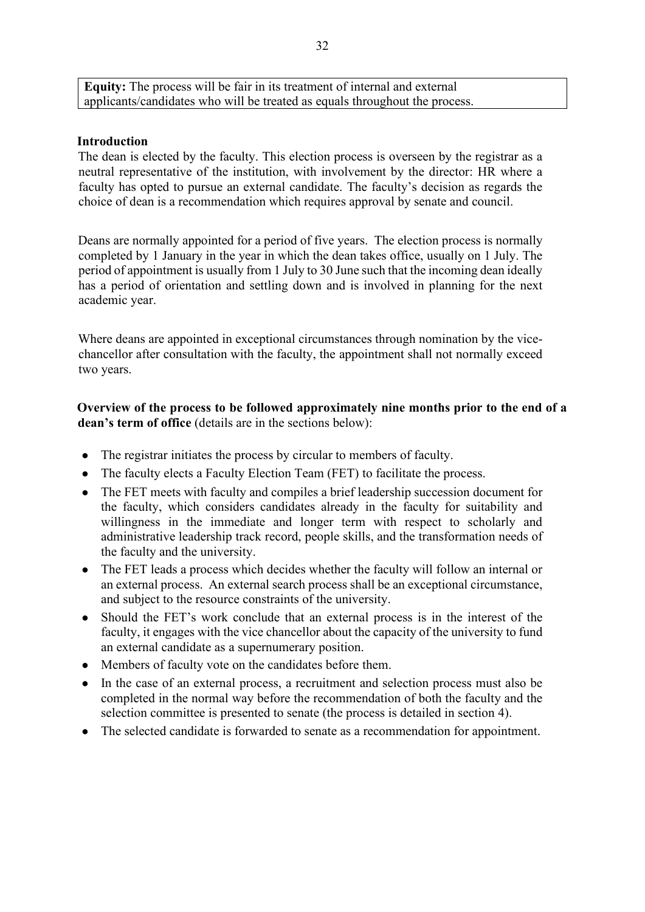**Equity:** The process will be fair in its treatment of internal and external applicants/candidates who will be treated as equals throughout the process.

### Introduction

The dean is elected by the faculty. This election process is overseen by the registrar as a neutral representative of the institution, with involvement by the director: HR where a faculty has opted to pursue an external candidate. The faculty's decision as regards the choice of dean is a recommendation which requires approval by senate and council.

Deans are normally appointed for a period of five years. The election process is normally completed by 1 January in the year in which the dean takes office, usually on 1 July. The period of appointment is usually from 1 July to 30 June such that the incoming dean ideally has a period of orientation and settling down and is involved in planning for the next academic year.

Where deans are appointed in exceptional circumstances through nomination by the vice-chancellor after consultation with the faculty, the appointment shall not normally exceed two years.

**Overview of the process to be followed approximately nine months prior to the end of a dean's term of office** (details are in the sections below):

- The registrar initiates the process by circular to members of faculty.
- The faculty elects a Faculty Election Team (FET) to facilitate the process.
- The FET meets with faculty and compiles a brief leadership succession document for the faculty, which considers candidates already in the faculty for suitability and willingness in the immediate and longer term with respect to scholarly and administrative leadership track record, people skills, and the transformation needs of the faculty and the university.
- The FET leads a process which decides whether the faculty will follow an internal or an external process. An external search process shall be an exceptional circumstance, and subject to the resource constraints of the university.
- Should the FET's work conclude that an external process is in the interest of the faculty, it engages with the vice chancellor about the capacity of the university to fund an external candidate as a supernumerary position.
- Members of faculty vote on the candidates before them.
- In the case of an external process, a recruitment and selection process must also be completed in the normal way before the recommendation of both the faculty and the selection committee is presented to senate (the process is detailed in section 4).
- The selected candidate is forwarded to senate as a recommendation for appointment.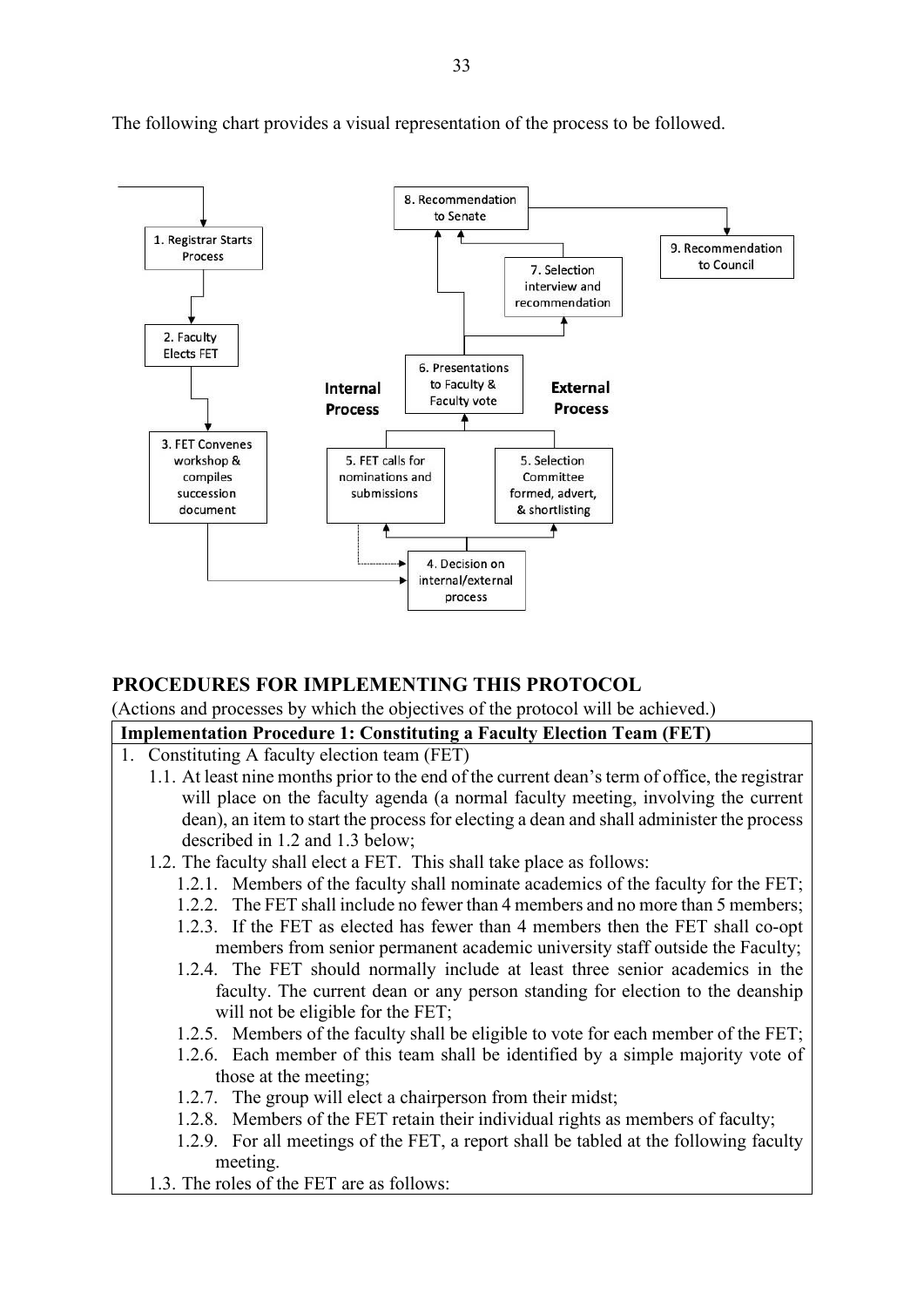The following chart provides a visual representation of the process to be followed.

1. Registrar Starts Process
2. Faculty Elects FET
3. FET Convenes workshop & compiles succession document
4. Decision on internal/external process

Internal Process

5. FET calls for nominations and submissions

External Process

5. Selection Committee formed, advert, & shortlisting
6. Presentations to Faculty & Faculty vote
7. Selection interview and recommendation
8. Recommendation to Senate
9. Recommendation to Council

## PROCEDURES FOR IMPLEMENTING THIS PROTOCOL

(Actions and processes by which the objectives of the protocol will be achieved.)

**Implementation Procedure 1: Constituting a Faculty Election Team (FET)**

1. Constituting A faculty election team (FET)
   - 1.1. At least nine months prior to the end of the current dean's term of office, the registrar will place on the faculty agenda (a normal faculty meeting, involving the current dean), an item to start the process for electing a dean and shall administer the process described in 1.2 and 1.3 below;
   - 1.2. The faculty shall elect a FET. This shall take place as follows:
     - 1.2.1. Members of the faculty shall nominate academics of the faculty for the FET;
     - 1.2.2. The FET shall include no fewer than 4 members and no more than 5 members;
     - 1.2.3. If the FET as elected has fewer than 4 members then the FET shall co-opt members from senior permanent academic university staff outside the Faculty;
     - 1.2.4. The FET should normally include at least three senior academics in the faculty. The current dean or any person standing for election to the deanship will not be eligible for the FET;
     - 1.2.5. Members of the faculty shall be eligible to vote for each member of the FET;
     - 1.2.6. Each member of this team shall be identified by a simple majority vote of those at the meeting;
     - 1.2.7. The group will elect a chairperson from their midst;
     - 1.2.8. Members of the FET retain their individual rights as members of faculty;
     - 1.2.9. For all meetings of the FET, a report shall be tabled at the following faculty meeting.
   - 1.3. The roles of the FET are as follows: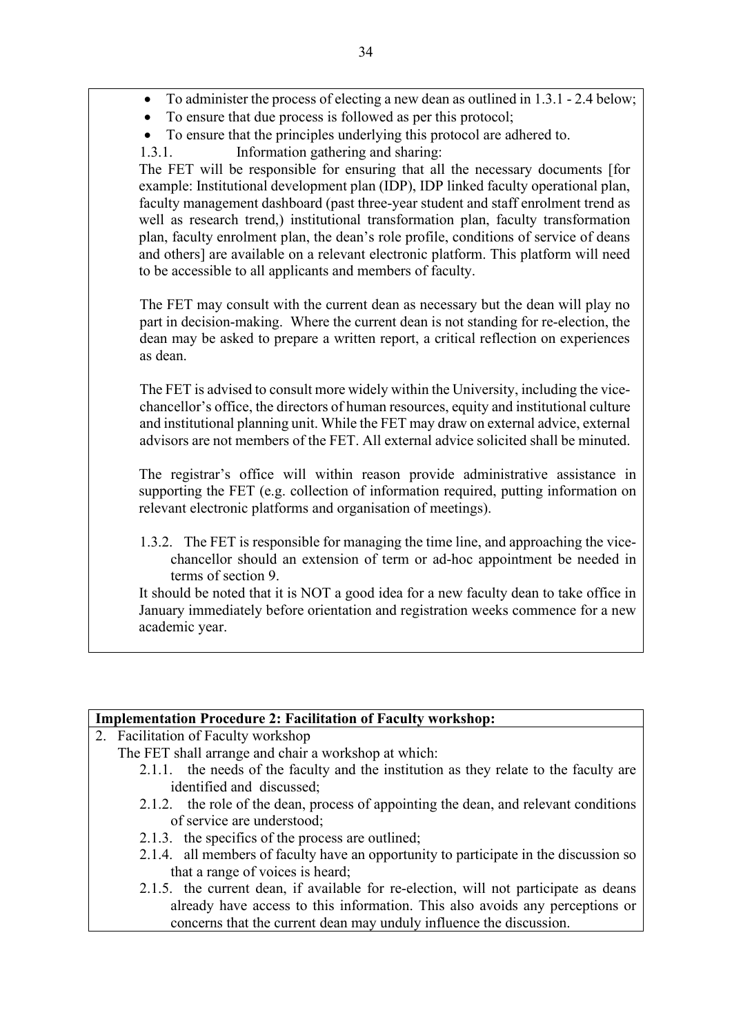- To administer the process of electing a new dean as outlined in 1.3.1 - 2.4 below;
- To ensure that due process is followed as per this protocol;
- To ensure that the principles underlying this protocol are adhered to.

1.3.1. Information gathering and sharing:

The FET will be responsible for ensuring that all the necessary documents [for example: Institutional development plan (IDP), IDP linked faculty operational plan, faculty management dashboard (past three-year student and staff enrolment trend as well as research trend,) institutional transformation plan, faculty transformation plan, faculty enrolment plan, the dean's role profile, conditions of service of deans and others] are available on a relevant electronic platform. This platform will need to be accessible to all applicants and members of faculty.

The FET may consult with the current dean as necessary but the dean will play no part in decision-making. Where the current dean is not standing for re-election, the dean may be asked to prepare a written report, a critical reflection on experiences as dean.

The FET is advised to consult more widely within the University, including the vice-chancellor's office, the directors of human resources, equity and institutional culture and institutional planning unit. While the FET may draw on external advice, external advisors are not members of the FET. All external advice solicited shall be minuted.

The registrar's office will within reason provide administrative assistance in supporting the FET (e.g. collection of information required, putting information on relevant electronic platforms and organisation of meetings).

1.3.2. The FET is responsible for managing the time line, and approaching the vice-chancellor should an extension of term or ad-hoc appointment be needed in terms of section 9.

It should be noted that it is NOT a good idea for a new faculty dean to take office in January immediately before orientation and registration weeks commence for a new academic year.

**Implementation Procedure 2: Facilitation of Faculty workshop:**

2. Facilitation of Faculty workshop

The FET shall arrange and chair a workshop at which:

2.1.1. the needs of the faculty and the institution as they relate to the faculty are identified and discussed;

2.1.2. the role of the dean, process of appointing the dean, and relevant conditions of service are understood;

2.1.3. the specifics of the process are outlined;

2.1.4. all members of faculty have an opportunity to participate in the discussion so that a range of voices is heard;

2.1.5. the current dean, if available for re-election, will not participate as deans already have access to this information. This also avoids any perceptions or concerns that the current dean may unduly influence the discussion.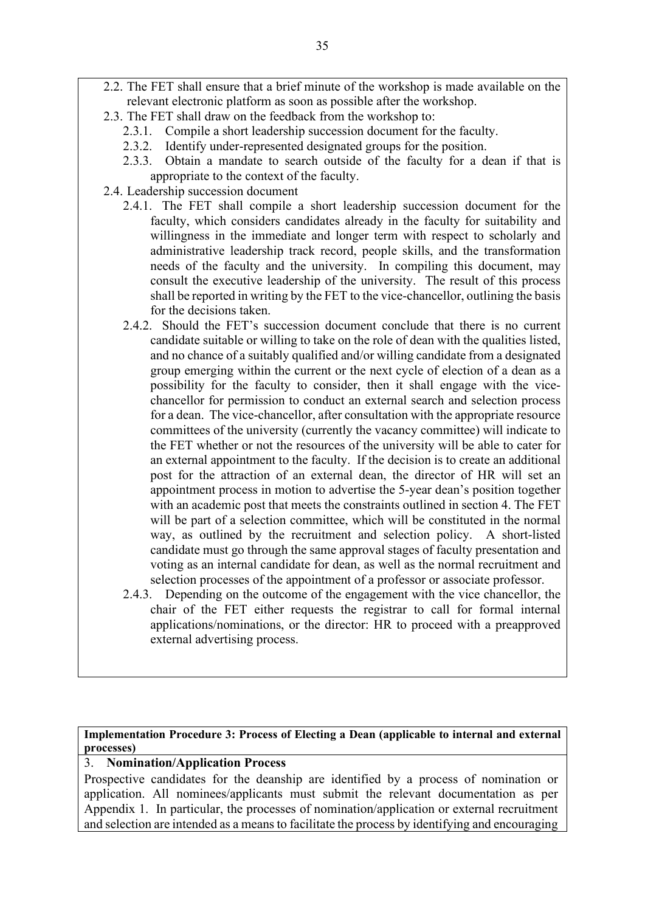2.2. The FET shall ensure that a brief minute of the workshop is made available on the relevant electronic platform as soon as possible after the workshop.

2.3. The FET shall draw on the feedback from the workshop to:

2.3.1. Compile a short leadership succession document for the faculty.

2.3.2. Identify under-represented designated groups for the position.

2.3.3. Obtain a mandate to search outside of the faculty for a dean if that is appropriate to the context of the faculty.

2.4. Leadership succession document

2.4.1. The FET shall compile a short leadership succession document for the faculty, which considers candidates already in the faculty for suitability and willingness in the immediate and longer term with respect to scholarly and administrative leadership track record, people skills, and the transformation needs of the faculty and the university. In compiling this document, may consult the executive leadership of the university. The result of this process shall be reported in writing by the FET to the vice-chancellor, outlining the basis for the decisions taken.

2.4.2. Should the FET's succession document conclude that there is no current candidate suitable or willing to take on the role of dean with the qualities listed, and no chance of a suitably qualified and/or willing candidate from a designated group emerging within the current or the next cycle of election of a dean as a possibility for the faculty to consider, then it shall engage with the vice-chancellor for permission to conduct an external search and selection process for a dean. The vice-chancellor, after consultation with the appropriate resource committees of the university (currently the vacancy committee) will indicate to the FET whether or not the resources of the university will be able to cater for an external appointment to the faculty. If the decision is to create an additional post for the attraction of an external dean, the director of HR will set an appointment process in motion to advertise the 5-year dean's position together with an academic post that meets the constraints outlined in section 4. The FET will be part of a selection committee, which will be constituted in the normal way, as outlined by the recruitment and selection policy. A short-listed candidate must go through the same approval stages of faculty presentation and voting as an internal candidate for dean, as well as the normal recruitment and selection processes of the appointment of a professor or associate professor.

2.4.3. Depending on the outcome of the engagement with the vice chancellor, the chair of the FET either requests the registrar to call for formal internal applications/nominations, or the director: HR to proceed with a preapproved external advertising process.

**Implementation Procedure 3: Process of Electing a Dean (applicable to internal and external processes)**

3. **Nomination/Application Process**

Prospective candidates for the deanship are identified by a process of nomination or application. All nominees/applicants must submit the relevant documentation as per Appendix 1. In particular, the processes of nomination/application or external recruitment and selection are intended as a means to facilitate the process by identifying and encouraging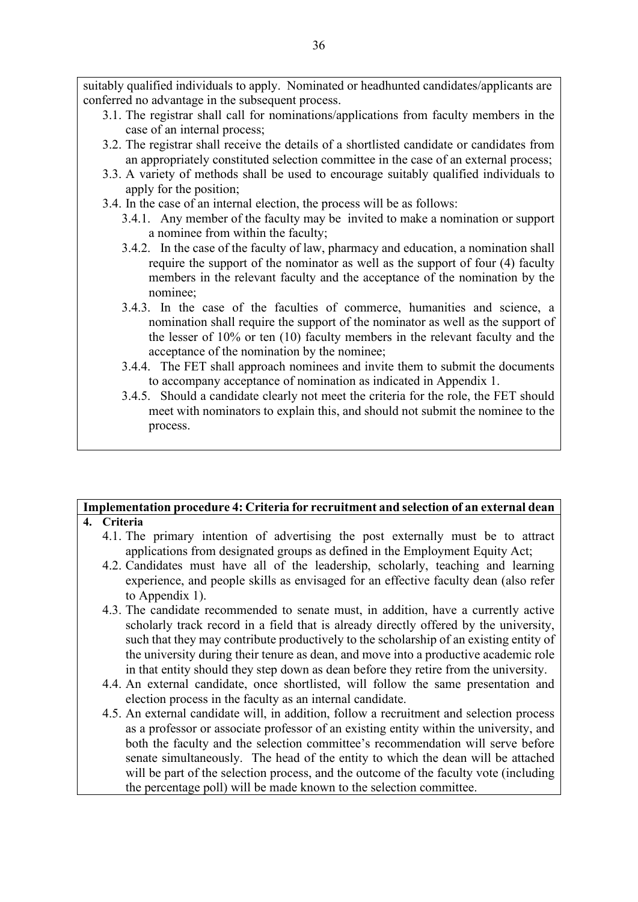suitably qualified individuals to apply. Nominated or headhunted candidates/applicants are conferred no advantage in the subsequent process.

- 3.1. The registrar shall call for nominations/applications from faculty members in the case of an internal process;
- 3.2. The registrar shall receive the details of a shortlisted candidate or candidates from an appropriately constituted selection committee in the case of an external process;
- 3.3. A variety of methods shall be used to encourage suitably qualified individuals to apply for the position;
- 3.4. In the case of an internal election, the process will be as follows:
  - 3.4.1. Any member of the faculty may be invited to make a nomination or support a nominee from within the faculty;
  - 3.4.2. In the case of the faculty of law, pharmacy and education, a nomination shall require the support of the nominator as well as the support of four (4) faculty members in the relevant faculty and the acceptance of the nomination by the nominee;
  - 3.4.3. In the case of the faculties of commerce, humanities and science, a nomination shall require the support of the nominator as well as the support of the lesser of 10% or ten (10) faculty members in the relevant faculty and the acceptance of the nomination by the nominee;
  - 3.4.4. The FET shall approach nominees and invite them to submit the documents to accompany acceptance of nomination as indicated in Appendix 1.
  - 3.4.5. Should a candidate clearly not meet the criteria for the role, the FET should meet with nominators to explain this, and should not submit the nominee to the process.

## Implementation procedure 4: Criteria for recruitment and selection of an external dean

**4. Criteria**

- 4.1. The primary intention of advertising the post externally must be to attract applications from designated groups as defined in the Employment Equity Act;
- 4.2. Candidates must have all of the leadership, scholarly, teaching and learning experience, and people skills as envisaged for an effective faculty dean (also refer to Appendix 1).
- 4.3. The candidate recommended to senate must, in addition, have a currently active scholarly track record in a field that is already directly offered by the university, such that they may contribute productively to the scholarship of an existing entity of the university during their tenure as dean, and move into a productive academic role in that entity should they step down as dean before they retire from the university.
- 4.4. An external candidate, once shortlisted, will follow the same presentation and election process in the faculty as an internal candidate.
- 4.5. An external candidate will, in addition, follow a recruitment and selection process as a professor or associate professor of an existing entity within the university, and both the faculty and the selection committee's recommendation will serve before senate simultaneously. The head of the entity to which the dean will be attached will be part of the selection process, and the outcome of the faculty vote (including the percentage poll) will be made known to the selection committee.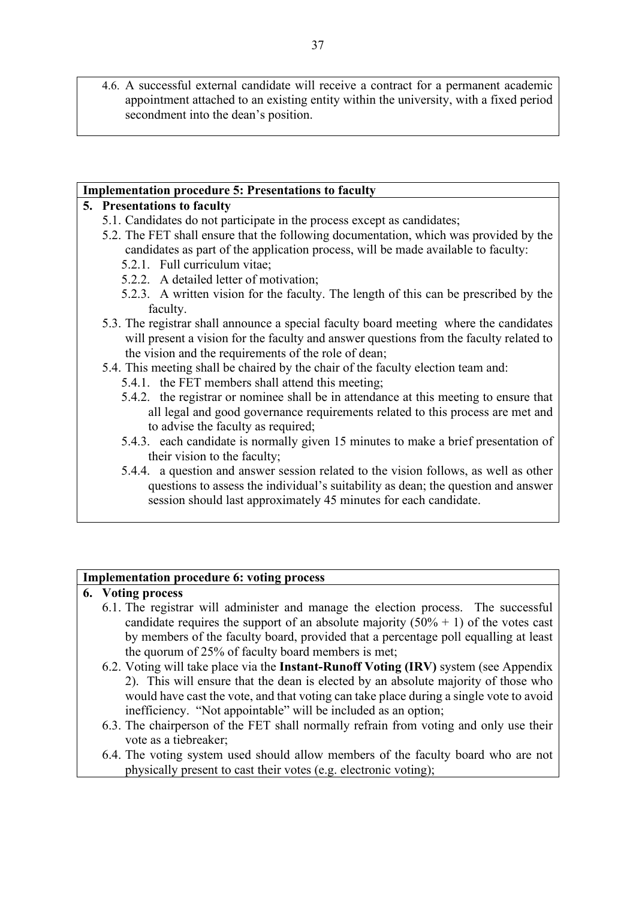4.6. A successful external candidate will receive a contract for a permanent academic appointment attached to an existing entity within the university, with a fixed period secondment into the dean's position.

**Implementation procedure 5: Presentations to faculty**

**5. Presentations to faculty**

5.1. Candidates do not participate in the process except as candidates;

5.2. The FET shall ensure that the following documentation, which was provided by the candidates as part of the application process, will be made available to faculty:

- 5.2.1. Full curriculum vitae;
- 5.2.2. A detailed letter of motivation;
- 5.2.3. A written vision for the faculty. The length of this can be prescribed by the faculty.

5.3. The registrar shall announce a special faculty board meeting where the candidates will present a vision for the faculty and answer questions from the faculty related to the vision and the requirements of the role of dean;

5.4. This meeting shall be chaired by the chair of the faculty election team and:

- 5.4.1. the FET members shall attend this meeting;
- 5.4.2. the registrar or nominee shall be in attendance at this meeting to ensure that all legal and good governance requirements related to this process are met and to advise the faculty as required;
- 5.4.3. each candidate is normally given 15 minutes to make a brief presentation of their vision to the faculty;
- 5.4.4. a question and answer session related to the vision follows, as well as other questions to assess the individual's suitability as dean; the question and answer session should last approximately 45 minutes for each candidate.

**Implementation procedure 6: voting process**

**6. Voting process**

6.1. The registrar will administer and manage the election process. The successful candidate requires the support of an absolute majority (50% + 1) of the votes cast by members of the faculty board, provided that a percentage poll equalling at least the quorum of 25% of faculty board members is met;

6.2. Voting will take place via the **Instant-Runoff Voting (IRV)** system (see Appendix 2). This will ensure that the dean is elected by an absolute majority of those who would have cast the vote, and that voting can take place during a single vote to avoid inefficiency. "Not appointable" will be included as an option;

6.3. The chairperson of the FET shall normally refrain from voting and only use their vote as a tiebreaker;

6.4. The voting system used should allow members of the faculty board who are not physically present to cast their votes (e.g. electronic voting);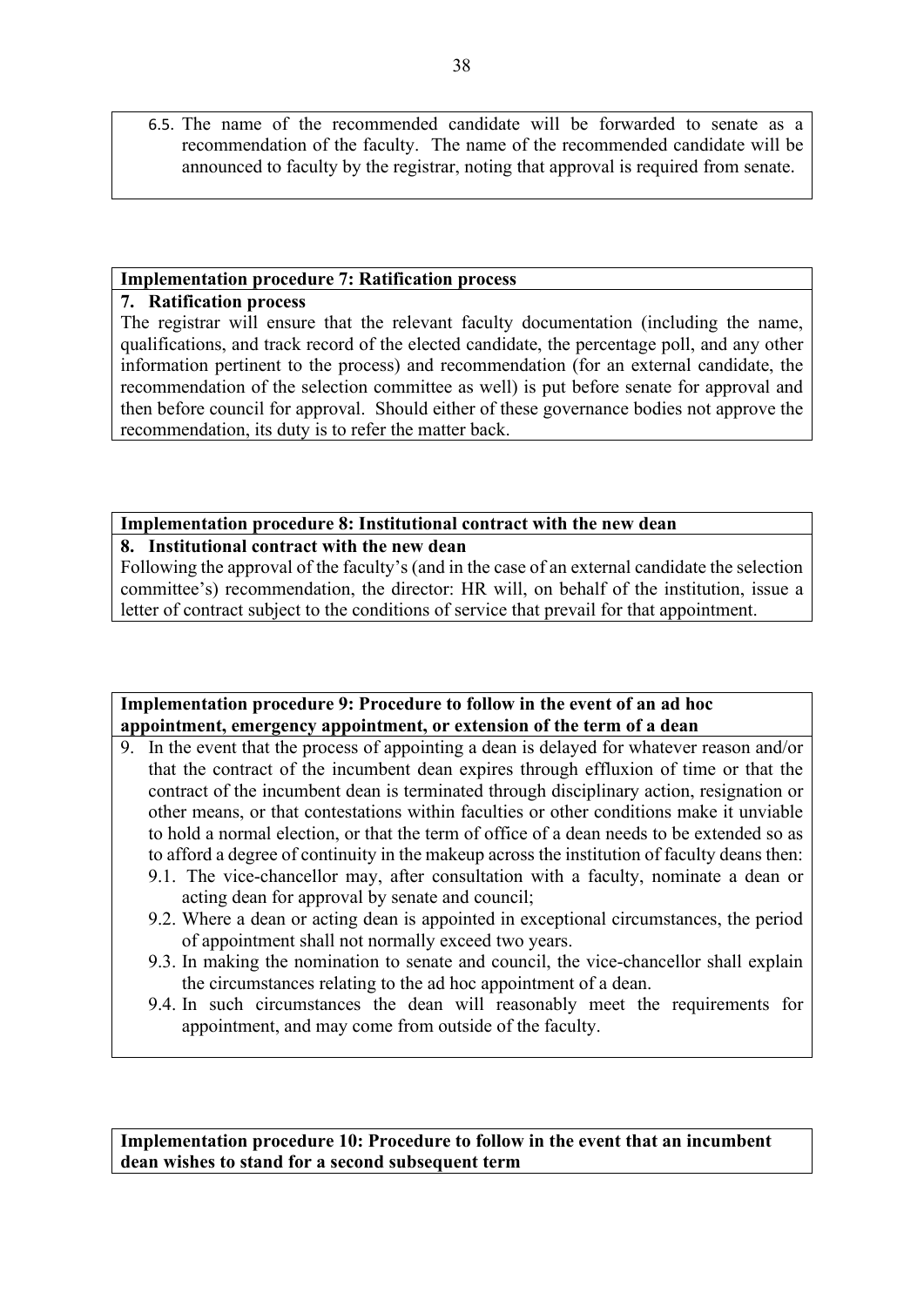6.5. The name of the recommended candidate will be forwarded to senate as a recommendation of the faculty. The name of the recommended candidate will be announced to faculty by the registrar, noting that approval is required from senate.

**Implementation procedure 7: Ratification process**

**7. Ratification process**

The registrar will ensure that the relevant faculty documentation (including the name, qualifications, and track record of the elected candidate, the percentage poll, and any other information pertinent to the process) and recommendation (for an external candidate, the recommendation of the selection committee as well) is put before senate for approval and then before council for approval. Should either of these governance bodies not approve the recommendation, its duty is to refer the matter back.

**Implementation procedure 8: Institutional contract with the new dean**

**8. Institutional contract with the new dean**

Following the approval of the faculty's (and in the case of an external candidate the selection committee's) recommendation, the director: HR will, on behalf of the institution, issue a letter of contract subject to the conditions of service that prevail for that appointment.

**Implementation procedure 9: Procedure to follow in the event of an ad hoc appointment, emergency appointment, or extension of the term of a dean**

9. In the event that the process of appointing a dean is delayed for whatever reason and/or that the contract of the incumbent dean expires through effluxion of time or that the contract of the incumbent dean is terminated through disciplinary action, resignation or other means, or that contestations within faculties or other conditions make it unviable to hold a normal election, or that the term of office of a dean needs to be extended so as to afford a degree of continuity in the makeup across the institution of faculty deans then:
   - 9.1. The vice-chancellor may, after consultation with a faculty, nominate a dean or acting dean for approval by senate and council;
   - 9.2. Where a dean or acting dean is appointed in exceptional circumstances, the period of appointment shall not normally exceed two years.
   - 9.3. In making the nomination to senate and council, the vice-chancellor shall explain the circumstances relating to the ad hoc appointment of a dean.
   - 9.4. In such circumstances the dean will reasonably meet the requirements for appointment, and may come from outside of the faculty.

**Implementation procedure 10: Procedure to follow in the event that an incumbent dean wishes to stand for a second subsequent term**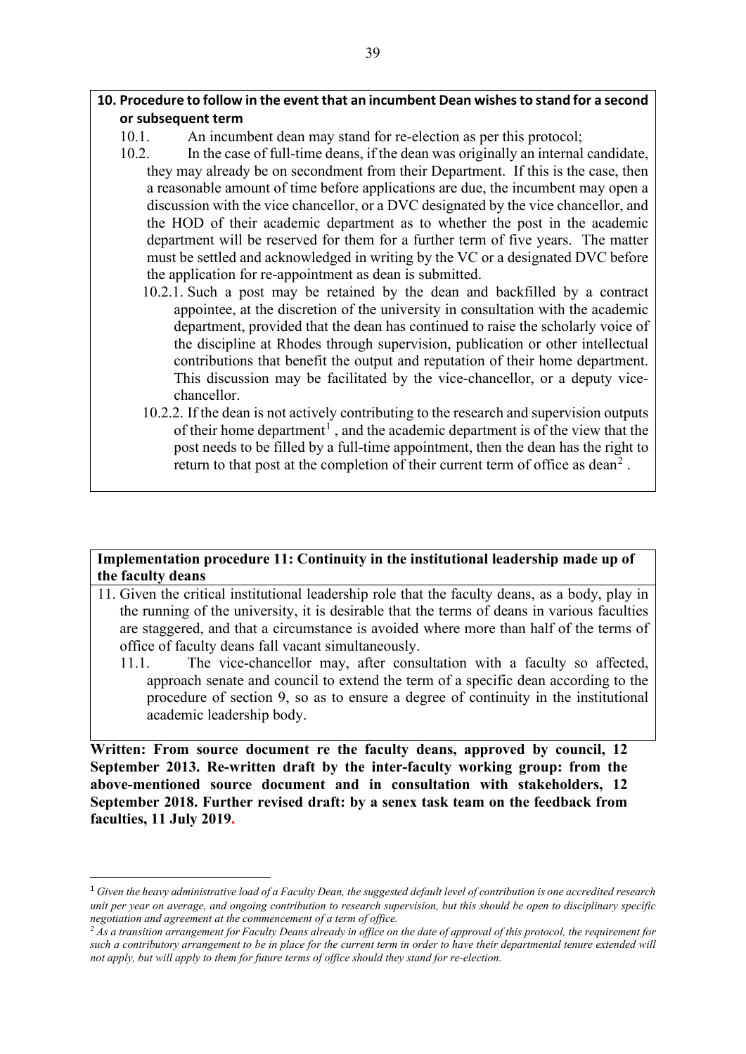**10. Procedure to follow in the event that an incumbent Dean wishes to stand for a second or subsequent term**

10.1. An incumbent dean may stand for re-election as per this protocol;

10.2. In the case of full-time deans, if the dean was originally an internal candidate, they may already be on secondment from their Department. If this is the case, then a reasonable amount of time before applications are due, the incumbent may open a discussion with the vice chancellor, or a DVC designated by the vice chancellor, and the HOD of their academic department as to whether the post in the academic department will be reserved for them for a further term of five years. The matter must be settled and acknowledged in writing by the VC or a designated DVC before the application for re-appointment as dean is submitted.

10.2.1. Such a post may be retained by the dean and backfilled by a contract appointee, at the discretion of the university in consultation with the academic department, provided that the dean has continued to raise the scholarly voice of the discipline at Rhodes through supervision, publication or other intellectual contributions that benefit the output and reputation of their home department. This discussion may be facilitated by the vice-chancellor, or a deputy vice-chancellor.

10.2.2. If the dean is not actively contributing to the research and supervision outputs of their home department[1], and the academic department is of the view that the post needs to be filled by a full-time appointment, then the dean has the right to return to that post at the completion of their current term of office as dean[2].

**Implementation procedure 11: Continuity in the institutional leadership made up of the faculty deans**

11. Given the critical institutional leadership role that the faculty deans, as a body, play in the running of the university, it is desirable that the terms of deans in various faculties are staggered, and that a circumstance is avoided where more than half of the terms of office of faculty deans fall vacant simultaneously.

11.1. The vice-chancellor may, after consultation with a faculty so affected, approach senate and council to extend the term of a specific dean according to the procedure of section 9, so as to ensure a degree of continuity in the institutional academic leadership body.

**Written: From source document re the faculty deans, approved by council, 12 September 2013. Re-written draft by the inter-faculty working group: from the above-mentioned source document and in consultation with stakeholders, 12 September 2018. Further revised draft: by a senex task team on the feedback from faculties, 11 July 2019.**

---

[1] *Given the heavy administrative load of a Faculty Dean, the suggested default level of contribution is one accredited research unit per year on average, and ongoing contribution to research supervision, but this should be open to disciplinary specific negotiation and agreement at the commencement of a term of office.*

[2] *As a transition arrangement for Faculty Deans already in office on the date of approval of this protocol, the requirement for such a contributory arrangement to be in place for the current term in order to have their departmental tenure extended will not apply, but will apply to them for future terms of office should they stand for re-election.*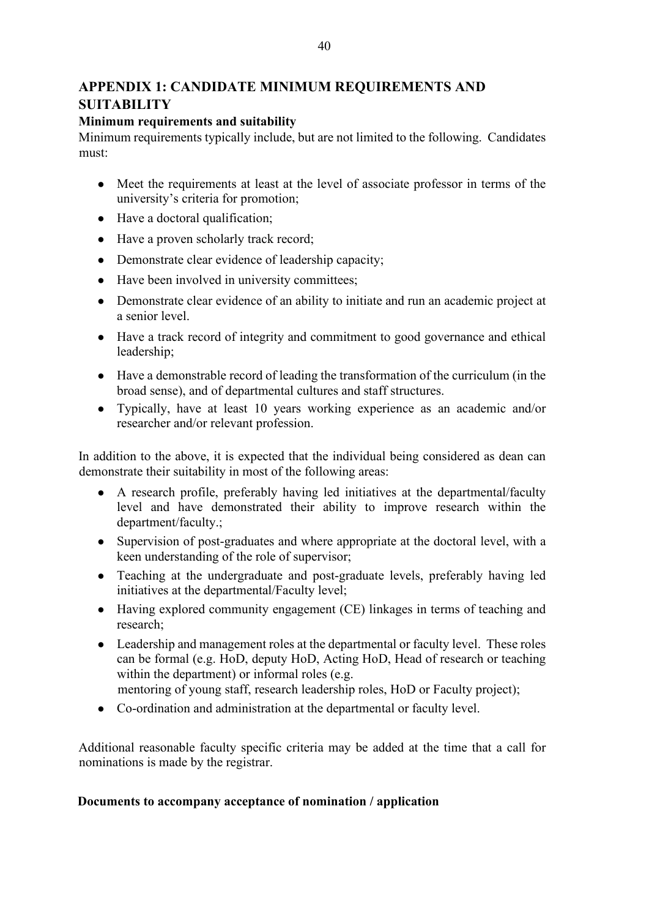## APPENDIX 1: CANDIDATE MINIMUM REQUIREMENTS AND SUITABILITY

**Minimum requirements and suitability**

Minimum requirements typically include, but are not limited to the following. Candidates must:

- Meet the requirements at least at the level of associate professor in terms of the university's criteria for promotion;
- Have a doctoral qualification;
- Have a proven scholarly track record;
- Demonstrate clear evidence of leadership capacity;
- Have been involved in university committees;
- Demonstrate clear evidence of an ability to initiate and run an academic project at a senior level.
- Have a track record of integrity and commitment to good governance and ethical leadership;
- Have a demonstrable record of leading the transformation of the curriculum (in the broad sense), and of departmental cultures and staff structures.
- Typically, have at least 10 years working experience as an academic and/or researcher and/or relevant profession.

In addition to the above, it is expected that the individual being considered as dean can demonstrate their suitability in most of the following areas:

- A research profile, preferably having led initiatives at the departmental/faculty level and have demonstrated their ability to improve research within the department/faculty.;
- Supervision of post-graduates and where appropriate at the doctoral level, with a keen understanding of the role of supervisor;
- Teaching at the undergraduate and post-graduate levels, preferably having led initiatives at the departmental/Faculty level;
- Having explored community engagement (CE) linkages in terms of teaching and research;
- Leadership and management roles at the departmental or faculty level. These roles can be formal (e.g. HoD, deputy HoD, Acting HoD, Head of research or teaching within the department) or informal roles (e.g. mentoring of young staff, research leadership roles, HoD or Faculty project);
- Co-ordination and administration at the departmental or faculty level.

Additional reasonable faculty specific criteria may be added at the time that a call for nominations is made by the registrar.

**Documents to accompany acceptance of nomination / application**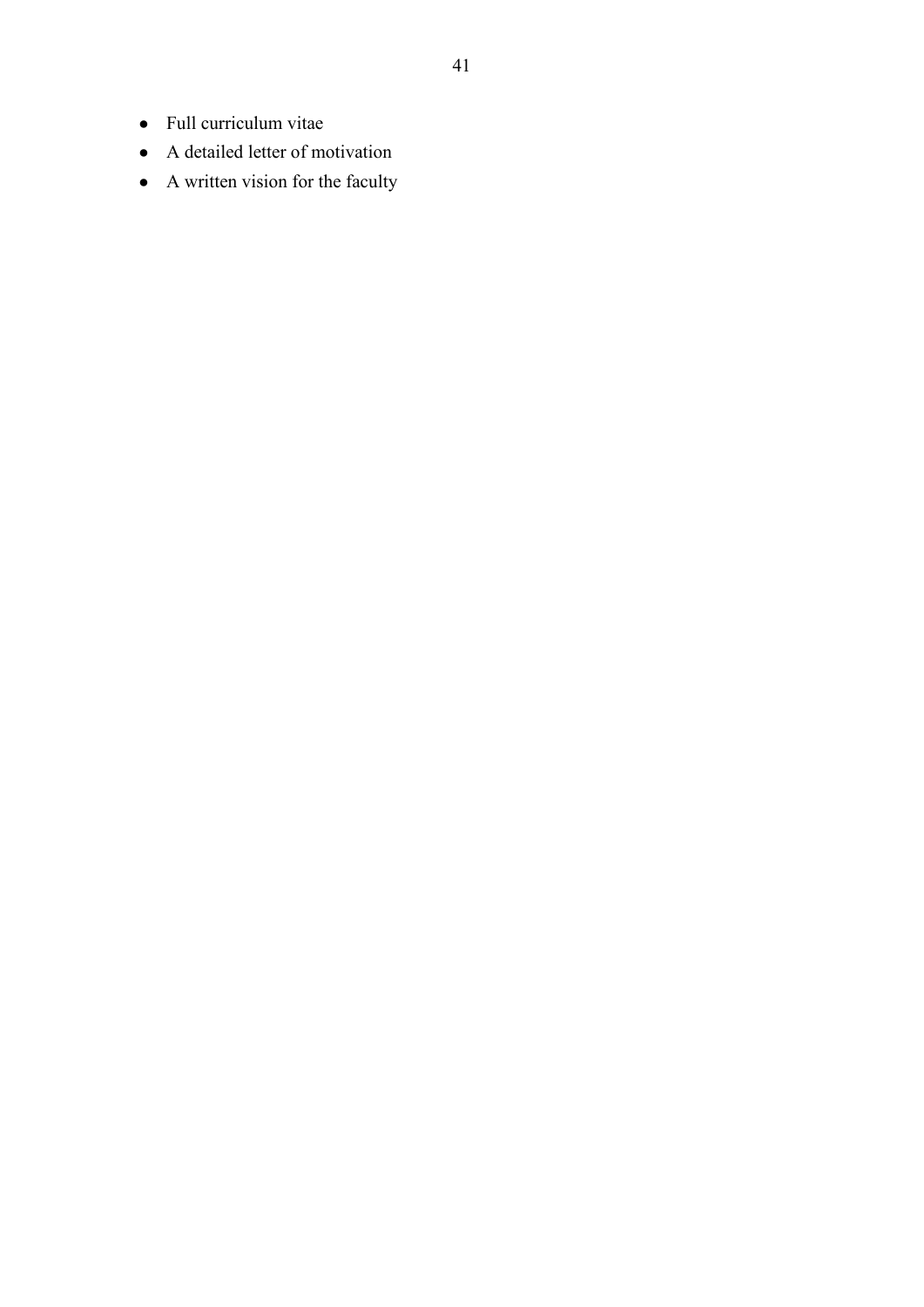- Full curriculum vitae
- A detailed letter of motivation
- A written vision for the faculty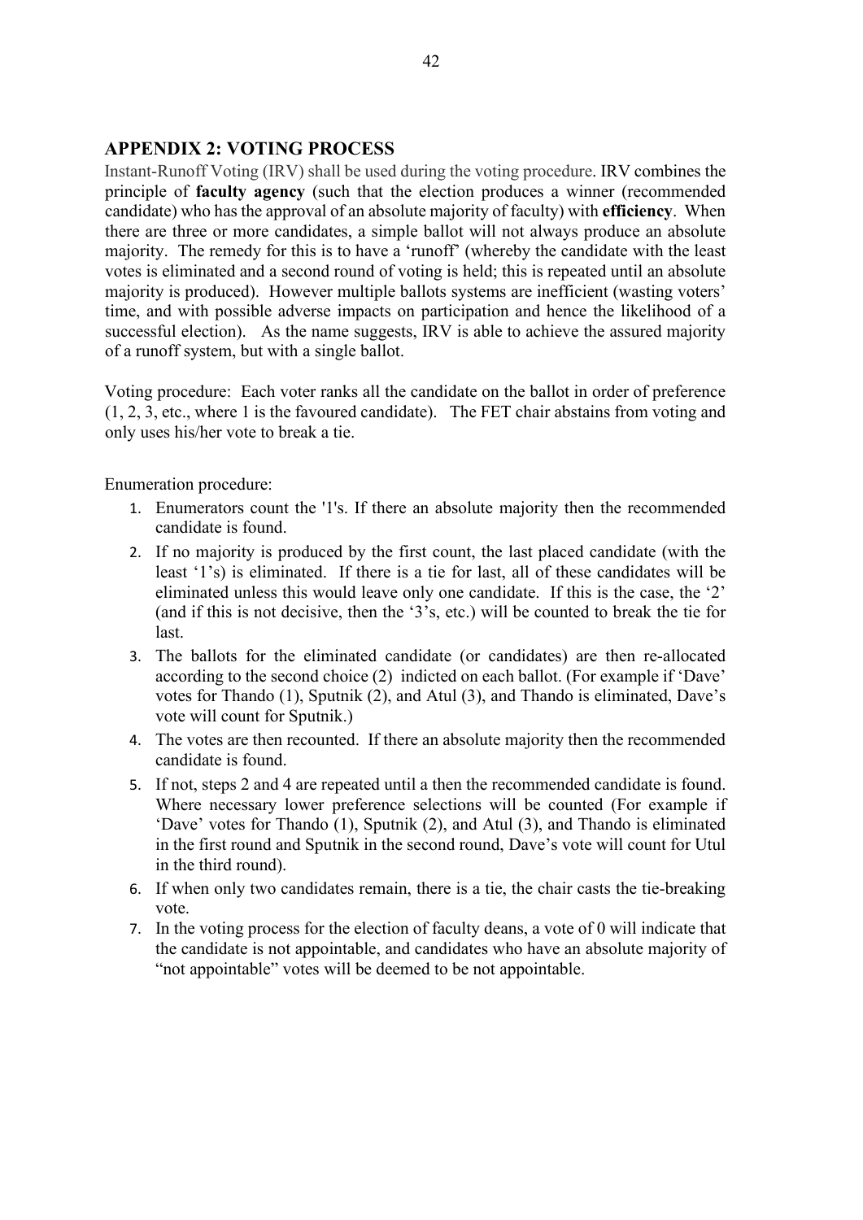## APPENDIX 2: VOTING PROCESS

Instant-Runoff Voting (IRV) shall be used during the voting procedure. IRV combines the principle of **faculty agency** (such that the election produces a winner (recommended candidate) who has the approval of an absolute majority of faculty) with **efficiency**. When there are three or more candidates, a simple ballot will not always produce an absolute majority. The remedy for this is to have a 'runoff' (whereby the candidate with the least votes is eliminated and a second round of voting is held; this is repeated until an absolute majority is produced). However multiple ballots systems are inefficient (wasting voters' time, and with possible adverse impacts on participation and hence the likelihood of a successful election). As the name suggests, IRV is able to achieve the assured majority of a runoff system, but with a single ballot.

Voting procedure: Each voter ranks all the candidate on the ballot in order of preference (1, 2, 3, etc., where 1 is the favoured candidate). The FET chair abstains from voting and only uses his/her vote to break a tie.

Enumeration procedure:

1. Enumerators count the '1's. If there an absolute majority then the recommended candidate is found.
2. If no majority is produced by the first count, the last placed candidate (with the least '1's) is eliminated. If there is a tie for last, all of these candidates will be eliminated unless this would leave only one candidate. If this is the case, the '2' (and if this is not decisive, then the '3's, etc.) will be counted to break the tie for last.
3. The ballots for the eliminated candidate (or candidates) are then re-allocated according to the second choice (2) indicted on each ballot. (For example if 'Dave' votes for Thando (1), Sputnik (2), and Atul (3), and Thando is eliminated, Dave's vote will count for Sputnik.)
4. The votes are then recounted. If there an absolute majority then the recommended candidate is found.
5. If not, steps 2 and 4 are repeated until a then the recommended candidate is found. Where necessary lower preference selections will be counted (For example if 'Dave' votes for Thando (1), Sputnik (2), and Atul (3), and Thando is eliminated in the first round and Sputnik in the second round, Dave's vote will count for Utul in the third round).
6. If when only two candidates remain, there is a tie, the chair casts the tie-breaking vote.
7. In the voting process for the election of faculty deans, a vote of 0 will indicate that the candidate is not appointable, and candidates who have an absolute majority of "not appointable" votes will be deemed to be not appointable.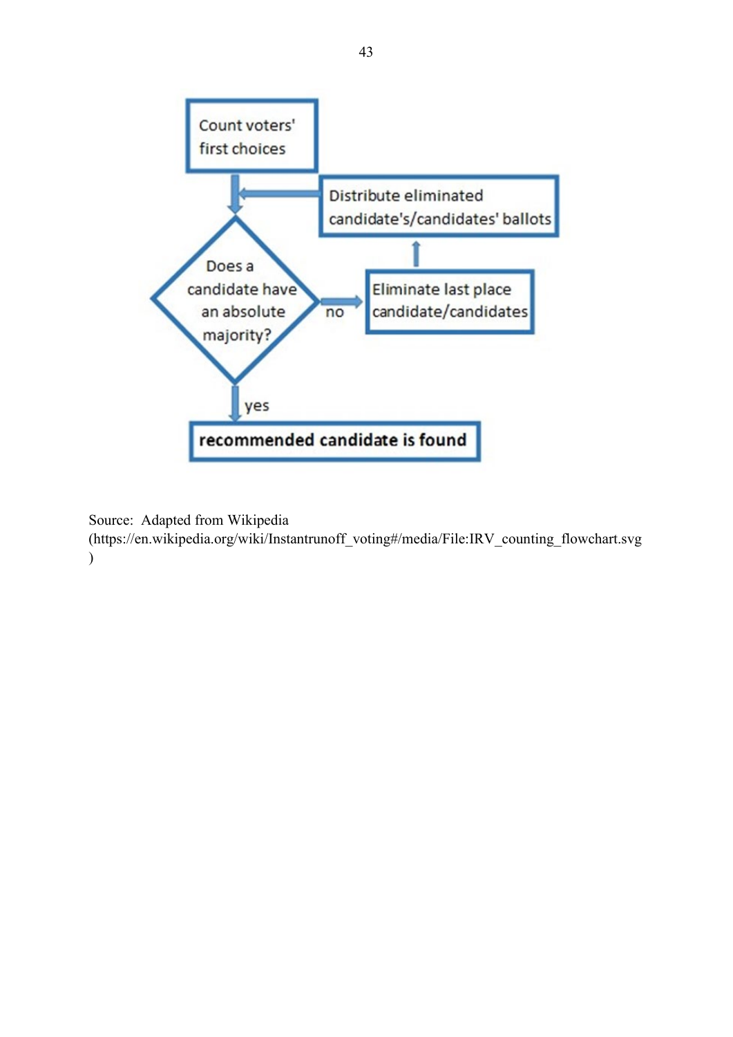Count voters' first choices

Distribute eliminated candidate's/candidates' ballots

Does a candidate have an absolute majority?

no

Eliminate last place candidate/candidates

yes

**recommended candidate is found**

Source: Adapted from Wikipedia (https://en.wikipedia.org/wiki/Instantrunoff_voting#/media/File:IRV_counting_flowchart.svg)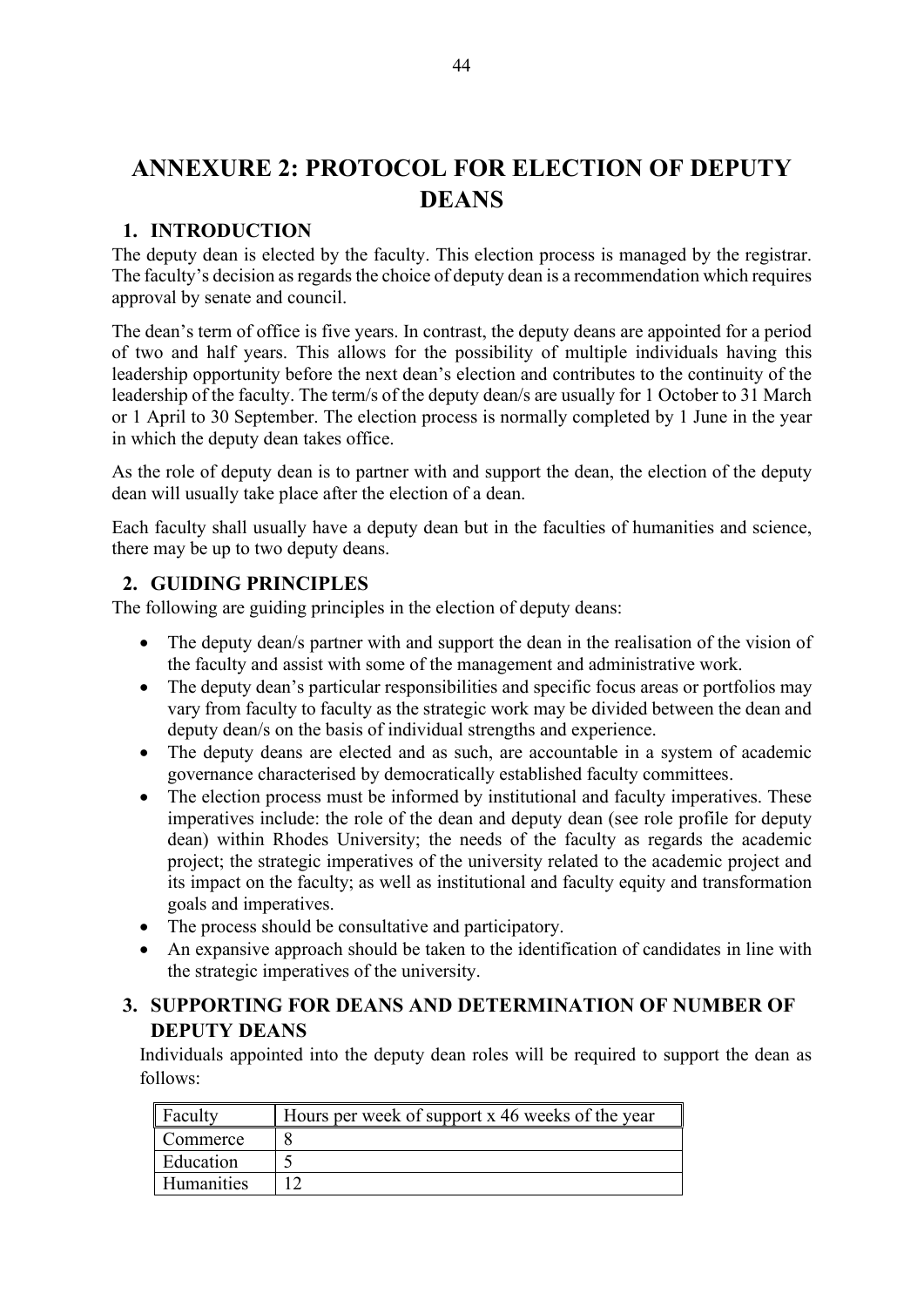# ANNEXURE 2: PROTOCOL FOR ELECTION OF DEPUTY DEANS

## 1. INTRODUCTION

The deputy dean is elected by the faculty. This election process is managed by the registrar. The faculty's decision as regards the choice of deputy dean is a recommendation which requires approval by senate and council.

The dean's term of office is five years. In contrast, the deputy deans are appointed for a period of two and half years. This allows for the possibility of multiple individuals having this leadership opportunity before the next dean's election and contributes to the continuity of the leadership of the faculty. The term/s of the deputy dean/s are usually for 1 October to 31 March or 1 April to 30 September. The election process is normally completed by 1 June in the year in which the deputy dean takes office.

As the role of deputy dean is to partner with and support the dean, the election of the deputy dean will usually take place after the election of a dean.

Each faculty shall usually have a deputy dean but in the faculties of humanities and science, there may be up to two deputy deans.

## 2. GUIDING PRINCIPLES

The following are guiding principles in the election of deputy deans:

- The deputy dean/s partner with and support the dean in the realisation of the vision of the faculty and assist with some of the management and administrative work.
- The deputy dean's particular responsibilities and specific focus areas or portfolios may vary from faculty to faculty as the strategic work may be divided between the dean and deputy dean/s on the basis of individual strengths and experience.
- The deputy deans are elected and as such, are accountable in a system of academic governance characterised by democratically established faculty committees.
- The election process must be informed by institutional and faculty imperatives. These imperatives include: the role of the dean and deputy dean (see role profile for deputy dean) within Rhodes University; the needs of the faculty as regards the academic project; the strategic imperatives of the university related to the academic project and its impact on the faculty; as well as institutional and faculty equity and transformation goals and imperatives.
- The process should be consultative and participatory.
- An expansive approach should be taken to the identification of candidates in line with the strategic imperatives of the university.

## 3. SUPPORTING FOR DEANS AND DETERMINATION OF NUMBER OF DEPUTY DEANS

Individuals appointed into the deputy dean roles will be required to support the dean as follows:

| Faculty | Hours per week of support x 46 weeks of the year |
|---|---|
| Commerce | 8 |
| Education | 5 |
| Humanities | 12 |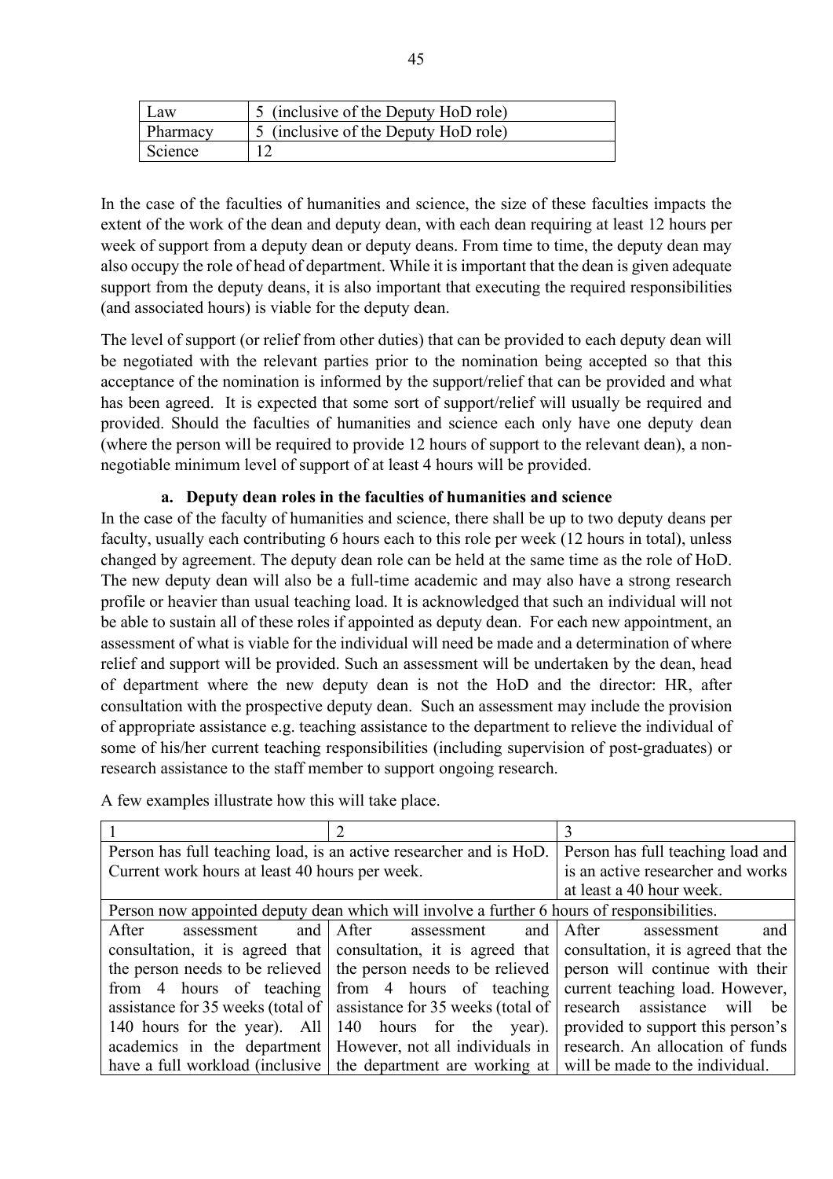| Law | 5 (inclusive of the Deputy HoD role) |
|---|---|
| Pharmacy | 5 (inclusive of the Deputy HoD role) |
| Science | 12 |

In the case of the faculties of humanities and science, the size of these faculties impacts the extent of the work of the dean and deputy dean, with each dean requiring at least 12 hours per week of support from a deputy dean or deputy deans. From time to time, the deputy dean may also occupy the role of head of department. While it is important that the dean is given adequate support from the deputy deans, it is also important that executing the required responsibilities (and associated hours) is viable for the deputy dean.

The level of support (or relief from other duties) that can be provided to each deputy dean will be negotiated with the relevant parties prior to the nomination being accepted so that this acceptance of the nomination is informed by the support/relief that can be provided and what has been agreed. It is expected that some sort of support/relief will usually be required and provided. Should the faculties of humanities and science each only have one deputy dean (where the person will be required to provide 12 hours of support to the relevant dean), a non-negotiable minimum level of support of at least 4 hours will be provided.

**a. Deputy dean roles in the faculties of humanities and science**

In the case of the faculty of humanities and science, there shall be up to two deputy deans per faculty, usually each contributing 6 hours each to this role per week (12 hours in total), unless changed by agreement. The deputy dean role can be held at the same time as the role of HoD. The new deputy dean will also be a full-time academic and may also have a strong research profile or heavier than usual teaching load. It is acknowledged that such an individual will not be able to sustain all of these roles if appointed as deputy dean. For each new appointment, an assessment of what is viable for the individual will need to be made and a determination of where relief and support will be provided. Such an assessment will be undertaken by the dean, head of department where the new deputy dean is not the HoD and the director: HR, after consultation with the prospective deputy dean. Such an assessment may include the provision of appropriate assistance e.g. teaching assistance to the department to relieve the individual of some of his/her current teaching responsibilities (including supervision of post-graduates) or research assistance to the staff member to support ongoing research.

A few examples illustrate how this will take place.

| 1 | 2 | 3 |
|---|---|---|
| Person has full teaching load, is an active researcher and is HoD. Current work hours at least 40 hours per week. | | Person has full teaching load and is an active researcher and works at least a 40 hour week. |
| Person now appointed deputy dean which will involve a further 6 hours of responsibilities. | | |
| After assessment and consultation, it is agreed that the person needs to be relieved from 4 hours of teaching assistance for 35 weeks (total of 140 hours for the year). All academics in the department have a full workload (inclusive | After assessment and consultation, it is agreed that the person needs to be relieved from 4 hours of teaching assistance for 35 weeks (total of 140 hours for the year). However, not all individuals in the department are working at | After assessment and consultation, it is agreed that the person will continue with their current teaching load. However, research assistance will be provided to support this person's research. An allocation of funds will be made to the individual. |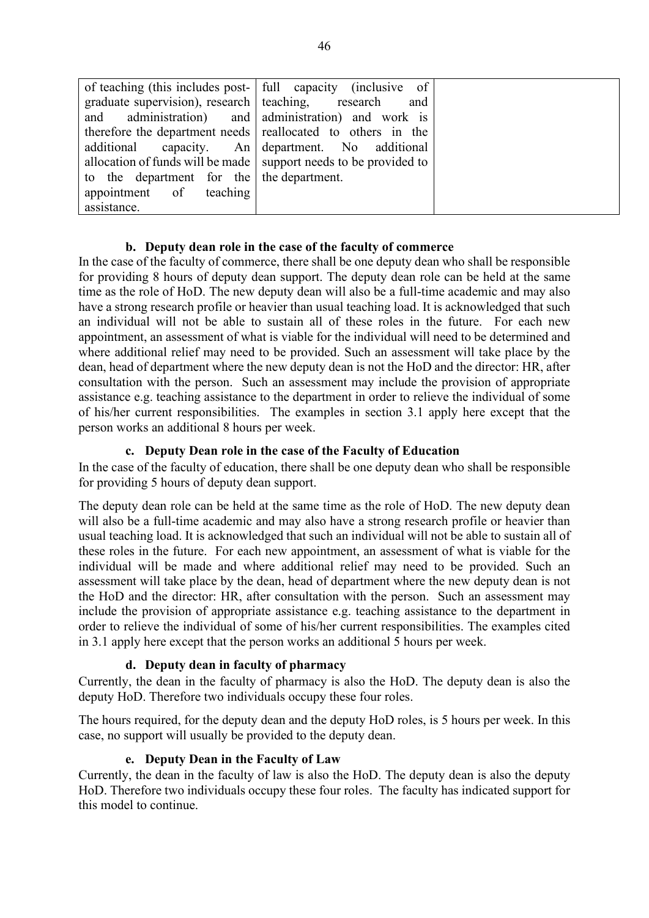| of teaching (this includes post-graduate supervision), research and administration) and therefore the department needs additional capacity. An allocation of funds will be made to the department for the appointment of teaching assistance. | full capacity (inclusive of teaching, research and administration) and work is reallocated to others in the department. No additional support needs to be provided to the department. | |
|---|---|---|

### b. Deputy dean role in the case of the faculty of commerce

In the case of the faculty of commerce, there shall be one deputy dean who shall be responsible for providing 8 hours of deputy dean support. The deputy dean role can be held at the same time as the role of HoD. The new deputy dean will also be a full-time academic and may also have a strong research profile or heavier than usual teaching load. It is acknowledged that such an individual will not be able to sustain all of these roles in the future. For each new appointment, an assessment of what is viable for the individual will need to be determined and where additional relief may need to be provided. Such an assessment will take place by the dean, head of department where the new deputy dean is not the HoD and the director: HR, after consultation with the person. Such an assessment may include the provision of appropriate assistance e.g. teaching assistance to the department in order to relieve the individual of some of his/her current responsibilities. The examples in section 3.1 apply here except that the person works an additional 8 hours per week.

### c. Deputy Dean role in the case of the Faculty of Education

In the case of the faculty of education, there shall be one deputy dean who shall be responsible for providing 5 hours of deputy dean support.

The deputy dean role can be held at the same time as the role of HoD. The new deputy dean will also be a full-time academic and may also have a strong research profile or heavier than usual teaching load. It is acknowledged that such an individual will not be able to sustain all of these roles in the future. For each new appointment, an assessment of what is viable for the individual will be made and where additional relief may need to be provided. Such an assessment will take place by the dean, head of department where the new deputy dean is not the HoD and the director: HR, after consultation with the person. Such an assessment may include the provision of appropriate assistance e.g. teaching assistance to the department in order to relieve the individual of some of his/her current responsibilities. The examples cited in 3.1 apply here except that the person works an additional 5 hours per week.

### d. Deputy dean in faculty of pharmacy

Currently, the dean in the faculty of pharmacy is also the HoD. The deputy dean is also the deputy HoD. Therefore two individuals occupy these four roles.

The hours required, for the deputy dean and the deputy HoD roles, is 5 hours per week. In this case, no support will usually be provided to the deputy dean.

### e. Deputy Dean in the Faculty of Law

Currently, the dean in the faculty of law is also the HoD. The deputy dean is also the deputy HoD. Therefore two individuals occupy these four roles. The faculty has indicated support for this model to continue.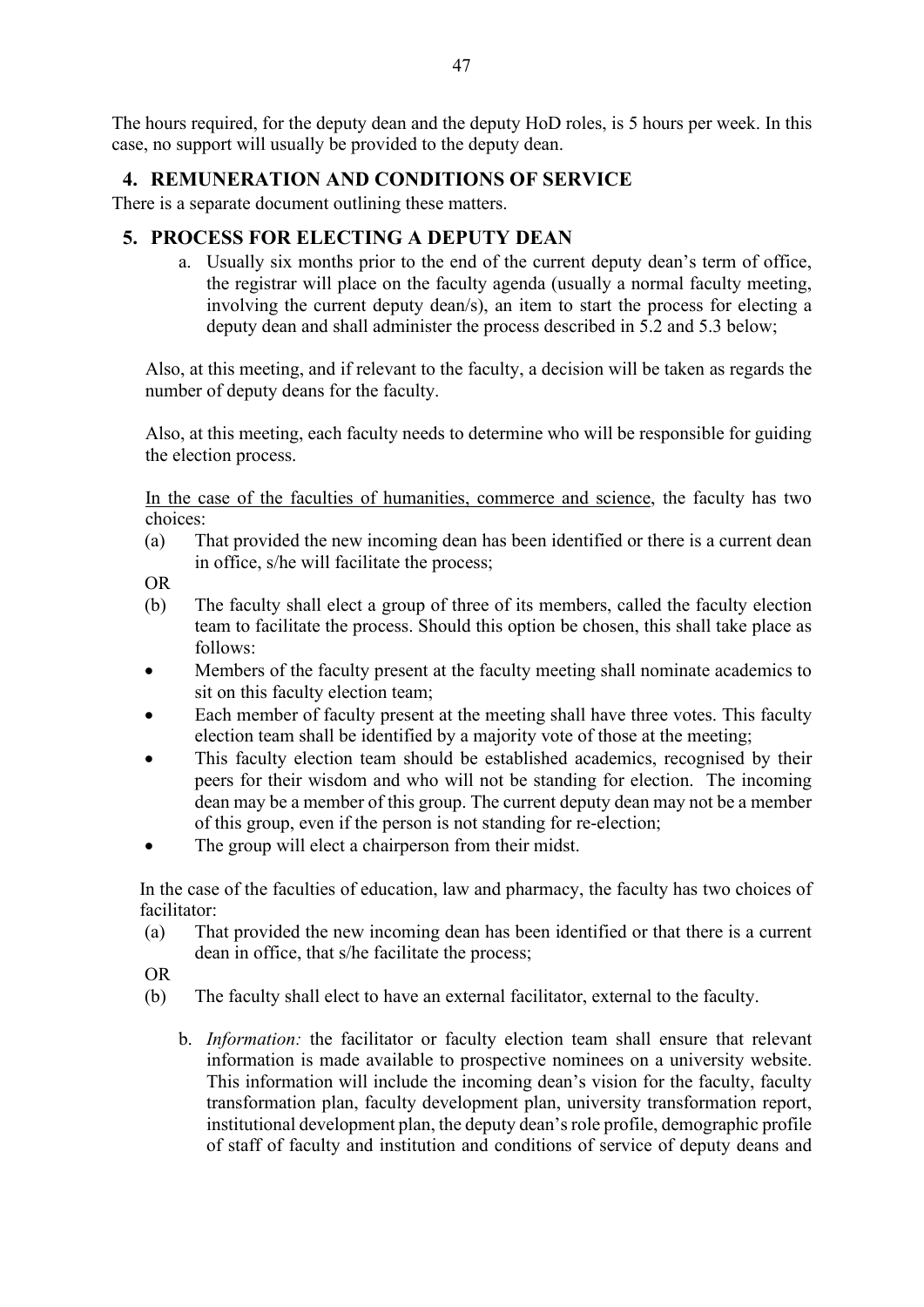The hours required, for the deputy dean and the deputy HoD roles, is 5 hours per week. In this case, no support will usually be provided to the deputy dean.

## 4. REMUNERATION AND CONDITIONS OF SERVICE

There is a separate document outlining these matters.

## 5. PROCESS FOR ELECTING A DEPUTY DEAN

a. Usually six months prior to the end of the current deputy dean's term of office, the registrar will place on the faculty agenda (usually a normal faculty meeting, involving the current deputy dean/s), an item to start the process for electing a deputy dean and shall administer the process described in 5.2 and 5.3 below;

Also, at this meeting, and if relevant to the faculty, a decision will be taken as regards the number of deputy deans for the faculty.

Also, at this meeting, each faculty needs to determine who will be responsible for guiding the election process.

<u>In the case of the faculties of humanities, commerce and science</u>, the faculty has two choices:

(a) That provided the new incoming dean has been identified or there is a current dean in office, s/he will facilitate the process;

OR

(b) The faculty shall elect a group of three of its members, called the faculty election team to facilitate the process. Should this option be chosen, this shall take place as follows:

- Members of the faculty present at the faculty meeting shall nominate academics to sit on this faculty election team;
- Each member of faculty present at the meeting shall have three votes. This faculty election team shall be identified by a majority vote of those at the meeting;
- This faculty election team should be established academics, recognised by their peers for their wisdom and who will not be standing for election. The incoming dean may be a member of this group. The current deputy dean may not be a member of this group, even if the person is not standing for re-election;
- The group will elect a chairperson from their midst.

In the case of the faculties of education, law and pharmacy, the faculty has two choices of facilitator:

(a) That provided the new incoming dean has been identified or that there is a current dean in office, that s/he facilitate the process;

OR

(b) The faculty shall elect to have an external facilitator, external to the faculty.

b. *Information:* the facilitator or faculty election team shall ensure that relevant information is made available to prospective nominees on a university website. This information will include the incoming dean's vision for the faculty, faculty transformation plan, faculty development plan, university transformation report, institutional development plan, the deputy dean's role profile, demographic profile of staff of faculty and institution and conditions of service of deputy deans and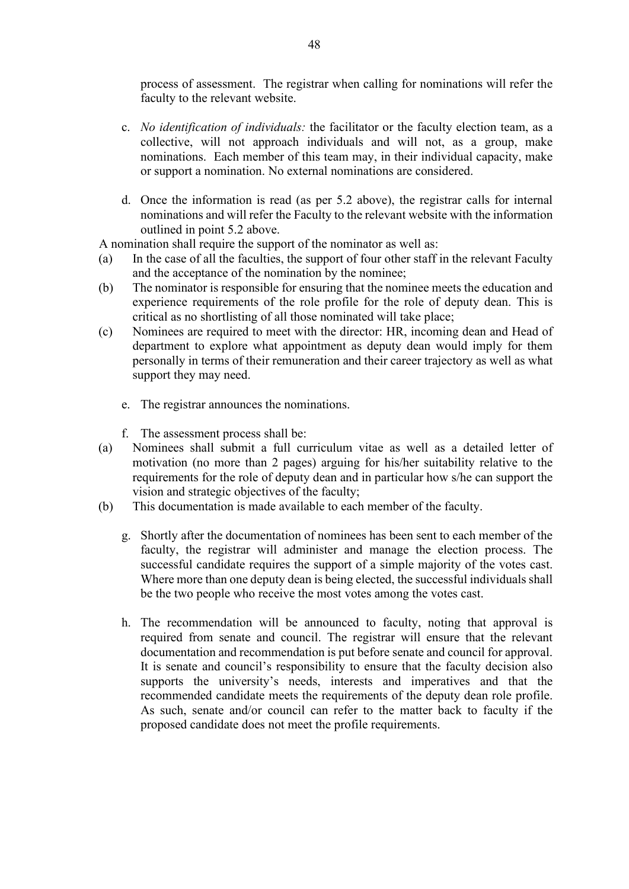process of assessment. The registrar when calling for nominations will refer the faculty to the relevant website.

c. *No identification of individuals:* the facilitator or the faculty election team, as a collective, will not approach individuals and will not, as a group, make nominations. Each member of this team may, in their individual capacity, make or support a nomination. No external nominations are considered.

d. Once the information is read (as per 5.2 above), the registrar calls for internal nominations and will refer the Faculty to the relevant website with the information outlined in point 5.2 above.

A nomination shall require the support of the nominator as well as:

(a) In the case of all the faculties, the support of four other staff in the relevant Faculty and the acceptance of the nomination by the nominee;

(b) The nominator is responsible for ensuring that the nominee meets the education and experience requirements of the role profile for the role of deputy dean. This is critical as no shortlisting of all those nominated will take place;

(c) Nominees are required to meet with the director: HR, incoming dean and Head of department to explore what appointment as deputy dean would imply for them personally in terms of their remuneration and their career trajectory as well as what support they may need.

e. The registrar announces the nominations.

f. The assessment process shall be:

(a) Nominees shall submit a full curriculum vitae as well as a detailed letter of motivation (no more than 2 pages) arguing for his/her suitability relative to the requirements for the role of deputy dean and in particular how s/he can support the vision and strategic objectives of the faculty;

(b) This documentation is made available to each member of the faculty.

g. Shortly after the documentation of nominees has been sent to each member of the faculty, the registrar will administer and manage the election process. The successful candidate requires the support of a simple majority of the votes cast. Where more than one deputy dean is being elected, the successful individuals shall be the two people who receive the most votes among the votes cast.

h. The recommendation will be announced to faculty, noting that approval is required from senate and council. The registrar will ensure that the relevant documentation and recommendation is put before senate and council for approval. It is senate and council's responsibility to ensure that the faculty decision also supports the university's needs, interests and imperatives and that the recommended candidate meets the requirements of the deputy dean role profile. As such, senate and/or council can refer to the matter back to faculty if the proposed candidate does not meet the profile requirements.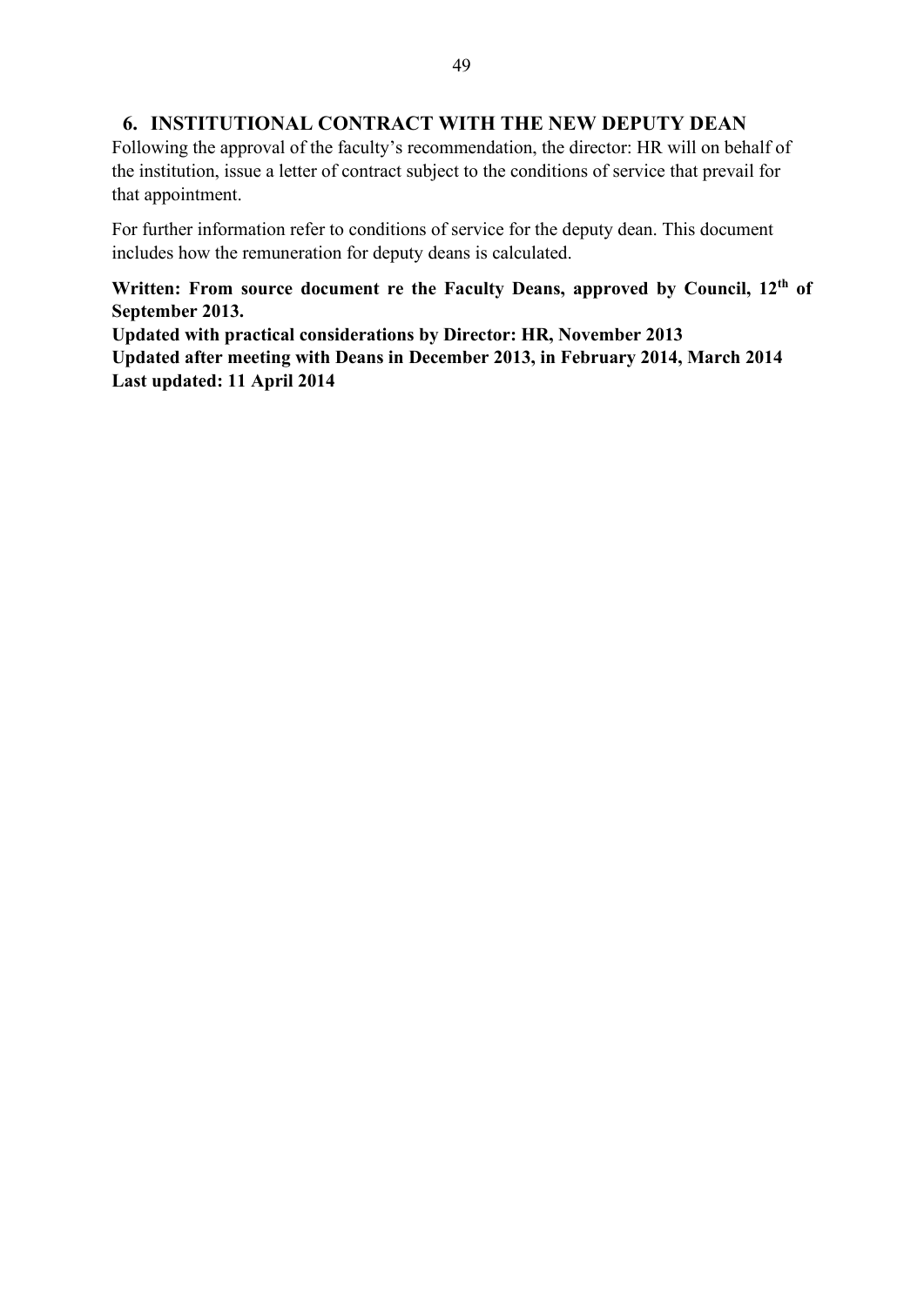## 6. INSTITUTIONAL CONTRACT WITH THE NEW DEPUTY DEAN

Following the approval of the faculty's recommendation, the director: HR will on behalf of the institution, issue a letter of contract subject to the conditions of service that prevail for that appointment.

For further information refer to conditions of service for the deputy dean. This document includes how the remuneration for deputy deans is calculated.

**Written: From source document re the Faculty Deans, approved by Council, 12th of September 2013.**
**Updated with practical considerations by Director: HR, November 2013**
**Updated after meeting with Deans in December 2013, in February 2014, March 2014**
**Last updated: 11 April 2014**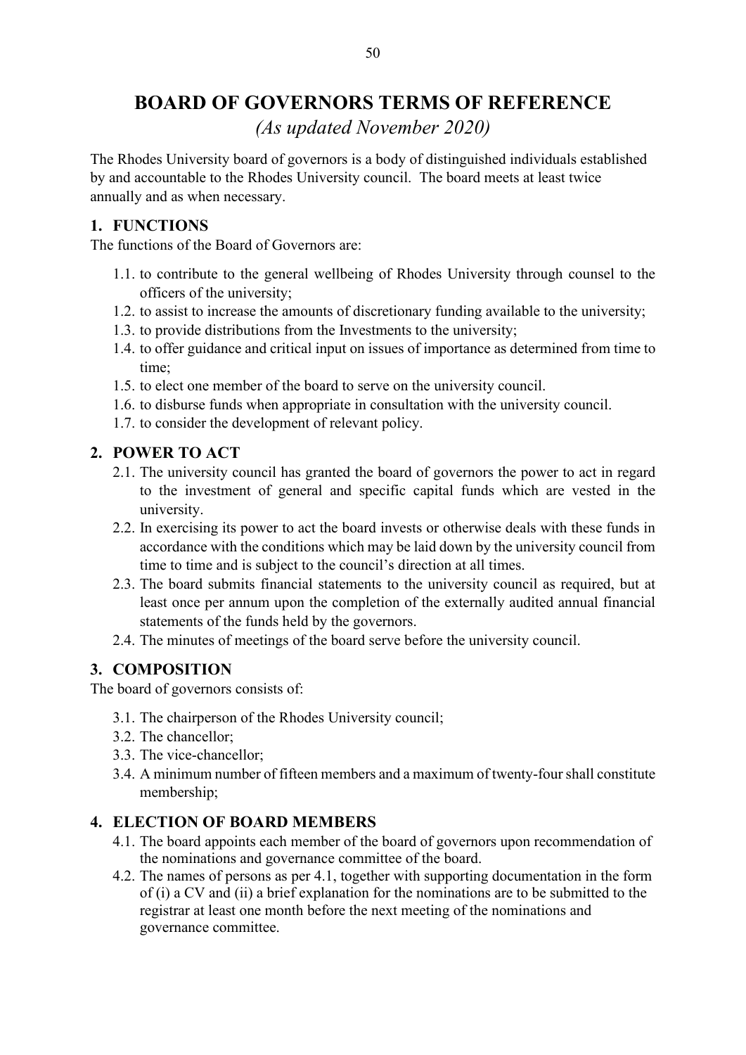# BOARD OF GOVERNORS TERMS OF REFERENCE

*(As updated November 2020)*

The Rhodes University board of governors is a body of distinguished individuals established by and accountable to the Rhodes University council. The board meets at least twice annually and as when necessary.

## 1. FUNCTIONS

The functions of the Board of Governors are:

1.1. to contribute to the general wellbeing of Rhodes University through counsel to the officers of the university;

1.2. to assist to increase the amounts of discretionary funding available to the university;

1.3. to provide distributions from the Investments to the university;

1.4. to offer guidance and critical input on issues of importance as determined from time to time;

1.5. to elect one member of the board to serve on the university council.

1.6. to disburse funds when appropriate in consultation with the university council.

1.7. to consider the development of relevant policy.

## 2. POWER TO ACT

2.1. The university council has granted the board of governors the power to act in regard to the investment of general and specific capital funds which are vested in the university.

2.2. In exercising its power to act the board invests or otherwise deals with these funds in accordance with the conditions which may be laid down by the university council from time to time and is subject to the council's direction at all times.

2.3. The board submits financial statements to the university council as required, but at least once per annum upon the completion of the externally audited annual financial statements of the funds held by the governors.

2.4. The minutes of meetings of the board serve before the university council.

## 3. COMPOSITION

The board of governors consists of:

3.1. The chairperson of the Rhodes University council;

3.2. The chancellor;

3.3. The vice-chancellor;

3.4. A minimum number of fifteen members and a maximum of twenty-four shall constitute membership;

## 4. ELECTION OF BOARD MEMBERS

4.1. The board appoints each member of the board of governors upon recommendation of the nominations and governance committee of the board.

4.2. The names of persons as per 4.1, together with supporting documentation in the form of (i) a CV and (ii) a brief explanation for the nominations are to be submitted to the registrar at least one month before the next meeting of the nominations and governance committee.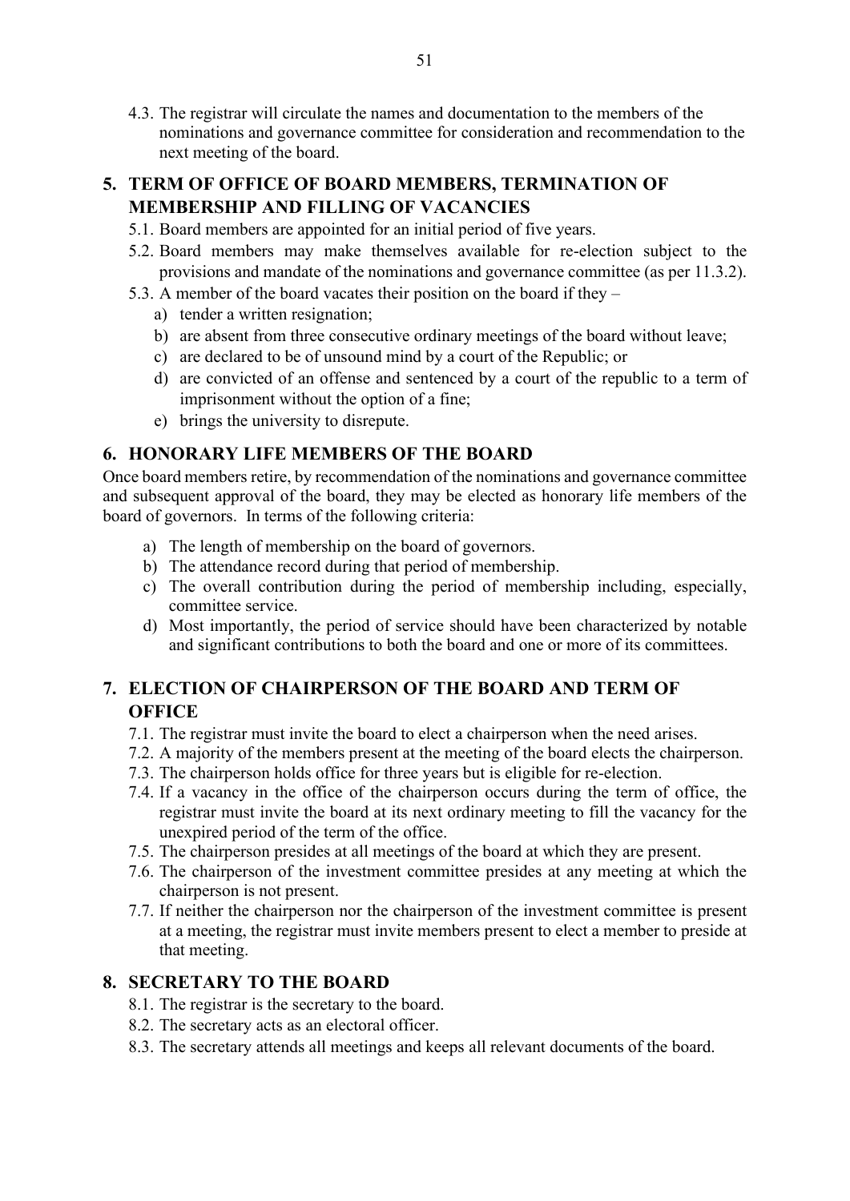4.3. The registrar will circulate the names and documentation to the members of the nominations and governance committee for consideration and recommendation to the next meeting of the board.

## 5. TERM OF OFFICE OF BOARD MEMBERS, TERMINATION OF MEMBERSHIP AND FILLING OF VACANCIES

5.1. Board members are appointed for an initial period of five years.

5.2. Board members may make themselves available for re-election subject to the provisions and mandate of the nominations and governance committee (as per 11.3.2).

5.3. A member of the board vacates their position on the board if they –

a) tender a written resignation;
b) are absent from three consecutive ordinary meetings of the board without leave;
c) are declared to be of unsound mind by a court of the Republic; or
d) are convicted of an offense and sentenced by a court of the republic to a term of imprisonment without the option of a fine;
e) brings the university to disrepute.

## 6. HONORARY LIFE MEMBERS OF THE BOARD

Once board members retire, by recommendation of the nominations and governance committee and subsequent approval of the board, they may be elected as honorary life members of the board of governors. In terms of the following criteria:

a) The length of membership on the board of governors.
b) The attendance record during that period of membership.
c) The overall contribution during the period of membership including, especially, committee service.
d) Most importantly, the period of service should have been characterized by notable and significant contributions to both the board and one or more of its committees.

## 7. ELECTION OF CHAIRPERSON OF THE BOARD AND TERM OF OFFICE

7.1. The registrar must invite the board to elect a chairperson when the need arises.

7.2. A majority of the members present at the meeting of the board elects the chairperson.

7.3. The chairperson holds office for three years but is eligible for re-election.

7.4. If a vacancy in the office of the chairperson occurs during the term of office, the registrar must invite the board at its next ordinary meeting to fill the vacancy for the unexpired period of the term of the office.

7.5. The chairperson presides at all meetings of the board at which they are present.

7.6. The chairperson of the investment committee presides at any meeting at which the chairperson is not present.

7.7. If neither the chairperson nor the chairperson of the investment committee is present at a meeting, the registrar must invite members present to elect a member to preside at that meeting.

## 8. SECRETARY TO THE BOARD

8.1. The registrar is the secretary to the board.

8.2. The secretary acts as an electoral officer.

8.3. The secretary attends all meetings and keeps all relevant documents of the board.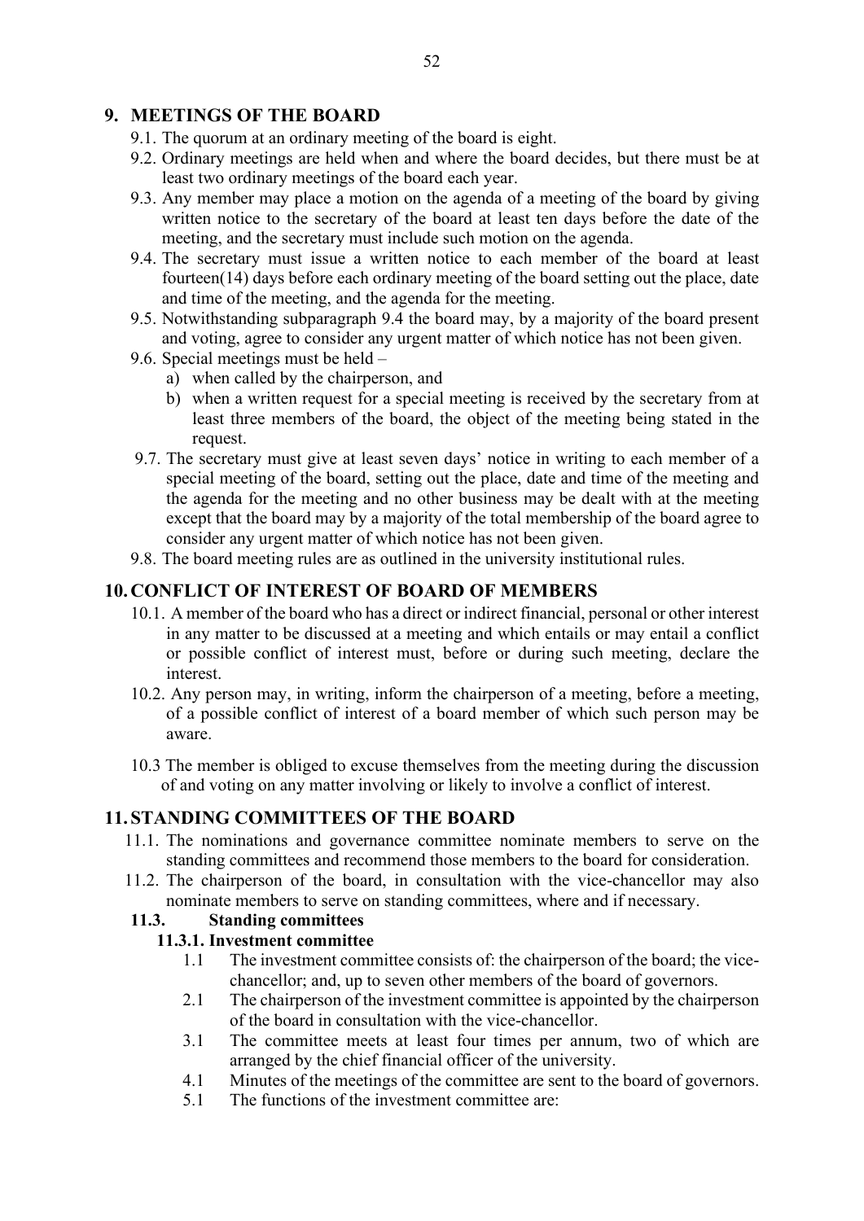## 9. MEETINGS OF THE BOARD

9.1. The quorum at an ordinary meeting of the board is eight.

9.2. Ordinary meetings are held when and where the board decides, but there must be at least two ordinary meetings of the board each year.

9.3. Any member may place a motion on the agenda of a meeting of the board by giving written notice to the secretary of the board at least ten days before the date of the meeting, and the secretary must include such motion on the agenda.

9.4. The secretary must issue a written notice to each member of the board at least fourteen(14) days before each ordinary meeting of the board setting out the place, date and time of the meeting, and the agenda for the meeting.

9.5. Notwithstanding subparagraph 9.4 the board may, by a majority of the board present and voting, agree to consider any urgent matter of which notice has not been given.

9.6. Special meetings must be held –

a) when called by the chairperson, and

b) when a written request for a special meeting is received by the secretary from at least three members of the board, the object of the meeting being stated in the request.

9.7. The secretary must give at least seven days' notice in writing to each member of a special meeting of the board, setting out the place, date and time of the meeting and the agenda for the meeting and no other business may be dealt with at the meeting except that the board may by a majority of the total membership of the board agree to consider any urgent matter of which notice has not been given.

9.8. The board meeting rules are as outlined in the university institutional rules.

## 10. CONFLICT OF INTEREST OF BOARD OF MEMBERS

10.1. A member of the board who has a direct or indirect financial, personal or other interest in any matter to be discussed at a meeting and which entails or may entail a conflict or possible conflict of interest must, before or during such meeting, declare the interest.

10.2. Any person may, in writing, inform the chairperson of a meeting, before a meeting, of a possible conflict of interest of a board member of which such person may be aware.

10.3 The member is obliged to excuse themselves from the meeting during the discussion of and voting on any matter involving or likely to involve a conflict of interest.

## 11. STANDING COMMITTEES OF THE BOARD

11.1. The nominations and governance committee nominate members to serve on the standing committees and recommend those members to the board for consideration.

11.2. The chairperson of the board, in consultation with the vice-chancellor may also nominate members to serve on standing committees, where and if necessary.

### 11.3. Standing committees

#### 11.3.1. Investment committee

1.1 The investment committee consists of: the chairperson of the board; the vice-chancellor; and, up to seven other members of the board of governors.

2.1 The chairperson of the investment committee is appointed by the chairperson of the board in consultation with the vice-chancellor.

3.1 The committee meets at least four times per annum, two of which are arranged by the chief financial officer of the university.

4.1 Minutes of the meetings of the committee are sent to the board of governors.

5.1 The functions of the investment committee are: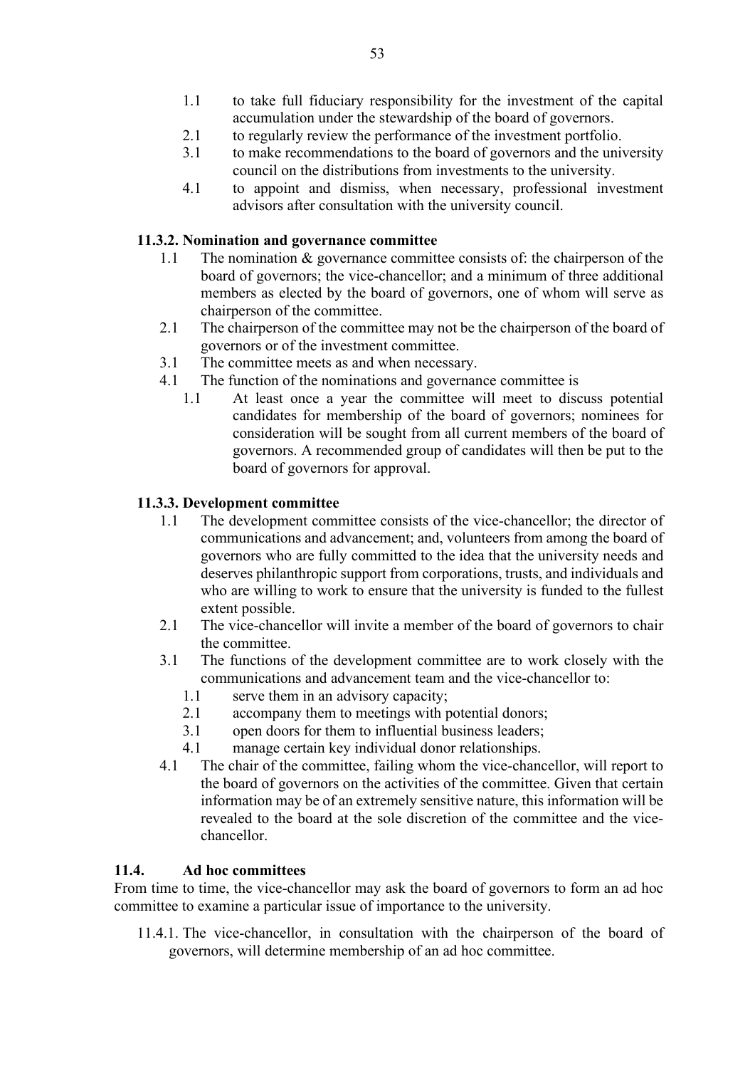1.1 to take full fiduciary responsibility for the investment of the capital accumulation under the stewardship of the board of governors.

2.1 to regularly review the performance of the investment portfolio.

3.1 to make recommendations to the board of governors and the university council on the distributions from investments to the university.

4.1 to appoint and dismiss, when necessary, professional investment advisors after consultation with the university council.

#### 11.3.2. Nomination and governance committee

1.1 The nomination & governance committee consists of: the chairperson of the board of governors; the vice-chancellor; and a minimum of three additional members as elected by the board of governors, one of whom will serve as chairperson of the committee.

2.1 The chairperson of the committee may not be the chairperson of the board of governors or of the investment committee.

3.1 The committee meets as and when necessary.

4.1 The function of the nominations and governance committee is

- 1.1 At least once a year the committee will meet to discuss potential candidates for membership of the board of governors; nominees for consideration will be sought from all current members of the board of governors. A recommended group of candidates will then be put to the board of governors for approval.

#### 11.3.3. Development committee

1.1 The development committee consists of the vice-chancellor; the director of communications and advancement; and, volunteers from among the board of governors who are fully committed to the idea that the university needs and deserves philanthropic support from corporations, trusts, and individuals and who are willing to work to ensure that the university is funded to the fullest extent possible.

2.1 The vice-chancellor will invite a member of the board of governors to chair the committee.

3.1 The functions of the development committee are to work closely with the communications and advancement team and the vice-chancellor to:

- 1.1 serve them in an advisory capacity;
- 2.1 accompany them to meetings with potential donors;
- 3.1 open doors for them to influential business leaders;
- 4.1 manage certain key individual donor relationships.

4.1 The chair of the committee, failing whom the vice-chancellor, will report to the board of governors on the activities of the committee. Given that certain information may be of an extremely sensitive nature, this information will be revealed to the board at the sole discretion of the committee and the vice-chancellor.

### 11.4. Ad hoc committees

From time to time, the vice-chancellor may ask the board of governors to form an ad hoc committee to examine a particular issue of importance to the university.

11.4.1. The vice-chancellor, in consultation with the chairperson of the board of governors, will determine membership of an ad hoc committee.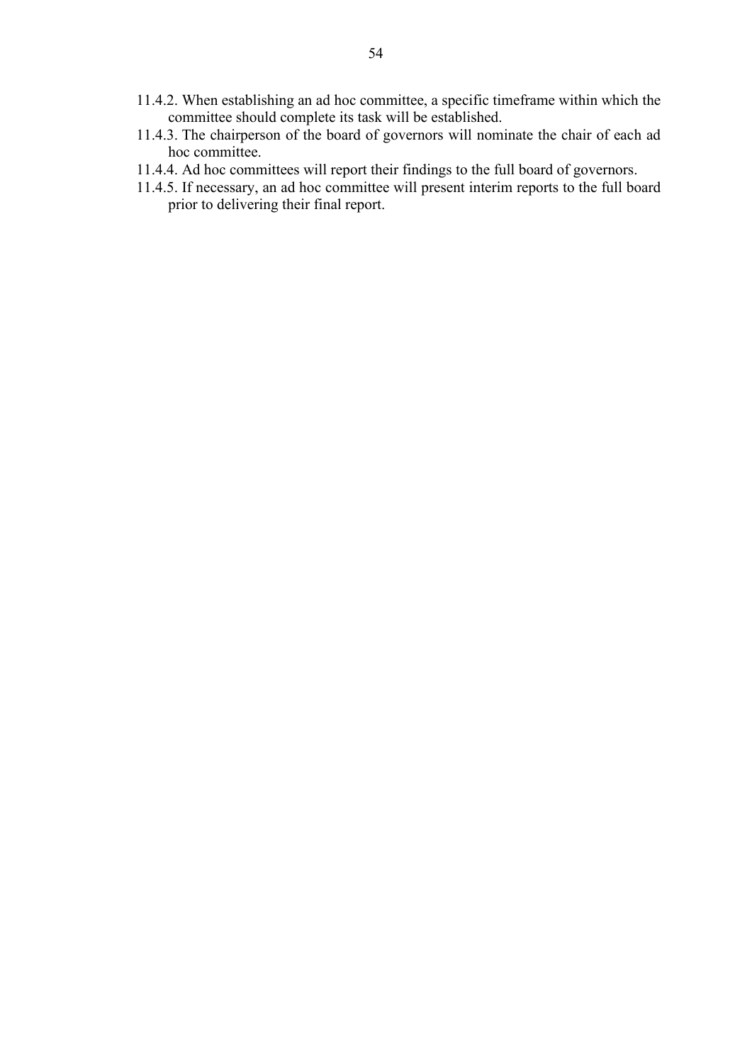11.4.2. When establishing an ad hoc committee, a specific timeframe within which the committee should complete its task will be established.

11.4.3. The chairperson of the board of governors will nominate the chair of each ad hoc committee.

11.4.4. Ad hoc committees will report their findings to the full board of governors.

11.4.5. If necessary, an ad hoc committee will present interim reports to the full board prior to delivering their final report.